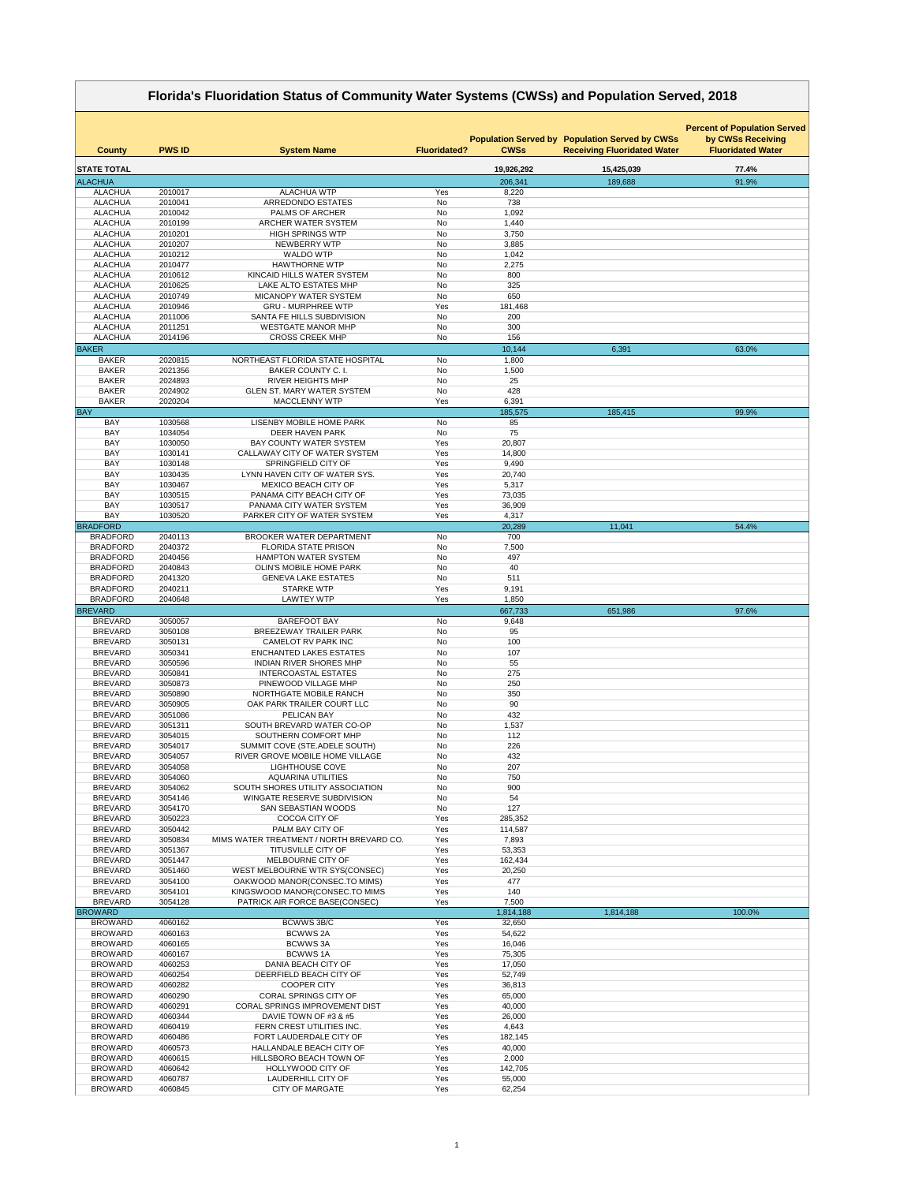# Florida's Fluoridation Status of Community Water Systems (CWSs) and Population Served, 2018

| County | PWS ID | System Name | Fluoridated? | Population Served by CWSs | Population Served by CWSs Receiving Fluoridated Water | Percent of Population Served by CWSs Receiving Fluoridated Water |
|---|---|---|---|---|---|---|
| **STATE TOTAL** | | | | **19,926,292** | **15,425,039** | **77.4%** |
| ALACHUA | | | | 206,341 | 189,688 | 91.9% |
| ALACHUA | 2010017 | ALACHUA WTP | Yes | 8,220 | | |
| ALACHUA | 2010041 | ARREDONDO ESTATES | No | 738 | | |
| ALACHUA | 2010042 | PALMS OF ARCHER | No | 1,092 | | |
| ALACHUA | 2010199 | ARCHER WATER SYSTEM | No | 1,440 | | |
| ALACHUA | 2010201 | HIGH SPRINGS WTP | No | 3,750 | | |
| ALACHUA | 2010207 | NEWBERRY WTP | No | 3,885 | | |
| ALACHUA | 2010212 | WALDO WTP | No | 1,042 | | |
| ALACHUA | 2010477 | HAWTHORNE WTP | No | 2,275 | | |
| ALACHUA | 2010612 | KINCAID HILLS WATER SYSTEM | No | 800 | | |
| ALACHUA | 2010625 | LAKE ALTO ESTATES MHP | No | 325 | | |
| ALACHUA | 2010749 | MICANOPY WATER SYSTEM | No | 650 | | |
| ALACHUA | 2010946 | GRU - MURPHREE WTP | Yes | 181,468 | | |
| ALACHUA | 2011006 | SANTA FE HILLS SUBDIVISION | No | 200 | | |
| ALACHUA | 2011251 | WESTGATE MANOR MHP | No | 300 | | |
| ALACHUA | 2014196 | CROSS CREEK MHP | No | 156 | | |
| BAKER | | | | 10,144 | 6,391 | 63.0% |
| BAKER | 2020815 | NORTHEAST FLORIDA STATE HOSPITAL | No | 1,800 | | |
| BAKER | 2021356 | BAKER COUNTY C. I. | No | 1,500 | | |
| BAKER | 2024893 | RIVER HEIGHTS MHP | No | 25 | | |
| BAKER | 2024902 | GLEN ST. MARY WATER SYSTEM | No | 428 | | |
| BAKER | 2020204 | MACCLENNY WTP | Yes | 6,391 | | |
| BAY | | | | 185,575 | 185,415 | 99.9% |
| BAY | 1030568 | LISENBY MOBILE HOME PARK | No | 85 | | |
| BAY | 1034054 | DEER HAVEN PARK | No | 75 | | |
| BAY | 1030050 | BAY COUNTY WATER SYSTEM | Yes | 20,807 | | |
| BAY | 1030141 | CALLAWAY CITY OF WATER SYSTEM | Yes | 14,800 | | |
| BAY | 1030148 | SPRINGFIELD CITY OF | Yes | 9,490 | | |
| BAY | 1030435 | LYNN HAVEN CITY OF WATER SYS. | Yes | 20,740 | | |
| BAY | 1030467 | MEXICO BEACH CITY OF | Yes | 5,317 | | |
| BAY | 1030515 | PANAMA CITY BEACH CITY OF | Yes | 73,035 | | |
| BAY | 1030517 | PANAMA CITY WATER SYSTEM | Yes | 36,909 | | |
| BAY | 1030520 | PARKER CITY OF WATER SYSTEM | Yes | 4,317 | | |
| BRADFORD | | | | 20,289 | 11,041 | 54.4% |
| BRADFORD | 2040113 | BROOKER WATER DEPARTMENT | No | 700 | | |
| BRADFORD | 2040372 | FLORIDA STATE PRISON | No | 7,500 | | |
| BRADFORD | 2040456 | HAMPTON WATER SYSTEM | No | 497 | | |
| BRADFORD | 2040843 | OLIN'S MOBILE HOME PARK | No | 40 | | |
| BRADFORD | 2041320 | GENEVA LAKE ESTATES | No | 511 | | |
| BRADFORD | 2040211 | STARKE WTP | Yes | 9,191 | | |
| BRADFORD | 2040648 | LAWTEY WTP | Yes | 1,850 | | |
| BREVARD | | | | 667,733 | 651,986 | 97.6% |
| BREVARD | 3050057 | BAREFOOT BAY | No | 9,648 | | |
| BREVARD | 3050108 | BREEZEWAY TRAILER PARK | No | 95 | | |
| BREVARD | 3050131 | CAMELOT RV PARK INC | No | 100 | | |
| BREVARD | 3050341 | ENCHANTED LAKES ESTATES | No | 107 | | |
| BREVARD | 3050596 | INDIAN RIVER SHORES MHP | No | 55 | | |
| BREVARD | 3050841 | INTERCOASTAL ESTATES | No | 275 | | |
| BREVARD | 3050873 | PINEWOOD VILLAGE MHP | No | 250 | | |
| BREVARD | 3050890 | NORTHGATE MOBILE RANCH | No | 350 | | |
| BREVARD | 3050905 | OAK PARK TRAILER COURT LLC | No | 90 | | |
| BREVARD | 3051086 | PELICAN BAY | No | 432 | | |
| BREVARD | 3051311 | SOUTH BREVARD WATER CO-OP | No | 1,537 | | |
| BREVARD | 3054015 | SOUTHERN COMFORT MHP | No | 112 | | |
| BREVARD | 3054017 | SUMMIT COVE (STE.ADELE SOUTH) | No | 226 | | |
| BREVARD | 3054057 | RIVER GROVE MOBILE HOME VILLAGE | No | 432 | | |
| BREVARD | 3054058 | LIGHTHOUSE COVE | No | 207 | | |
| BREVARD | 3054060 | AQUARINA UTILITIES | No | 750 | | |
| BREVARD | 3054062 | SOUTH SHORES UTILITY ASSOCIATION | No | 900 | | |
| BREVARD | 3054146 | WINGATE RESERVE SUBDIVISION | No | 54 | | |
| BREVARD | 3054170 | SAN SEBASTIAN WOODS | No | 127 | | |
| BREVARD | 3050223 | COCOA CITY OF | Yes | 285,352 | | |
| BREVARD | 3050442 | PALM BAY CITY OF | Yes | 114,587 | | |
| BREVARD | 3050834 | MIMS WATER TREATMENT / NORTH BREVARD CO. | Yes | 7,893 | | |
| BREVARD | 3051367 | TITUSVILLE CITY OF | Yes | 53,353 | | |
| BREVARD | 3051447 | MELBOURNE CITY OF | Yes | 162,434 | | |
| BREVARD | 3051460 | WEST MELBOURNE WTR SYS(CONSEC) | Yes | 20,250 | | |
| BREVARD | 3054100 | OAKWOOD MANOR(CONSEC.TO MIMS) | Yes | 477 | | |
| BREVARD | 3054101 | KINGSWOOD MANOR(CONSEC.TO MIMS | Yes | 140 | | |
| BREVARD | 3054128 | PATRICK AIR FORCE BASE(CONSEC) | Yes | 7,500 | | |
| BROWARD | | | | 1,814,188 | 1,814,188 | 100.0% |
| BROWARD | 4060162 | BCWWS 3B/C | Yes | 32,650 | | |
| BROWARD | 4060163 | BCWWS 2A | Yes | 54,622 | | |
| BROWARD | 4060165 | BCWWS 3A | Yes | 16,046 | | |
| BROWARD | 4060167 | BCWWS 1A | Yes | 75,305 | | |
| BROWARD | 4060253 | DANIA BEACH CITY OF | Yes | 17,050 | | |
| BROWARD | 4060254 | DEERFIELD BEACH CITY OF | Yes | 52,749 | | |
| BROWARD | 4060282 | COOPER CITY | Yes | 36,813 | | |
| BROWARD | 4060290 | CORAL SPRINGS CITY OF | Yes | 65,000 | | |
| BROWARD | 4060291 | CORAL SPRINGS IMPROVEMENT DIST | Yes | 40,000 | | |
| BROWARD | 4060344 | DAVIE TOWN OF #3 & #5 | Yes | 26,000 | | |
| BROWARD | 4060419 | FERN CREST UTILITIES INC. | Yes | 4,643 | | |
| BROWARD | 4060486 | FORT LAUDERDALE CITY OF | Yes | 182,145 | | |
| BROWARD | 4060573 | HALLANDALE BEACH CITY OF | Yes | 40,000 | | |
| BROWARD | 4060615 | HILLSBORO BEACH TOWN OF | Yes | 2,000 | | |
| BROWARD | 4060642 | HOLLYWOOD CITY OF | Yes | 142,705 | | |
| BROWARD | 4060787 | LAUDERHILL CITY OF | Yes | 55,000 | | |
| BROWARD | 4060845 | CITY OF MARGATE | Yes | 62,254 | | |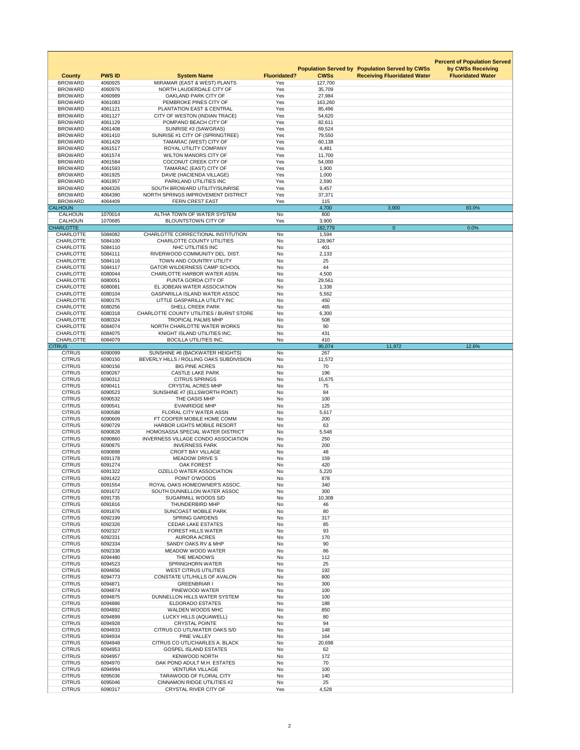| County | PWS ID | System Name | Fluoridated? | Population Served by CWSs | Population Served by CWSs Receiving Fluoridated Water | Percent of Population Served by CWSs Receiving Fluoridated Water |
|---|---|---|---|---|---|---|
| BROWARD | 4060925 | MIRAMAR (EAST & WEST) PLANTS | Yes | 127,700 | | |
| BROWARD | 4060976 | NORTH LAUDERDALE CITY OF | Yes | 35,709 | | |
| BROWARD | 4060989 | OAKLAND PARK CITY OF | Yes | 27,984 | | |
| BROWARD | 4061083 | PEMBROKE PINES CITY OF | Yes | 163,260 | | |
| BROWARD | 4061121 | PLANTATION EAST & CENTRAL | Yes | 85,496 | | |
| BROWARD | 4061127 | CITY OF WESTON (INDIAN TRACE) | Yes | 54,620 | | |
| BROWARD | 4061129 | POMPANO BEACH CITY OF | Yes | 82,611 | | |
| BROWARD | 4061408 | SUNRISE #3 (SAWGRAS) | Yes | 69,524 | | |
| BROWARD | 4061410 | SUNRISE #1 CITY OF (SPRINGTREE) | Yes | 79,550 | | |
| BROWARD | 4061429 | TAMARAC (WEST) CITY OF | Yes | 60,138 | | |
| BROWARD | 4061517 | ROYAL UTILITY COMPANY | Yes | 4,481 | | |
| BROWARD | 4061574 | WILTON MANORS CITY OF | Yes | 11,700 | | |
| BROWARD | 4061584 | COCONUT CREEK CITY OF | Yes | 54,000 | | |
| BROWARD | 4061593 | TAMARAC (EAST) CITY OF | Yes | 1,900 | | |
| BROWARD | 4061925 | DAVIE (HACIENDA VILLAGE) | Yes | 1,000 | | |
| BROWARD | 4061957 | PARKLAND UTILITIES INC | Yes | 2,590 | | |
| BROWARD | 4064326 | SOUTH BROWARD UTILITY/SUNRISE | Yes | 9,457 | | |
| BROWARD | 4064390 | NORTH SPRINGS IMPROVEMENT DISTRICT | Yes | 37,371 | | |
| BROWARD | 4064409 | FERN CREST EAST | Yes | 115 | | |
| CALHOUN | | | | 4,700 | 3,900 | 83.0% |
| CALHOUN | 1070014 | ALTHA TOWN OF WATER SYSTEM | No | 800 | | |
| CALHOUN | 1070685 | BLOUNTSTOWN CITY OF | Yes | 3,900 | | |
| CHARLOTTE | | | | 182,779 | 0 | 0.0% |
| CHARLOTTE | 5084082 | CHARLOTTE CORRECTIONAL INSTITUTION | No | 1,594 | | |
| CHARLOTTE | 5084100 | CHARLOTTE COUNTY UTILITIES | No | 128,967 | | |
| CHARLOTTE | 5084110 | NHC UTILITIES INC | No | 401 | | |
| CHARLOTTE | 5084111 | RIVERWOOD COMMUNITY DEL. DIST. | No | 2,133 | | |
| CHARLOTTE | 5084116 | TOWN AND COUNTRY UTILITY | No | 25 | | |
| CHARLOTTE | 5084117 | GATOR WILDERNESS CAMP SCHOOL | No | 44 | | |
| CHARLOTTE | 6080044 | CHARLOTTE HARBOR WATER ASSN. | No | 4,500 | | |
| CHARLOTTE | 6080051 | PUNTA GORDA CITY OF | No | 29,561 | | |
| CHARLOTTE | 6080081 | EL JOBEAN WATER ASSOCIATION | No | 1,338 | | |
| CHARLOTTE | 6080104 | GASPARILLA ISLAND WATER ASSOC | No | 5,562 | | |
| CHARLOTTE | 6080175 | LITTLE GASPARILLA UTILITY INC | No | 450 | | |
| CHARLOTTE | 6080256 | SHELL CREEK PARK | No | 465 | | |
| CHARLOTTE | 6080318 | CHARLOTTE COUNTY UTILITIES / BURNT STORE | No | 6,300 | | |
| CHARLOTTE | 6080324 | TROPICAL PALMS MHP | No | 508 | | |
| CHARLOTTE | 6084074 | NORTH CHARLOTTE WATER WORKS | No | 90 | | |
| CHARLOTTE | 6084075 | KNIGHT ISLAND UTILITIES INC. | No | 431 | | |
| CHARLOTTE | 6084079 | BOCILLA UTILITIES INC. | No | 410 | | |
| CITRUS | | | | 95,074 | 11,972 | 12.6% |
| CITRUS | 6090099 | SUNSHINE #6 (BACKWATER HEIGHTS) | No | 267 | | |
| CITRUS | 6090150 | BEVERLY HILLS / ROLLING OAKS SUBDIVISION | No | 11,572 | | |
| CITRUS | 6090156 | BIG PINE ACRES | No | 70 | | |
| CITRUS | 6090267 | CASTLE LAKE PARK | No | 196 | | |
| CITRUS | 6090312 | CITRUS SPRINGS | No | 15,675 | | |
| CITRUS | 6090411 | CRYSTAL ACRES MHP | No | 75 | | |
| CITRUS | 6090523 | SUNSHINE #7 (ELLSWORTH POINT) | No | 84 | | |
| CITRUS | 6090532 | THE OASIS MHP | No | 100 | | |
| CITRUS | 6090541 | EVANRIDGE MHP | No | 125 | | |
| CITRUS | 6090588 | FLORAL CITY WATER ASSN | No | 5,617 | | |
| CITRUS | 6090609 | FT COOPER MOBILE HOME COMM | No | 200 | | |
| CITRUS | 6090729 | HARBOR LIGHTS MOBILE RESORT | No | 63 | | |
| CITRUS | 6090828 | HOMOSASSA SPECIAL WATER DISTRICT | No | 5,548 | | |
| CITRUS | 6090860 | INVERNESS VILLAGE CONDO ASSOCIATION | No | 250 | | |
| CITRUS | 6090875 | INVERNESS PARK | No | 200 | | |
| CITRUS | 6090898 | CROFT BAY VILLAGE | No | 48 | | |
| CITRUS | 6091178 | MEADOW DRIVE S | No | 159 | | |
| CITRUS | 6091274 | OAK FOREST | No | 420 | | |
| CITRUS | 6091322 | OZELLO WATER ASSOCIATION | No | 5,220 | | |
| CITRUS | 6091422 | POINT O'WOODS | No | 878 | | |
| CITRUS | 6091554 | ROYAL OAKS HOMEOWNER'S ASSOC. | No | 340 | | |
| CITRUS | 6091672 | SOUTH DUNNELLON WATER ASSOC | No | 300 | | |
| CITRUS | 6091735 | SUGARMILL WOODS S/D | No | 10,308 | | |
| CITRUS | 6091816 | THUNDERBIRD MHP | No | 46 | | |
| CITRUS | 6091876 | SUNCOAST MOBILE PARK | No | 80 | | |
| CITRUS | 6092199 | SPRING GARDENS | No | 317 | | |
| CITRUS | 6092326 | CEDAR LAKE ESTATES | No | 85 | | |
| CITRUS | 6092327 | FOREST HILLS WATER | No | 93 | | |
| CITRUS | 6092331 | AURORA ACRES | No | 170 | | |
| CITRUS | 6092334 | SANDY OAKS RV & MHP | No | 90 | | |
| CITRUS | 6092338 | MEADOW WOOD WATER | No | 86 | | |
| CITRUS | 6094480 | THE MEADOWS | No | 112 | | |
| CITRUS | 6094523 | SPRINGHORN WATER | No | 25 | | |
| CITRUS | 6094656 | WEST CITRUS UTILITIES | No | 192 | | |
| CITRUS | 6094773 | CONSTATE UTL/HILLS OF AVALON | No | 800 | | |
| CITRUS | 6094871 | GREENBRIAR I | No | 300 | | |
| CITRUS | 6094874 | PINEWOOD WATER | No | 100 | | |
| CITRUS | 6094875 | DUNNELLON HILLS WATER SYSTEM | No | 100 | | |
| CITRUS | 6094886 | ELDORADO ESTATES | No | 188 | | |
| CITRUS | 6094892 | WALDEN WOODS MHC | No | 850 | | |
| CITRUS | 6094899 | LUCKY HILLS (AQUAWELL) | No | 80 | | |
| CITRUS | 6094928 | CRYSTAL POINTE | No | 94 | | |
| CITRUS | 6094933 | CITRUS CO UTL/WATER OAKS S/D | No | 148 | | |
| CITRUS | 6094934 | PINE VALLEY | No | 164 | | |
| CITRUS | 6094948 | CITRUS CO UTL/CHARLES A. BLACK | No | 20,698 | | |
| CITRUS | 6094953 | GOSPEL ISLAND ESTATES | No | 62 | | |
| CITRUS | 6094957 | KENWOOD NORTH | No | 172 | | |
| CITRUS | 6094970 | OAK POND ADULT M.H. ESTATES | No | 70 | | |
| CITRUS | 6094994 | VENTURA VILLAGE | No | 100 | | |
| CITRUS | 6095036 | TARAWOOD OF FLORAL CITY | No | 140 | | |
| CITRUS | 6095046 | CINNAMON RIDGE UTILITIES #2 | No | 25 | | |
| CITRUS | 6090317 | CRYSTAL RIVER CITY OF | Yes | 4,528 | | |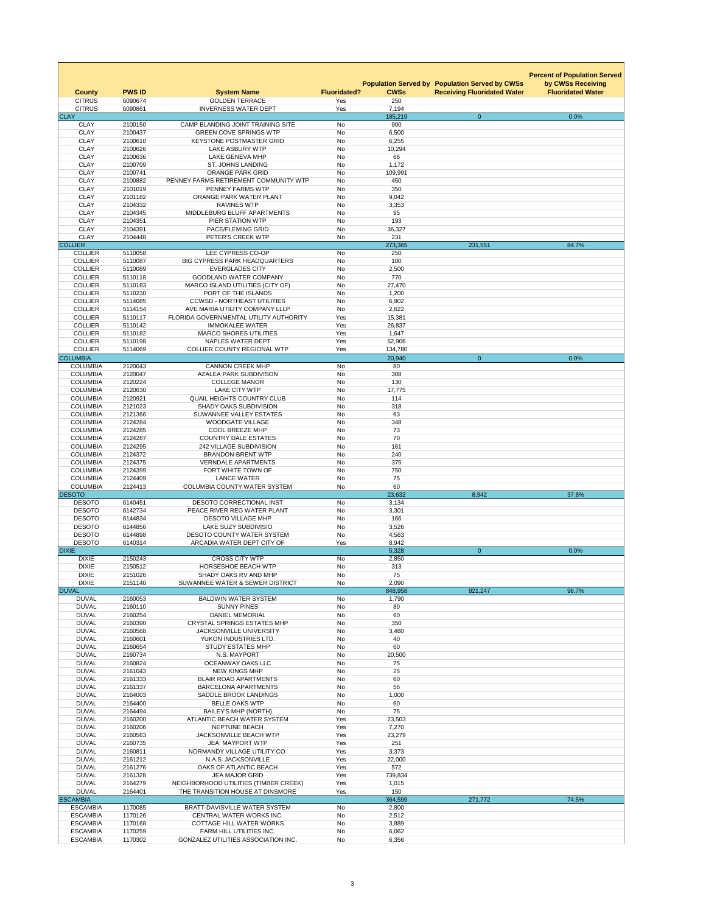| County | PWS ID | System Name | Fluoridated? | Population Served by CWSs | Population Served by CWSs Receiving Fluoridated Water | Percent of Population Served by CWSs Receiving Fluoridated Water |
|---|---|---|---|---|---|---|
| CITRUS | 6090674 | GOLDEN TERRACE | Yes | 250 | | |
| CITRUS | 6090861 | INVERNESS WATER DEPT | Yes | 7,194 | | |
| CLAY | | | | 185,219 | 0 | 0.0% |
| CLAY | 2100150 | CAMP BLANDING JOINT TRAINING SITE | No | 900 | | |
| CLAY | 2100437 | GREEN COVE SPRINGS WTP | No | 6,500 | | |
| CLAY | 2100610 | KEYSTONE POSTMASTER GRID | No | 6,255 | | |
| CLAY | 2100626 | LAKE ASBURY WTP | No | 10,294 | | |
| CLAY | 2100636 | LAKE GENEVA MHP | No | 66 | | |
| CLAY | 2100709 | ST. JOHNS LANDING | No | 1,172 | | |
| CLAY | 2100741 | ORANGE PARK GRID | No | 109,991 | | |
| CLAY | 2100882 | PENNEY FARMS RETIREMENT COMMUNITY WTP | No | 450 | | |
| CLAY | 2101019 | PENNEY FARMS WTP | No | 350 | | |
| CLAY | 2101182 | ORANGE PARK WATER PLANT | No | 9,042 | | |
| CLAY | 2104332 | RAVINES WTP | No | 3,353 | | |
| CLAY | 2104345 | MIDDLEBURG BLUFF APARTMENTS | No | 95 | | |
| CLAY | 2104351 | PIER STATION WTP | No | 193 | | |
| CLAY | 2104391 | PACE/FLEMING GRID | No | 36,327 | | |
| CLAY | 2104448 | PETER'S CREEK WTP | No | 231 | | |
| COLLIER | | | | 273,365 | 231,551 | 84.7% |
| COLLIER | 5110058 | LEE CYPRESS CO-OP | No | 250 | | |
| COLLIER | 5110087 | BIG CYPRESS PARK HEADQUARTERS | No | 100 | | |
| COLLIER | 5110089 | EVERGLADES CITY | No | 2,500 | | |
| COLLIER | 5110118 | GOODLAND WATER COMPANY | No | 770 | | |
| COLLIER | 5110183 | MARCO ISLAND UTILITIES (CITY OF) | No | 27,470 | | |
| COLLIER | 5110230 | PORT OF THE ISLANDS | No | 1,200 | | |
| COLLIER | 5114085 | CCWSD - NORTHEAST UTILITIES | No | 6,902 | | |
| COLLIER | 5114154 | AVE MARIA UTILITY COMPANY LLLP | No | 2,622 | | |
| COLLIER | 5110117 | FLORIDA GOVERNMENTAL UTILITY AUTHORITY | Yes | 15,381 | | |
| COLLIER | 5110142 | IMMOKALEE WATER | Yes | 26,837 | | |
| COLLIER | 5110182 | MARCO SHORES UTILITIES | Yes | 1,647 | | |
| COLLIER | 5110198 | NAPLES WATER DEPT | Yes | 52,906 | | |
| COLLIER | 5114069 | COLLIER COUNTY REGIONAL WTP | Yes | 134,780 | | |
| COLUMBIA | | | | 20,940 | 0 | 0.0% |
| COLUMBIA | 2120043 | CANNON CREEK MHP | No | 80 | | |
| COLUMBIA | 2120047 | AZALEA PARK SUBDIVISON | No | 308 | | |
| COLUMBIA | 2120224 | COLLEGE MANOR | No | 130 | | |
| COLUMBIA | 2120630 | LAKE CITY WTP | No | 17,775 | | |
| COLUMBIA | 2120921 | QUAIL HEIGHTS COUNTRY CLUB | No | 114 | | |
| COLUMBIA | 2121023 | SHADY OAKS SUBDIVISION | No | 318 | | |
| COLUMBIA | 2121366 | SUWANNEE VALLEY ESTATES | No | 63 | | |
| COLUMBIA | 2124284 | WOODGATE VILLAGE | No | 348 | | |
| COLUMBIA | 2124285 | COOL BREEZE MHP | No | 73 | | |
| COLUMBIA | 2124287 | COUNTRY DALE ESTATES | No | 70 | | |
| COLUMBIA | 2124295 | 242 VILLAGE SUBDIVISION | No | 161 | | |
| COLUMBIA | 2124372 | BRANDON-BRENT WTP | No | 240 | | |
| COLUMBIA | 2124375 | VERNDALE APARTMENTS | No | 375 | | |
| COLUMBIA | 2124399 | FORT WHITE TOWN OF | No | 750 | | |
| COLUMBIA | 2124409 | LANCE WATER | No | 75 | | |
| COLUMBIA | 2124413 | COLUMBIA COUNTY WATER SYSTEM | No | 60 | | |
| DESOTO | | | | 23,632 | 8,942 | 37.8% |
| DESOTO | 6140451 | DESOTO CORRECTIONAL INST | No | 3,134 | | |
| DESOTO | 6142734 | PEACE RIVER REG WATER PLANT | No | 3,301 | | |
| DESOTO | 6144834 | DESOTO VILLAGE MHP | No | 166 | | |
| DESOTO | 6144856 | LAKE SUZY SUBDIVISIO | No | 3,526 | | |
| DESOTO | 6144898 | DESOTO COUNTY WATER SYSTEM | No | 4,563 | | |
| DESOTO | 6140314 | ARCADIA WATER DEPT CITY OF | Yes | 8,942 | | |
| DIXIE | | | | 5,328 | 0 | 0.0% |
| DIXIE | 2150243 | CROSS CITY WTP | No | 2,850 | | |
| DIXIE | 2150512 | HORSESHOE BEACH WTP | No | 313 | | |
| DIXIE | 2151026 | SHADY OAKS RV AND MHP | No | 75 | | |
| DIXIE | 2151140 | SUWANNEE WATER & SEWER DISTRICT | No | 2,090 | | |
| DUVAL | | | | 848,958 | 821,247 | 96.7% |
| DUVAL | 2160053 | BALDWIN WATER SYSTEM | No | 1,790 | | |
| DUVAL | 2160110 | SUNNY PINES | No | 80 | | |
| DUVAL | 2160254 | DANIEL MEMORIAL | No | 60 | | |
| DUVAL | 2160390 | CRYSTAL SPRINGS ESTATES MHP | No | 350 | | |
| DUVAL | 2160568 | JACKSONVILLE UNIVERSITY | No | 3,480 | | |
| DUVAL | 2160601 | YUKON INDUSTRIES LTD. | No | 40 | | |
| DUVAL | 2160654 | STUDY ESTATES MHP | No | 60 | | |
| DUVAL | 2160734 | N.S. MAYPORT | No | 20,500 | | |
| DUVAL | 2160824 | OCEANWAY OAKS LLC | No | 75 | | |
| DUVAL | 2161043 | NEW KINGS MHP | No | 25 | | |
| DUVAL | 2161333 | BLAIR ROAD APARTMENTS | No | 60 | | |
| DUVAL | 2161337 | BARCELONA APARTMENTS | No | 56 | | |
| DUVAL | 2164003 | SADDLE BROOK LANDINGS | No | 1,000 | | |
| DUVAL | 2164400 | BELLE OAKS WTP | No | 60 | | |
| DUVAL | 2164494 | BAILEY'S MHP (NORTH) | No | 75 | | |
| DUVAL | 2160200 | ATLANTIC BEACH WATER SYSTEM | Yes | 23,503 | | |
| DUVAL | 2160206 | NEPTUNE BEACH | Yes | 7,270 | | |
| DUVAL | 2160563 | JACKSONVILLE BEACH WTP | Yes | 23,279 | | |
| DUVAL | 2160735 | JEA: MAYPORT WTP | Yes | 251 | | |
| DUVAL | 2160811 | NORMANDY VILLAGE UTILITY CO. | Yes | 3,373 | | |
| DUVAL | 2161212 | N.A.S. JACKSONVILLE | Yes | 22,000 | | |
| DUVAL | 2161276 | OAKS OF ATLANTIC BEACH | Yes | 572 | | |
| DUVAL | 2161328 | JEA MAJOR GRID | Yes | 739,834 | | |
| DUVAL | 2164279 | NEIGHBORHOOD UTILITIES (TIMBER CREEK) | Yes | 1,015 | | |
| DUVAL | 2164401 | THE TRANSITION HOUSE AT DINSMORE | Yes | 150 | | |
| ESCAMBIA | | | | 364,599 | 271,772 | 74.5% |
| ESCAMBIA | 1170085 | BRATT-DAVISVILLE WATER SYSTEM | No | 2,800 | | |
| ESCAMBIA | 1170126 | CENTRAL WATER WORKS INC. | No | 2,512 | | |
| ESCAMBIA | 1170168 | COTTAGE HILL WATER WORKS | No | 3,889 | | |
| ESCAMBIA | 1170259 | FARM HILL UTILITIES INC. | No | 6,062 | | |
| ESCAMBIA | 1170302 | GONZALEZ UTILITIES ASSOCIATION INC. | No | 6,356 | | |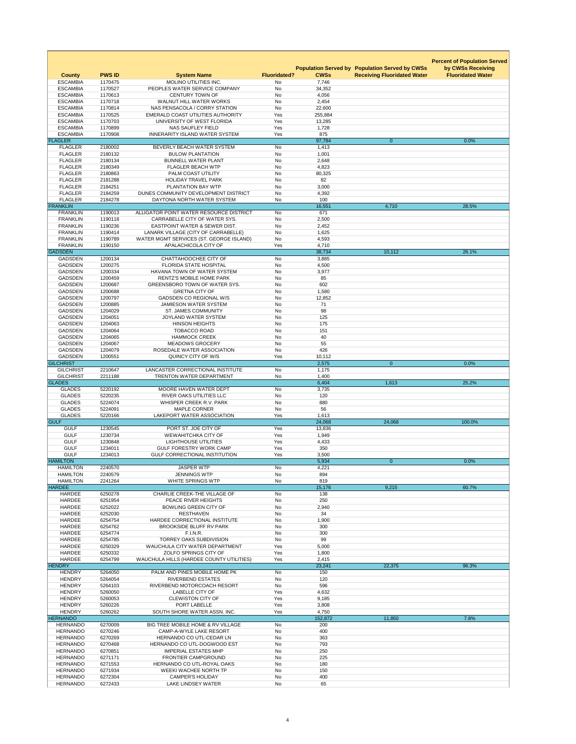| County | PWS ID | System Name | Fluoridated? | Population Served by CWSs | Population Served by CWSs Receiving Fluoridated Water | Percent of Population Served by CWSs Receiving Fluoridated Water |
|---|---|---|---|---|---|---|
| ESCAMBIA | 1170475 | MOLINO UTILITIES INC. | No | 7,746 | | |
| ESCAMBIA | 1170527 | PEOPLES WATER SERVICE COMPANY | No | 34,352 | | |
| ESCAMBIA | 1170613 | CENTURY TOWN OF | No | 4,056 | | |
| ESCAMBIA | 1170718 | WALNUT HILL WATER WORKS | No | 2,454 | | |
| ESCAMBIA | 1170814 | NAS PENSACOLA / CORRY STATION | No | 22,600 | | |
| ESCAMBIA | 1170525 | EMERALD COAST UTILITIES AUTHORITY | Yes | 255,884 | | |
| ESCAMBIA | 1170703 | UNIVERSITY OF WEST FLORIDA | Yes | 13,285 | | |
| ESCAMBIA | 1170899 | NAS SAUFLEY FIELD | Yes | 1,728 | | |
| ESCAMBIA | 1170908 | INNERARITY ISLAND WATER SYSTEM | Yes | 875 | | |
| FLAGLER | | | | 97,784 | 0 | 0.0% |
| FLAGLER | 2180002 | BEVERLY BEACH WATER SYSTEM | No | 1,413 | | |
| FLAGLER | 2180132 | BULOW PLANTATION | No | 1,001 | | |
| FLAGLER | 2180134 | BUNNELL WATER PLANT | No | 2,648 | | |
| FLAGLER | 2180349 | FLAGLER BEACH WTP | No | 4,823 | | |
| FLAGLER | 2180863 | PALM COAST UTILITY | No | 80,325 | | |
| FLAGLER | 2181288 | HOLIDAY TRAVEL PARK | No | 82 | | |
| FLAGLER | 2184251 | PLANTATION BAY WTP | No | 3,000 | | |
| FLAGLER | 2184259 | DUNES COMMUNITY DEVELOPMENT DISTRICT | No | 4,392 | | |
| FLAGLER | 2184278 | DAYTONA NORTH WATER SYSTEM | No | 100 | | |
| FRANKLIN | | | | 16,551 | 4,710 | 28.5% |
| FRANKLIN | 1190013 | ALLIGATOR POINT WATER RESOURCE DISTRICT | No | 671 | | |
| FRANKLIN | 1190118 | CARRABELLE CITY OF WATER SYS. | No | 2,500 | | |
| FRANKLIN | 1190236 | EASTPOINT WATER & SEWER DIST. | No | 2,452 | | |
| FRANKLIN | 1190414 | LANARK VILLAGE (CITY OF CARRABELLE) | No | 1,625 | | |
| FRANKLIN | 1190789 | WATER MGMT SERVICES (ST. GEORGE ISLAND) | No | 4,593 | | |
| FRANKLIN | 1190150 | APALACHICOLA CITY OF | Yes | 4,710 | | |
| GADSDEN | | | | 38,734 | 10,112 | 26.1% |
| GADSDEN | 1200134 | CHATTAHOOCHEE CITY OF | No | 3,885 | | |
| GADSDEN | 1200275 | FLORIDA STATE HOSPITAL | No | 4,500 | | |
| GADSDEN | 1200334 | HAVANA TOWN OF WATER SYSTEM | No | 3,977 | | |
| GADSDEN | 1200459 | RENTZ'S MOBILE HOME PARK | No | 85 | | |
| GADSDEN | 1200687 | GREENSBORO TOWN OF WATER SYS. | No | 602 | | |
| GADSDEN | 1200688 | GRETNA CITY OF | No | 1,580 | | |
| GADSDEN | 1200797 | GADSDEN CO REGIONAL W/S | No | 12,852 | | |
| GADSDEN | 1200885 | JAMIESON WATER SYSTEM | No | 71 | | |
| GADSDEN | 1204029 | ST. JAMES COMMUNITY | No | 98 | | |
| GADSDEN | 1204051 | JOYLAND WATER SYSTEM | No | 125 | | |
| GADSDEN | 1204063 | HINSON HEIGHTS | No | 175 | | |
| GADSDEN | 1204064 | TOBACCO ROAD | No | 151 | | |
| GADSDEN | 1204065 | HAMMOCK CREEK | No | 40 | | |
| GADSDEN | 1204067 | MEADOWS GROCERY | No | 55 | | |
| GADSDEN | 1204079 | ROSEDALE WATER ASSOCIATION | No | 426 | | |
| GADSDEN | 1200551 | QUINCY CITY OF W/S | Yes | 10,112 | | |
| GILCHRIST | | | | 2,575 | 0 | 0.0% |
| GILCHRIST | 2210647 | LANCASTER CORRECTIONAL INSTITUTE | No | 1,175 | | |
| GILCHRIST | 2211188 | TRENTON WATER DEPARTMENT | No | 1,400 | | |
| GLADES | | | | 6,404 | 1,613 | 25.2% |
| GLADES | 5220192 | MOORE HAVEN WATER DEPT | No | 3,735 | | |
| GLADES | 5220235 | RIVER OAKS UTILITIES LLC | No | 120 | | |
| GLADES | 5224074 | WHISPER CREEK R.V. PARK | No | 880 | | |
| GLADES | 5224091 | MAPLE CORNER | No | 56 | | |
| GLADES | 5220166 | LAKEPORT WATER ASSOCIATION | Yes | 1,613 | | |
| GULF | | | | 24,068 | 24,068 | 100.0% |
| GULF | 1230545 | PORT ST. JOE CITY OF | Yes | 13,836 | | |
| GULF | 1230734 | WEWAHITCHKA CITY OF | Yes | 1,949 | | |
| GULF | 1230848 | LIGHTHOUSE UTILITIES | Yes | 4,433 | | |
| GULF | 1234011 | GULF FORESTRY WORK CAMP | Yes | 350 | | |
| GULF | 1234013 | GULF CORRECTIONAL INSTITUTION | Yes | 3,500 | | |
| HAMILTON | | | | 5,934 | 0 | 0.0% |
| HAMILTON | 2240570 | JASPER WTP | No | 4,221 | | |
| HAMILTON | 2240579 | JENNINGS WTP | No | 894 | | |
| HAMILTON | 2241264 | WHITE SPRINGS WTP | No | 819 | | |
| HARDEE | | | | 15,176 | 9,215 | 60.7% |
| HARDEE | 6250278 | CHARLIE CREEK-THE VILLAGE OF | No | 138 | | |
| HARDEE | 6251954 | PEACE RIVER HEIGHTS | No | 250 | | |
| HARDEE | 6252022 | BOWLING GREEN CITY OF | No | 2,940 | | |
| HARDEE | 6252030 | RESTHAVEN | No | 34 | | |
| HARDEE | 6254754 | HARDEE CORRECTIONAL INSTITUTE | No | 1,900 | | |
| HARDEE | 6254762 | BROOKSIDE BLUFF RV PARK | No | 300 | | |
| HARDEE | 6254774 | F.I.N.R. | No | 300 | | |
| HARDEE | 6254785 | TORREY OAKS SUBDIVISION | No | 99 | | |
| HARDEE | 6250329 | WAUCHULA CITY WATER DEPARTMENT | Yes | 5,000 | | |
| HARDEE | 6250332 | ZOLFO SPRINGS CITY OF | Yes | 1,800 | | |
| HARDEE | 6254799 | WAUCHULA HILLS (HARDEE COUNTY UTILITIES) | Yes | 2,415 | | |
| HENDRY | | | | 23,241 | 22,375 | 96.3% |
| HENDRY | 5264050 | PALM AND PINES MOBILE HOME PK | No | 150 | | |
| HENDRY | 5264054 | RIVERBEND ESTATES | No | 120 | | |
| HENDRY | 5264103 | RIVERBEND MOTORCOACH RESORT | No | 596 | | |
| HENDRY | 5260050 | LABELLE CITY OF | Yes | 4,632 | | |
| HENDRY | 5260053 | CLEWISTON CITY OF | Yes | 9,185 | | |
| HENDRY | 5260226 | PORT LABELLE | Yes | 3,808 | | |
| HENDRY | 5260262 | SOUTH SHORE WATER ASSN. INC. | Yes | 4,750 | | |
| HERNANDO | | | | 152,872 | 11,850 | 7.8% |
| HERNANDO | 6270009 | BIG TREE MOBILE HOME & RV VILLAGE | No | 200 | | |
| HERNANDO | 6270246 | CAMP-A-WYLE LAKE RESORT | No | 400 | | |
| HERNANDO | 6270269 | HERNANDO CO UTL-CEDAR LN | No | 363 | | |
| HERNANDO | 6270468 | HERNANDO CO UTL-DOGWOOD EST | No | 793 | | |
| HERNANDO | 6270851 | IMPERIAL ESTATES MHP | No | 250 | | |
| HERNANDO | 6271171 | FRONTIER CAMPGROUND | No | 225 | | |
| HERNANDO | 6271553 | HERNANDO CO UTL-ROYAL OAKS | No | 180 | | |
| HERNANDO | 6271934 | WEEKI WACHEE NORTH TP | No | 150 | | |
| HERNANDO | 6272304 | CAMPER'S HOLIDAY | No | 400 | | |
| HERNANDO | 6272433 | LAKE LINDSEY WATER | No | 65 | | |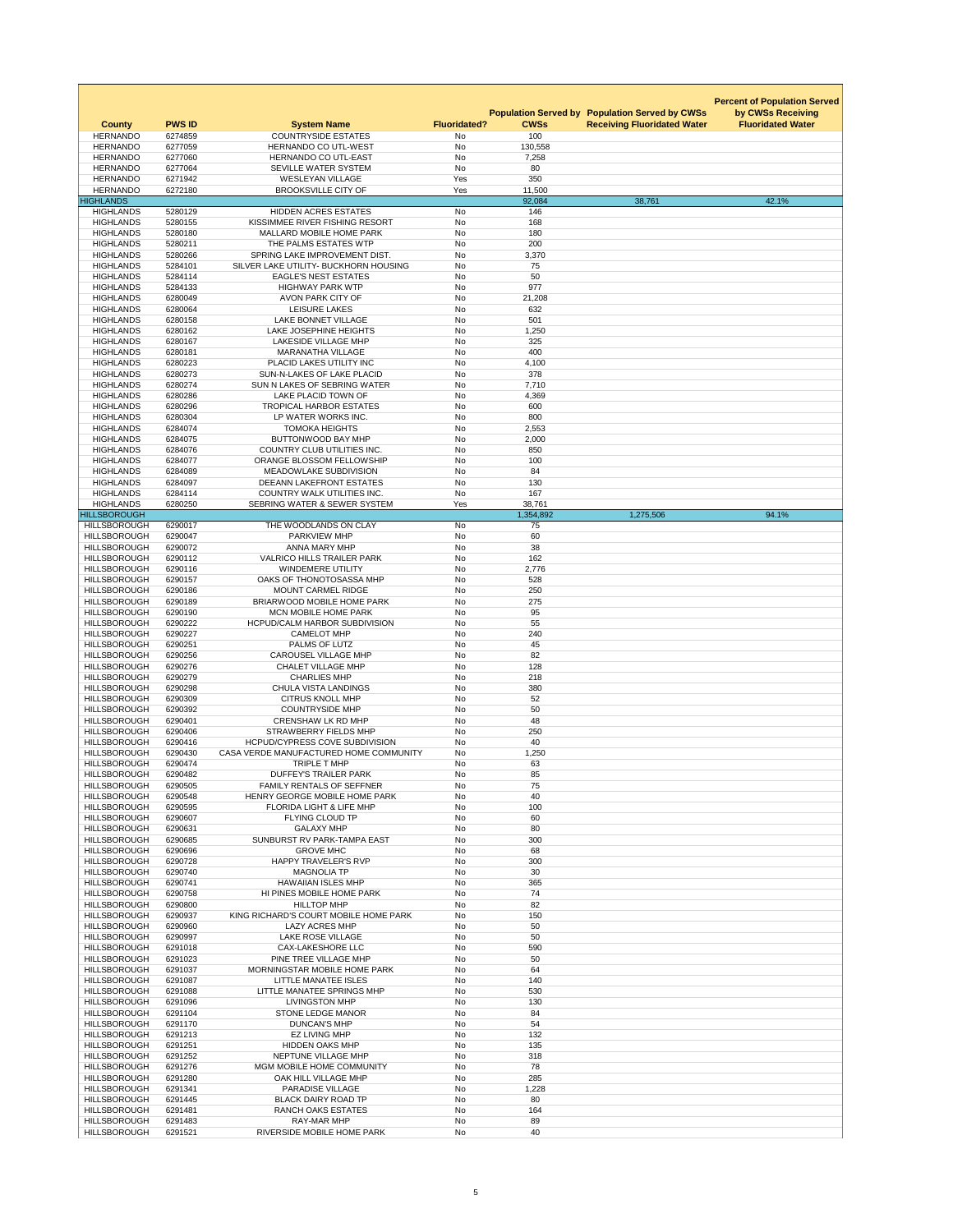| County | PWS ID | System Name | Fluoridated? | Population Served by CWSs | Population Served by CWSs Receiving Fluoridated Water | Percent of Population Served by CWSs Receiving Fluoridated Water |
|---|---|---|---|---|---|---|
| HERNANDO | 6274859 | COUNTRYSIDE ESTATES | No | 100 | | |
| HERNANDO | 6277059 | HERNANDO CO UTL-WEST | No | 130,558 | | |
| HERNANDO | 6277060 | HERNANDO CO UTL-EAST | No | 7,258 | | |
| HERNANDO | 6277064 | SEVILLE WATER SYSTEM | No | 80 | | |
| HERNANDO | 6271942 | WESLEYAN VILLAGE | Yes | 350 | | |
| HERNANDO | 6272180 | BROOKSVILLE CITY OF | Yes | 11,500 | | |
| HIGHLANDS | | | | 92,084 | 38,761 | 42.1% |
| HIGHLANDS | 5280129 | HIDDEN ACRES ESTATES | No | 146 | | |
| HIGHLANDS | 5280155 | KISSIMMEE RIVER FISHING RESORT | No | 168 | | |
| HIGHLANDS | 5280180 | MALLARD MOBILE HOME PARK | No | 180 | | |
| HIGHLANDS | 5280211 | THE PALMS ESTATES WTP | No | 200 | | |
| HIGHLANDS | 5280266 | SPRING LAKE IMPROVEMENT DIST. | No | 3,370 | | |
| HIGHLANDS | 5284101 | SILVER LAKE UTILITY- BUCKHORN HOUSING | No | 75 | | |
| HIGHLANDS | 5284114 | EAGLE'S NEST ESTATES | No | 50 | | |
| HIGHLANDS | 5284133 | HIGHWAY PARK WTP | No | 977 | | |
| HIGHLANDS | 6280049 | AVON PARK CITY OF | No | 21,208 | | |
| HIGHLANDS | 6280064 | LEISURE LAKES | No | 632 | | |
| HIGHLANDS | 6280158 | LAKE BONNET VILLAGE | No | 501 | | |
| HIGHLANDS | 6280162 | LAKE JOSEPHINE HEIGHTS | No | 1,250 | | |
| HIGHLANDS | 6280167 | LAKESIDE VILLAGE MHP | No | 325 | | |
| HIGHLANDS | 6280181 | MARANATHA VILLAGE | No | 400 | | |
| HIGHLANDS | 6280223 | PLACID LAKES UTILITY INC | No | 4,100 | | |
| HIGHLANDS | 6280273 | SUN-N-LAKES OF LAKE PLACID | No | 378 | | |
| HIGHLANDS | 6280274 | SUN N LAKES OF SEBRING WATER | No | 7,710 | | |
| HIGHLANDS | 6280286 | LAKE PLACID TOWN OF | No | 4,369 | | |
| HIGHLANDS | 6280296 | TROPICAL HARBOR ESTATES | No | 600 | | |
| HIGHLANDS | 6280304 | LP WATER WORKS INC. | No | 800 | | |
| HIGHLANDS | 6284074 | TOMOKA HEIGHTS | No | 2,553 | | |
| HIGHLANDS | 6284075 | BUTTONWOOD BAY MHP | No | 2,000 | | |
| HIGHLANDS | 6284076 | COUNTRY CLUB UTILITIES INC. | No | 850 | | |
| HIGHLANDS | 6284077 | ORANGE BLOSSOM FELLOWSHIP | No | 100 | | |
| HIGHLANDS | 6284089 | MEADOWLAKE SUBDIVISION | No | 84 | | |
| HIGHLANDS | 6284097 | DEEANN LAKEFRONT ESTATES | No | 130 | | |
| HIGHLANDS | 6284114 | COUNTRY WALK UTILITIES INC. | No | 167 | | |
| HIGHLANDS | 6280250 | SEBRING WATER & SEWER SYSTEM | Yes | 38,761 | | |
| HILLSBOROUGH | | | | 1,354,892 | 1,275,506 | 94.1% |
| HILLSBOROUGH | 6290017 | THE WOODLANDS ON CLAY | No | 75 | | |
| HILLSBOROUGH | 6290047 | PARKVIEW MHP | No | 60 | | |
| HILLSBOROUGH | 6290072 | ANNA MARY MHP | No | 38 | | |
| HILLSBOROUGH | 6290112 | VALRICO HILLS TRAILER PARK | No | 162 | | |
| HILLSBOROUGH | 6290116 | WINDEMERE UTILITY | No | 2,776 | | |
| HILLSBOROUGH | 6290157 | OAKS OF THONOTOSASSA MHP | No | 528 | | |
| HILLSBOROUGH | 6290186 | MOUNT CARMEL RIDGE | No | 250 | | |
| HILLSBOROUGH | 6290189 | BRIARWOOD MOBILE HOME PARK | No | 275 | | |
| HILLSBOROUGH | 6290190 | MCN MOBILE HOME PARK | No | 95 | | |
| HILLSBOROUGH | 6290222 | HCPUD/CALM HARBOR SUBDIVISION | No | 55 | | |
| HILLSBOROUGH | 6290227 | CAMELOT MHP | No | 240 | | |
| HILLSBOROUGH | 6290251 | PALMS OF LUTZ | No | 45 | | |
| HILLSBOROUGH | 6290256 | CAROUSEL VILLAGE MHP | No | 82 | | |
| HILLSBOROUGH | 6290276 | CHALET VILLAGE MHP | No | 128 | | |
| HILLSBOROUGH | 6290279 | CHARLIES MHP | No | 218 | | |
| HILLSBOROUGH | 6290298 | CHULA VISTA LANDINGS | No | 380 | | |
| HILLSBOROUGH | 6290309 | CITRUS KNOLL MHP | No | 52 | | |
| HILLSBOROUGH | 6290392 | COUNTRYSIDE MHP | No | 50 | | |
| HILLSBOROUGH | 6290401 | CRENSHAW LK RD MHP | No | 48 | | |
| HILLSBOROUGH | 6290406 | STRAWBERRY FIELDS MHP | No | 250 | | |
| HILLSBOROUGH | 6290416 | HCPUD/CYPRESS COVE SUBDIVISION | No | 40 | | |
| HILLSBOROUGH | 6290430 | CASA VERDE MANUFACTURED HOME COMMUNITY | No | 1,250 | | |
| HILLSBOROUGH | 6290474 | TRIPLE T MHP | No | 63 | | |
| HILLSBOROUGH | 6290482 | DUFFEY'S TRAILER PARK | No | 85 | | |
| HILLSBOROUGH | 6290505 | FAMILY RENTALS OF SEFFNER | No | 75 | | |
| HILLSBOROUGH | 6290548 | HENRY GEORGE MOBILE HOME PARK | No | 40 | | |
| HILLSBOROUGH | 6290595 | FLORIDA LIGHT & LIFE MHP | No | 100 | | |
| HILLSBOROUGH | 6290607 | FLYING CLOUD TP | No | 60 | | |
| HILLSBOROUGH | 6290631 | GALAXY MHP | No | 80 | | |
| HILLSBOROUGH | 6290685 | SUNBURST RV PARK-TAMPA EAST | No | 300 | | |
| HILLSBOROUGH | 6290696 | GROVE MHC | No | 68 | | |
| HILLSBOROUGH | 6290728 | HAPPY TRAVELER'S RVP | No | 300 | | |
| HILLSBOROUGH | 6290740 | MAGNOLIA TP | No | 30 | | |
| HILLSBOROUGH | 6290741 | HAWAIIAN ISLES MHP | No | 365 | | |
| HILLSBOROUGH | 6290758 | HI PINES MOBILE HOME PARK | No | 74 | | |
| HILLSBOROUGH | 6290800 | HILLTOP MHP | No | 82 | | |
| HILLSBOROUGH | 6290937 | KING RICHARD'S COURT MOBILE HOME PARK | No | 150 | | |
| HILLSBOROUGH | 6290960 | LAZY ACRES MHP | No | 50 | | |
| HILLSBOROUGH | 6290997 | LAKE ROSE VILLAGE | No | 50 | | |
| HILLSBOROUGH | 6291018 | CAX-LAKESHORE LLC | No | 590 | | |
| HILLSBOROUGH | 6291023 | PINE TREE VILLAGE MHP | No | 50 | | |
| HILLSBOROUGH | 6291037 | MORNINGSTAR MOBILE HOME PARK | No | 64 | | |
| HILLSBOROUGH | 6291087 | LITTLE MANATEE ISLES | No | 140 | | |
| HILLSBOROUGH | 6291088 | LITTLE MANATEE SPRINGS MHP | No | 530 | | |
| HILLSBOROUGH | 6291096 | LIVINGSTON MHP | No | 130 | | |
| HILLSBOROUGH | 6291104 | STONE LEDGE MANOR | No | 84 | | |
| HILLSBOROUGH | 6291170 | DUNCAN'S MHP | No | 54 | | |
| HILLSBOROUGH | 6291213 | EZ LIVING MHP | No | 132 | | |
| HILLSBOROUGH | 6291251 | HIDDEN OAKS MHP | No | 135 | | |
| HILLSBOROUGH | 6291252 | NEPTUNE VILLAGE MHP | No | 318 | | |
| HILLSBOROUGH | 6291276 | MGM MOBILE HOME COMMUNITY | No | 78 | | |
| HILLSBOROUGH | 6291280 | OAK HILL VILLAGE MHP | No | 285 | | |
| HILLSBOROUGH | 6291341 | PARADISE VILLAGE | No | 1,228 | | |
| HILLSBOROUGH | 6291445 | BLACK DAIRY ROAD TP | No | 80 | | |
| HILLSBOROUGH | 6291481 | RANCH OAKS ESTATES | No | 164 | | |
| HILLSBOROUGH | 6291483 | RAY-MAR MHP | No | 89 | | |
| HILLSBOROUGH | 6291521 | RIVERSIDE MOBILE HOME PARK | No | 40 | | |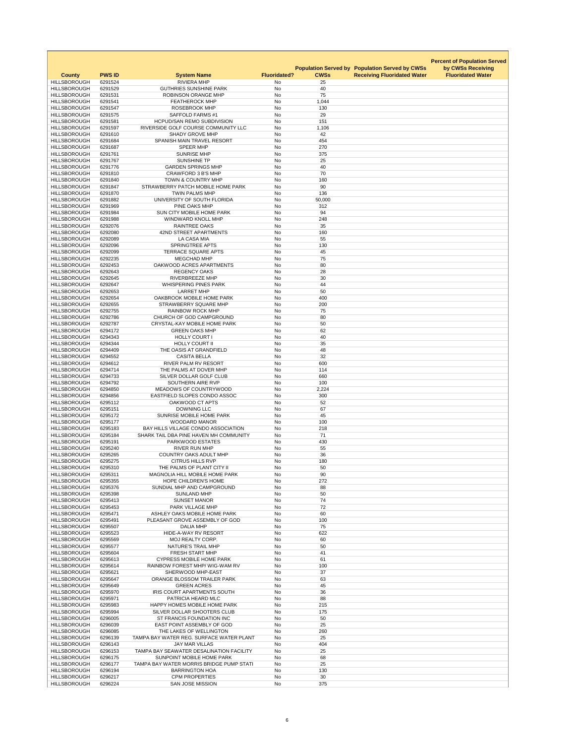| County | PWS ID | System Name | Fluoridated? | Population Served by CWSs | Population Served by CWSs Receiving Fluoridated Water | Percent of Population Served by CWSs Receiving Fluoridated Water |
|---|---|---|---|---|---|---|
| HILLSBOROUGH | 6291524 | RIVIERA MHP | No | 25 | | |
| HILLSBOROUGH | 6291529 | GUTHRIES SUNSHINE PARK | No | 40 | | |
| HILLSBOROUGH | 6291531 | ROBINSON ORANGE MHP | No | 75 | | |
| HILLSBOROUGH | 6291541 | FEATHEROCK MHP | No | 1,044 | | |
| HILLSBOROUGH | 6291547 | ROSEBROOK MHP | No | 130 | | |
| HILLSBOROUGH | 6291575 | SAFFOLD FARMS #1 | No | 29 | | |
| HILLSBOROUGH | 6291581 | HCPUD/SAN REMO SUBDIVISION | No | 151 | | |
| HILLSBOROUGH | 6291597 | RIVERSIDE GOLF COURSE COMMUNITY LLC | No | 1,106 | | |
| HILLSBOROUGH | 6291610 | SHADY GROVE MHP | No | 42 | | |
| HILLSBOROUGH | 6291684 | SPANISH MAIN TRAVEL RESORT | No | 454 | | |
| HILLSBOROUGH | 6291687 | SPEER MHP | No | 270 | | |
| HILLSBOROUGH | 6291761 | SUNRISE MHP | No | 375 | | |
| HILLSBOROUGH | 6291767 | SUNSHINE TP | No | 25 | | |
| HILLSBOROUGH | 6291776 | GARDEN SPRINGS MHP | No | 40 | | |
| HILLSBOROUGH | 6291810 | CRAWFORD 3 B'S MHP | No | 70 | | |
| HILLSBOROUGH | 6291840 | TOWN & COUNTRY MHP | No | 160 | | |
| HILLSBOROUGH | 6291847 | STRAWBERRY PATCH MOBILE HOME PARK | No | 90 | | |
| HILLSBOROUGH | 6291870 | TWIN PALMS MHP | No | 136 | | |
| HILLSBOROUGH | 6291882 | UNIVERSITY OF SOUTH FLORIDA | No | 50,000 | | |
| HILLSBOROUGH | 6291969 | PINE OAKS MHP | No | 312 | | |
| HILLSBOROUGH | 6291984 | SUN CITY MOBILE HOME PARK | No | 94 | | |
| HILLSBOROUGH | 6291988 | WINDWARD KNOLL MHP | No | 248 | | |
| HILLSBOROUGH | 6292076 | RAINTREE OAKS | No | 35 | | |
| HILLSBOROUGH | 6292080 | 42ND STREET APARTMENTS | No | 160 | | |
| HILLSBOROUGH | 6292089 | LA CASA MIA | No | 55 | | |
| HILLSBOROUGH | 6292096 | SPRINGTREE APTS | No | 130 | | |
| HILLSBOROUGH | 6292099 | TERRACE SQUARE APTS | No | 45 | | |
| HILLSBOROUGH | 6292235 | MEGCHAD MHP | No | 75 | | |
| HILLSBOROUGH | 6292453 | OAKWOOD ACRES APARTMENTS | No | 80 | | |
| HILLSBOROUGH | 6292643 | REGENCY OAKS | No | 28 | | |
| HILLSBOROUGH | 6292645 | RIVERBREEZE MHP | No | 30 | | |
| HILLSBOROUGH | 6292647 | WHISPERING PINES PARK | No | 44 | | |
| HILLSBOROUGH | 6292653 | LARRET MHP | No | 50 | | |
| HILLSBOROUGH | 6292654 | OAKBROOK MOBILE HOME PARK | No | 400 | | |
| HILLSBOROUGH | 6292655 | STRAWBERRY SQUARE MHP | No | 200 | | |
| HILLSBOROUGH | 6292755 | RAINBOW ROCK MHP | No | 75 | | |
| HILLSBOROUGH | 6292786 | CHURCH OF GOD CAMPGROUND | No | 80 | | |
| HILLSBOROUGH | 6292787 | CRYSTAL-KAY MOBILE HOME PARK | No | 50 | | |
| HILLSBOROUGH | 6294172 | GREEN OAKS MHP | No | 62 | | |
| HILLSBOROUGH | 6294343 | HOLLY COURT I | No | 40 | | |
| HILLSBOROUGH | 6294344 | HOLLY COURT II | No | 35 | | |
| HILLSBOROUGH | 6294409 | THE OASIS AT GRANDFIELD | No | 48 | | |
| HILLSBOROUGH | 6294552 | CASITA BELLA | No | 32 | | |
| HILLSBOROUGH | 6294612 | RIVER PALM RV RESORT | No | 600 | | |
| HILLSBOROUGH | 6294714 | THE PALMS AT DOVER MHP | No | 114 | | |
| HILLSBOROUGH | 6294733 | SILVER DOLLAR GOLF CLUB | No | 660 | | |
| HILLSBOROUGH | 6294792 | SOUTHERN AIRE RVP | No | 100 | | |
| HILLSBOROUGH | 6294850 | MEADOWS OF COUNTRYWOOD | No | 2,224 | | |
| HILLSBOROUGH | 6294856 | EASTFIELD SLOPES CONDO ASSOC | No | 300 | | |
| HILLSBOROUGH | 6295112 | OAKWOOD CT APTS | No | 52 | | |
| HILLSBOROUGH | 6295151 | DOWNING LLC | No | 67 | | |
| HILLSBOROUGH | 6295172 | SUNRISE MOBILE HOME PARK | No | 45 | | |
| HILLSBOROUGH | 6295177 | WOODARD MANOR | No | 100 | | |
| HILLSBOROUGH | 6295183 | BAY HILLS VILLAGE CONDO ASSOCIATION | No | 218 | | |
| HILLSBOROUGH | 6295184 | SHARK TAIL DBA PINE HAVEN MH COMMUNITY | No | 71 | | |
| HILLSBOROUGH | 6295191 | PARKWOOD ESTATES | No | 430 | | |
| HILLSBOROUGH | 6295240 | RIVER RUN MHP | No | 55 | | |
| HILLSBOROUGH | 6295265 | COUNTRY OAKS ADULT MHP | No | 36 | | |
| HILLSBOROUGH | 6295275 | CITRUS HILLS RVP | No | 180 | | |
| HILLSBOROUGH | 6295310 | THE PALMS OF PLANT CITY II | No | 50 | | |
| HILLSBOROUGH | 6295311 | MAGNOLIA HILL MOBILE HOME PARK | No | 90 | | |
| HILLSBOROUGH | 6295355 | HOPE CHILDREN'S HOME | No | 272 | | |
| HILLSBOROUGH | 6295376 | SUNDIAL MHP AND CAMPGROUND | No | 88 | | |
| HILLSBOROUGH | 6295398 | SUNLAND MHP | No | 50 | | |
| HILLSBOROUGH | 6295413 | SUNSET MANOR | No | 74 | | |
| HILLSBOROUGH | 6295453 | PARK VILLAGE MHP | No | 72 | | |
| HILLSBOROUGH | 6295471 | ASHLEY OAKS MOBILE HOME PARK | No | 60 | | |
| HILLSBOROUGH | 6295491 | PLEASANT GROVE ASSEMBLY OF GOD | No | 100 | | |
| HILLSBOROUGH | 6295507 | DALIA MHP | No | 75 | | |
| HILLSBOROUGH | 6295523 | HIDE-A-WAY RV RESORT | No | 622 | | |
| HILLSBOROUGH | 6295569 | MOJ REALTY CORP. | No | 60 | | |
| HILLSBOROUGH | 6295577 | NATURE'S TRAIL MHP | No | 50 | | |
| HILLSBOROUGH | 6295604 | FRESH START MHP | No | 41 | | |
| HILLSBOROUGH | 6295613 | CYPRESS MOBILE HOME PARK | No | 61 | | |
| HILLSBOROUGH | 6295614 | RAINBOW FOREST MHP/ WIG-WAM RV | No | 100 | | |
| HILLSBOROUGH | 6295621 | SHERWOOD MHP-EAST | No | 37 | | |
| HILLSBOROUGH | 6295647 | ORANGE BLOSSOM TRAILER PARK | No | 63 | | |
| HILLSBOROUGH | 6295649 | GREEN ACRES | No | 45 | | |
| HILLSBOROUGH | 6295970 | IRIS COURT APARTMENTS SOUTH | No | 36 | | |
| HILLSBOROUGH | 6295971 | PATRICIA HEARD MLC | No | 88 | | |
| HILLSBOROUGH | 6295983 | HAPPY HOMES MOBILE HOME PARK | No | 215 | | |
| HILLSBOROUGH | 6295994 | SILVER DOLLAR SHOOTERS CLUB | No | 175 | | |
| HILLSBOROUGH | 6296005 | ST FRANCIS FOUNDATION INC | No | 50 | | |
| HILLSBOROUGH | 6296039 | EAST POINT ASSEMBLY OF GOD | No | 25 | | |
| HILLSBOROUGH | 6296085 | THE LAKES OF WELLINGTON | No | 260 | | |
| HILLSBOROUGH | 6296139 | TAMPA BAY WATER REG. SURFACE WATER PLANT | No | 25 | | |
| HILLSBOROUGH | 6296143 | JAY MAR VILLAS | No | 404 | | |
| HILLSBOROUGH | 6296153 | TAMPA BAY SEAWATER DESALINATION FACILITY | No | 25 | | |
| HILLSBOROUGH | 6296175 | SUNPOINT MOBILE HOME PARK | No | 68 | | |
| HILLSBOROUGH | 6296177 | TAMPA BAY WATER MORRIS BRIDGE PUMP STATI | No | 25 | | |
| HILLSBOROUGH | 6296194 | BARRINGTON HOA | No | 130 | | |
| HILLSBOROUGH | 6296217 | CPM PROPERTIES | No | 30 | | |
| HILLSBOROUGH | 6296224 | SAN JOSE MISSION | No | 375 | | |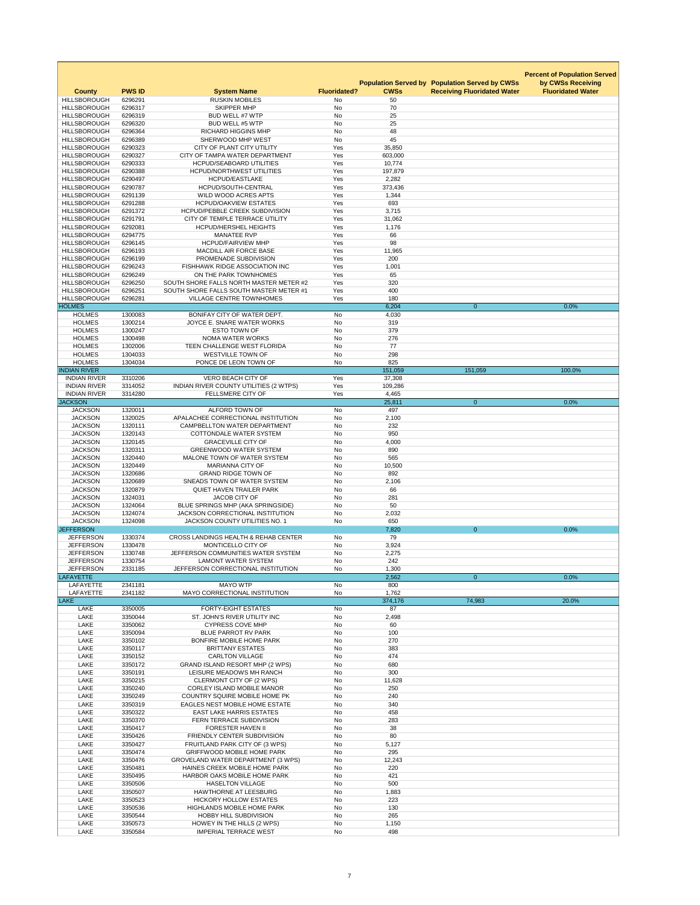| County | PWS ID | System Name | Fluoridated? | Population Served by CWSs | Population Served by CWSs Receiving Fluoridated Water | Percent of Population Served by CWSs Receiving Fluoridated Water |
|---|---|---|---|---|---|---|
| HILLSBOROUGH | 6296291 | RUSKIN MOBILES | No | 50 | | |
| HILLSBOROUGH | 6296317 | SKIPPER MHP | No | 70 | | |
| HILLSBOROUGH | 6296319 | BUD WELL #7 WTP | No | 25 | | |
| HILLSBOROUGH | 6296320 | BUD WELL #5 WTP | No | 25 | | |
| HILLSBOROUGH | 6296364 | RICHARD HIGGINS MHP | No | 48 | | |
| HILLSBOROUGH | 6296389 | SHERWOOD MHP WEST | No | 45 | | |
| HILLSBOROUGH | 6290323 | CITY OF PLANT CITY UTILITY | Yes | 35,850 | | |
| HILLSBOROUGH | 6290327 | CITY OF TAMPA WATER DEPARTMENT | Yes | 603,000 | | |
| HILLSBOROUGH | 6290333 | HCPUD/SEABOARD UTILITIES | Yes | 10,774 | | |
| HILLSBOROUGH | 6290388 | HCPUD/NORTHWEST UTILITIES | Yes | 197,879 | | |
| HILLSBOROUGH | 6290497 | HCPUD/EASTLAKE | Yes | 2,282 | | |
| HILLSBOROUGH | 6290787 | HCPUD/SOUTH-CENTRAL | Yes | 373,436 | | |
| HILLSBOROUGH | 6291139 | WILD WOOD ACRES APTS | Yes | 1,344 | | |
| HILLSBOROUGH | 6291288 | HCPUD/OAKVIEW ESTATES | Yes | 693 | | |
| HILLSBOROUGH | 6291372 | HCPUD/PEBBLE CREEK SUBDIVISION | Yes | 3,715 | | |
| HILLSBOROUGH | 6291791 | CITY OF TEMPLE TERRACE UTILITY | Yes | 31,062 | | |
| HILLSBOROUGH | 6292081 | HCPUD/HERSHEL HEIGHTS | Yes | 1,176 | | |
| HILLSBOROUGH | 6294775 | MANATEE RVP | Yes | 66 | | |
| HILLSBOROUGH | 6296145 | HCPUD/FAIRVIEW MHP | Yes | 98 | | |
| HILLSBOROUGH | 6296193 | MACDILL AIR FORCE BASE | Yes | 11,965 | | |
| HILLSBOROUGH | 6296199 | PROMENADE SUBDIVISION | Yes | 200 | | |
| HILLSBOROUGH | 6296243 | FISHHAWK RIDGE ASSOCIATION INC | Yes | 1,001 | | |
| HILLSBOROUGH | 6296249 | ON THE PARK TOWNHOMES | Yes | 65 | | |
| HILLSBOROUGH | 6296250 | SOUTH SHORE FALLS NORTH MASTER METER #2 | Yes | 320 | | |
| HILLSBOROUGH | 6296251 | SOUTH SHORE FALLS SOUTH MASTER METER #1 | Yes | 400 | | |
| HILLSBOROUGH | 6296281 | VILLAGE CENTRE TOWNHOMES | Yes | 180 | | |
| HOLMES | | | | 6,204 | 0 | 0.0% |
| HOLMES | 1300083 | BONIFAY CITY OF WATER DEPT. | No | 4,030 | | |
| HOLMES | 1300214 | JOYCE E. SNARE WATER WORKS | No | 319 | | |
| HOLMES | 1300247 | ESTO TOWN OF | No | 379 | | |
| HOLMES | 1300498 | NOMA WATER WORKS | No | 276 | | |
| HOLMES | 1302006 | TEEN CHALLENGE WEST FLORIDA | No | 77 | | |
| HOLMES | 1304033 | WESTVILLE TOWN OF | No | 298 | | |
| HOLMES | 1304034 | PONCE DE LEON TOWN OF | No | 825 | | |
| INDIAN RIVER | | | | 151,059 | 151,059 | 100.0% |
| INDIAN RIVER | 3310206 | VERO BEACH CITY OF | Yes | 37,308 | | |
| INDIAN RIVER | 3314052 | INDIAN RIVER COUNTY UTILITIES (2 WTPS) | Yes | 109,286 | | |
| INDIAN RIVER | 3314280 | FELLSMERE CITY OF | Yes | 4,465 | | |
| JACKSON | | | | 25,811 | 0 | 0.0% |
| JACKSON | 1320011 | ALFORD TOWN OF | No | 497 | | |
| JACKSON | 1320025 | APALACHEE CORRECTIONAL INSTITUTION | No | 2,100 | | |
| JACKSON | 1320111 | CAMPBELLTON WATER DEPARTMENT | No | 232 | | |
| JACKSON | 1320143 | COTTONDALE WATER SYSTEM | No | 950 | | |
| JACKSON | 1320145 | GRACEVILLE CITY OF | No | 4,000 | | |
| JACKSON | 1320311 | GREENWOOD WATER SYSTEM | No | 890 | | |
| JACKSON | 1320440 | MALONE TOWN OF WATER SYSTEM | No | 565 | | |
| JACKSON | 1320449 | MARIANNA CITY OF | No | 10,500 | | |
| JACKSON | 1320686 | GRAND RIDGE TOWN OF | No | 892 | | |
| JACKSON | 1320689 | SNEADS TOWN OF WATER SYSTEM | No | 2,106 | | |
| JACKSON | 1320879 | QUIET HAVEN TRAILER PARK | No | 66 | | |
| JACKSON | 1324031 | JACOB CITY OF | No | 281 | | |
| JACKSON | 1324064 | BLUE SPRINGS MHP (AKA SPRINGSIDE) | No | 50 | | |
| JACKSON | 1324074 | JACKSON CORRECTIONAL INSTITUTION | No | 2,032 | | |
| JACKSON | 1324098 | JACKSON COUNTY UTILITIES NO. 1 | No | 650 | | |
| JEFFERSON | | | | 7,820 | 0 | 0.0% |
| JEFFERSON | 1330374 | CROSS LANDINGS HEALTH & REHAB CENTER | No | 79 | | |
| JEFFERSON | 1330478 | MONTICELLO CITY OF | No | 3,924 | | |
| JEFFERSON | 1330748 | JEFFERSON COMMUNITIES WATER SYSTEM | No | 2,275 | | |
| JEFFERSON | 1330754 | LAMONT WATER SYSTEM | No | 242 | | |
| JEFFERSON | 2331185 | JEFFERSON CORRECTIONAL INSTITUTION | No | 1,300 | | |
| LAFAYETTE | | | | 2,562 | 0 | 0.0% |
| LAFAYETTE | 2341181 | MAYO WTP | No | 800 | | |
| LAFAYETTE | 2341182 | MAYO CORRECTIONAL INSTITUTION | No | 1,762 | | |
| LAKE | | | | 374,176 | 74,983 | 20.0% |
| LAKE | 3350005 | FORTY-EIGHT ESTATES | No | 87 | | |
| LAKE | 3350044 | ST. JOHN'S RIVER UTILITY INC | No | 2,498 | | |
| LAKE | 3350062 | CYPRESS COVE MHP | No | 60 | | |
| LAKE | 3350094 | BLUE PARROT RV PARK | No | 100 | | |
| LAKE | 3350102 | BONFIRE MOBILE HOME PARK | No | 270 | | |
| LAKE | 3350117 | BRITTANY ESTATES | No | 383 | | |
| LAKE | 3350152 | CARLTON VILLAGE | No | 474 | | |
| LAKE | 3350172 | GRAND ISLAND RESORT MHP (2 WPS) | No | 680 | | |
| LAKE | 3350191 | LEISURE MEADOWS MH RANCH | No | 300 | | |
| LAKE | 3350215 | CLERMONT CITY OF (2 WPS) | No | 11,628 | | |
| LAKE | 3350240 | CORLEY ISLAND MOBILE MANOR | No | 250 | | |
| LAKE | 3350249 | COUNTRY SQUIRE MOBILE HOME PK | No | 240 | | |
| LAKE | 3350319 | EAGLES NEST MOBILE HOME ESTATE | No | 340 | | |
| LAKE | 3350322 | EAST LAKE HARRIS ESTATES | No | 458 | | |
| LAKE | 3350370 | FERN TERRACE SUBDIVISION | No | 283 | | |
| LAKE | 3350417 | FORESTER HAVEN II | No | 38 | | |
| LAKE | 3350426 | FRIENDLY CENTER SUBDIVISION | No | 80 | | |
| LAKE | 3350427 | FRUITLAND PARK CITY OF (3 WPS) | No | 5,127 | | |
| LAKE | 3350474 | GRIFFWOOD MOBILE HOME PARK | No | 295 | | |
| LAKE | 3350476 | GROVELAND WATER DEPARTMENT (3 WPS) | No | 12,243 | | |
| LAKE | 3350481 | HAINES CREEK MOBILE HOME PARK | No | 220 | | |
| LAKE | 3350495 | HARBOR OAKS MOBILE HOME PARK | No | 421 | | |
| LAKE | 3350506 | HASELTON VILLAGE | No | 500 | | |
| LAKE | 3350507 | HAWTHORNE AT LEESBURG | No | 1,883 | | |
| LAKE | 3350523 | HICKORY HOLLOW ESTATES | No | 223 | | |
| LAKE | 3350536 | HIGHLANDS MOBILE HOME PARK | No | 130 | | |
| LAKE | 3350544 | HOBBY HILL SUBDIVISION | No | 265 | | |
| LAKE | 3350573 | HOWEY IN THE HILLS (2 WPS) | No | 1,150 | | |
| LAKE | 3350584 | IMPERIAL TERRACE WEST | No | 498 | | |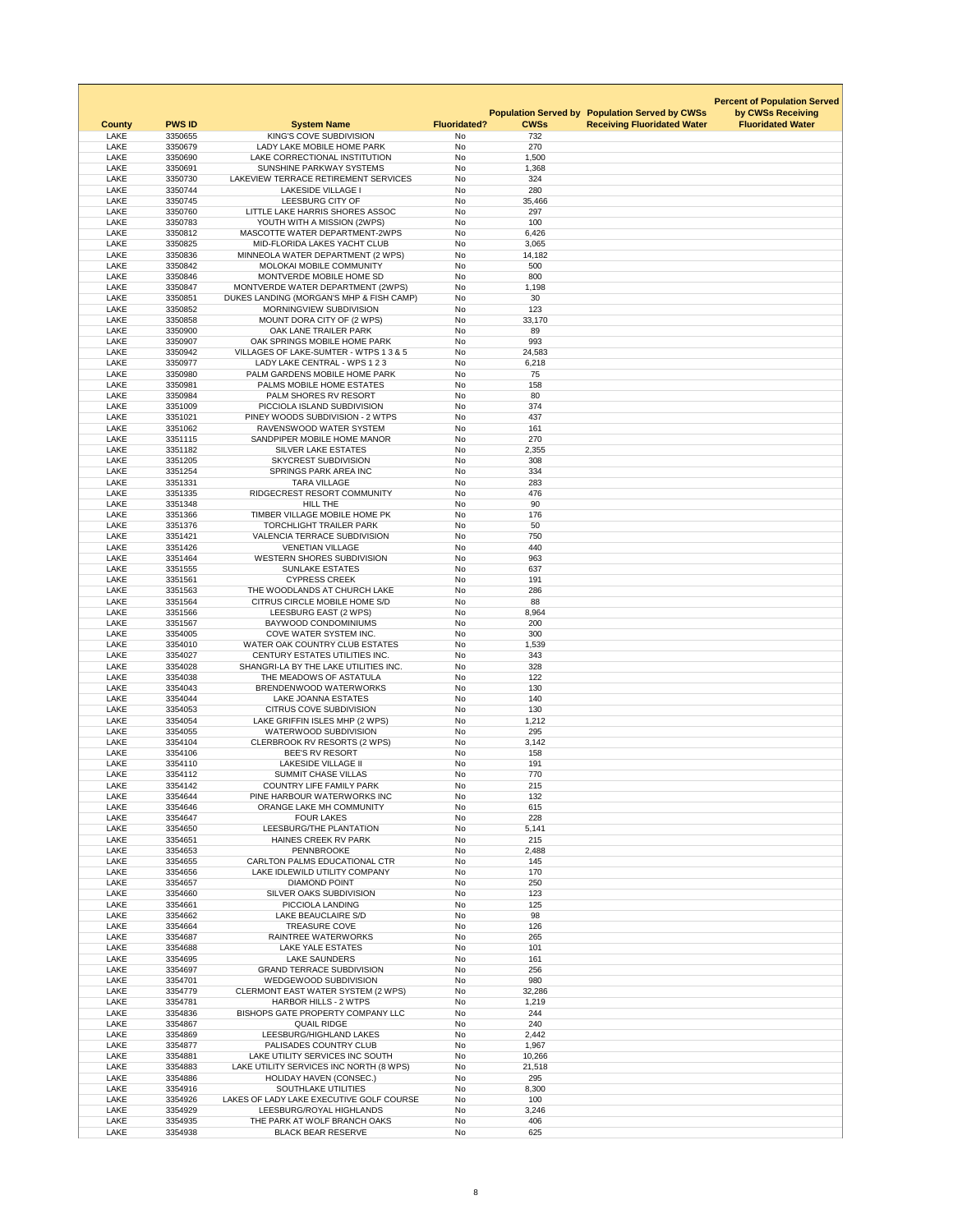| County | PWS ID | System Name | Fluoridated? | Population Served by CWSs | Population Served by CWSs Receiving Fluoridated Water | Percent of Population Served by CWSs Receiving Fluoridated Water |
|---|---|---|---|---|---|---|
| LAKE | 3350655 | KING'S COVE SUBDIVISION | No | 732 | | |
| LAKE | 3350679 | LADY LAKE MOBILE HOME PARK | No | 270 | | |
| LAKE | 3350690 | LAKE CORRECTIONAL INSTITUTION | No | 1,500 | | |
| LAKE | 3350691 | SUNSHINE PARKWAY SYSTEMS | No | 1,368 | | |
| LAKE | 3350730 | LAKEVIEW TERRACE RETIREMENT SERVICES | No | 324 | | |
| LAKE | 3350744 | LAKESIDE VILLAGE I | No | 280 | | |
| LAKE | 3350745 | LEESBURG CITY OF | No | 35,466 | | |
| LAKE | 3350760 | LITTLE LAKE HARRIS SHORES ASSOC | No | 297 | | |
| LAKE | 3350783 | YOUTH WITH A MISSION (2WPS) | No | 100 | | |
| LAKE | 3350812 | MASCOTTE WATER DEPARTMENT-2WPS | No | 6,426 | | |
| LAKE | 3350825 | MID-FLORIDA LAKES YACHT CLUB | No | 3,065 | | |
| LAKE | 3350836 | MINNEOLA WATER DEPARTMENT (2 WPS) | No | 14,182 | | |
| LAKE | 3350842 | MOLOKAI MOBILE COMMUNITY | No | 500 | | |
| LAKE | 3350846 | MONTVERDE MOBILE HOME SD | No | 800 | | |
| LAKE | 3350847 | MONTVERDE WATER DEPARTMENT (2WPS) | No | 1,198 | | |
| LAKE | 3350851 | DUKES LANDING (MORGAN'S MHP & FISH CAMP) | No | 30 | | |
| LAKE | 3350852 | MORNINGVIEW SUBDIVISION | No | 123 | | |
| LAKE | 3350858 | MOUNT DORA CITY OF (2 WPS) | No | 33,170 | | |
| LAKE | 3350900 | OAK LANE TRAILER PARK | No | 89 | | |
| LAKE | 3350907 | OAK SPRINGS MOBILE HOME PARK | No | 993 | | |
| LAKE | 3350942 | VILLAGES OF LAKE-SUMTER - WTPS 1 3 & 5 | No | 24,583 | | |
| LAKE | 3350977 | LADY LAKE CENTRAL - WPS 1 2 3 | No | 6,218 | | |
| LAKE | 3350980 | PALM GARDENS MOBILE HOME PARK | No | 75 | | |
| LAKE | 3350981 | PALMS MOBILE HOME ESTATES | No | 158 | | |
| LAKE | 3350984 | PALM SHORES RV RESORT | No | 80 | | |
| LAKE | 3351009 | PICCIOLA ISLAND SUBDIVISION | No | 374 | | |
| LAKE | 3351021 | PINEY WOODS SUBDIVISION - 2 WTPS | No | 437 | | |
| LAKE | 3351062 | RAVENSWOOD WATER SYSTEM | No | 161 | | |
| LAKE | 3351115 | SANDPIPER MOBILE HOME MANOR | No | 270 | | |
| LAKE | 3351182 | SILVER LAKE ESTATES | No | 2,355 | | |
| LAKE | 3351205 | SKYCREST SUBDIVISION | No | 308 | | |
| LAKE | 3351254 | SPRINGS PARK AREA INC | No | 334 | | |
| LAKE | 3351331 | TARA VILLAGE | No | 283 | | |
| LAKE | 3351335 | RIDGECREST RESORT COMMUNITY | No | 476 | | |
| LAKE | 3351348 | HILL THE | No | 90 | | |
| LAKE | 3351366 | TIMBER VILLAGE MOBILE HOME PK | No | 176 | | |
| LAKE | 3351376 | TORCHLIGHT TRAILER PARK | No | 50 | | |
| LAKE | 3351421 | VALENCIA TERRACE SUBDIVISION | No | 750 | | |
| LAKE | 3351426 | VENETIAN VILLAGE | No | 440 | | |
| LAKE | 3351464 | WESTERN SHORES SUBDIVISION | No | 963 | | |
| LAKE | 3351555 | SUNLAKE ESTATES | No | 637 | | |
| LAKE | 3351561 | CYPRESS CREEK | No | 191 | | |
| LAKE | 3351563 | THE WOODLANDS AT CHURCH LAKE | No | 286 | | |
| LAKE | 3351564 | CITRUS CIRCLE MOBILE HOME S/D | No | 88 | | |
| LAKE | 3351566 | LEESBURG EAST (2 WPS) | No | 8,964 | | |
| LAKE | 3351567 | BAYWOOD CONDOMINIUMS | No | 200 | | |
| LAKE | 3354005 | COVE WATER SYSTEM INC. | No | 300 | | |
| LAKE | 3354010 | WATER OAK COUNTRY CLUB ESTATES | No | 1,539 | | |
| LAKE | 3354027 | CENTURY ESTATES UTILITIES INC. | No | 343 | | |
| LAKE | 3354028 | SHANGRI-LA BY THE LAKE UTILITIES INC. | No | 328 | | |
| LAKE | 3354038 | THE MEADOWS OF ASTATULA | No | 122 | | |
| LAKE | 3354043 | BRENDENWOOD WATERWORKS | No | 130 | | |
| LAKE | 3354044 | LAKE JOANNA ESTATES | No | 140 | | |
| LAKE | 3354053 | CITRUS COVE SUBDIVISION | No | 130 | | |
| LAKE | 3354054 | LAKE GRIFFIN ISLES MHP (2 WPS) | No | 1,212 | | |
| LAKE | 3354055 | WATERWOOD SUBDIVISION | No | 295 | | |
| LAKE | 3354104 | CLERBROOK RV RESORTS (2 WPS) | No | 3,142 | | |
| LAKE | 3354106 | BEE'S RV RESORT | No | 158 | | |
| LAKE | 3354110 | LAKESIDE VILLAGE II | No | 191 | | |
| LAKE | 3354112 | SUMMIT CHASE VILLAS | No | 770 | | |
| LAKE | 3354142 | COUNTRY LIFE FAMILY PARK | No | 215 | | |
| LAKE | 3354644 | PINE HARBOUR WATERWORKS INC | No | 132 | | |
| LAKE | 3354646 | ORANGE LAKE MH COMMUNITY | No | 615 | | |
| LAKE | 3354647 | FOUR LAKES | No | 228 | | |
| LAKE | 3354650 | LEESBURG/THE PLANTATION | No | 5,141 | | |
| LAKE | 3354651 | HAINES CREEK RV PARK | No | 215 | | |
| LAKE | 3354653 | PENNBROOKE | No | 2,488 | | |
| LAKE | 3354655 | CARLTON PALMS EDUCATIONAL CTR | No | 145 | | |
| LAKE | 3354656 | LAKE IDLEWILD UTILITY COMPANY | No | 170 | | |
| LAKE | 3354657 | DIAMOND POINT | No | 250 | | |
| LAKE | 3354660 | SILVER OAKS SUBDIVISION | No | 123 | | |
| LAKE | 3354661 | PICCIOLA LANDING | No | 125 | | |
| LAKE | 3354662 | LAKE BEAUCLAIRE S/D | No | 98 | | |
| LAKE | 3354664 | TREASURE COVE | No | 126 | | |
| LAKE | 3354687 | RAINTREE WATERWORKS | No | 265 | | |
| LAKE | 3354688 | LAKE YALE ESTATES | No | 101 | | |
| LAKE | 3354695 | LAKE SAUNDERS | No | 161 | | |
| LAKE | 3354697 | GRAND TERRACE SUBDIVISION | No | 256 | | |
| LAKE | 3354701 | WEDGEWOOD SUBDIVISION | No | 980 | | |
| LAKE | 3354779 | CLERMONT EAST WATER SYSTEM (2 WPS) | No | 32,286 | | |
| LAKE | 3354781 | HARBOR HILLS - 2 WTPS | No | 1,219 | | |
| LAKE | 3354836 | BISHOPS GATE PROPERTY COMPANY LLC | No | 244 | | |
| LAKE | 3354867 | QUAIL RIDGE | No | 240 | | |
| LAKE | 3354869 | LEESBURG/HIGHLAND LAKES | No | 2,442 | | |
| LAKE | 3354877 | PALISADES COUNTRY CLUB | No | 1,967 | | |
| LAKE | 3354881 | LAKE UTILITY SERVICES INC SOUTH | No | 10,266 | | |
| LAKE | 3354883 | LAKE UTILITY SERVICES INC NORTH (8 WPS) | No | 21,518 | | |
| LAKE | 3354886 | HOLIDAY HAVEN (CONSEC.) | No | 295 | | |
| LAKE | 3354916 | SOUTHLAKE UTILITIES | No | 8,300 | | |
| LAKE | 3354926 | LAKES OF LADY LAKE EXECUTIVE GOLF COURSE | No | 100 | | |
| LAKE | 3354929 | LEESBURG/ROYAL HIGHLANDS | No | 3,246 | | |
| LAKE | 3354935 | THE PARK AT WOLF BRANCH OAKS | No | 406 | | |
| LAKE | 3354938 | BLACK BEAR RESERVE | No | 625 | | |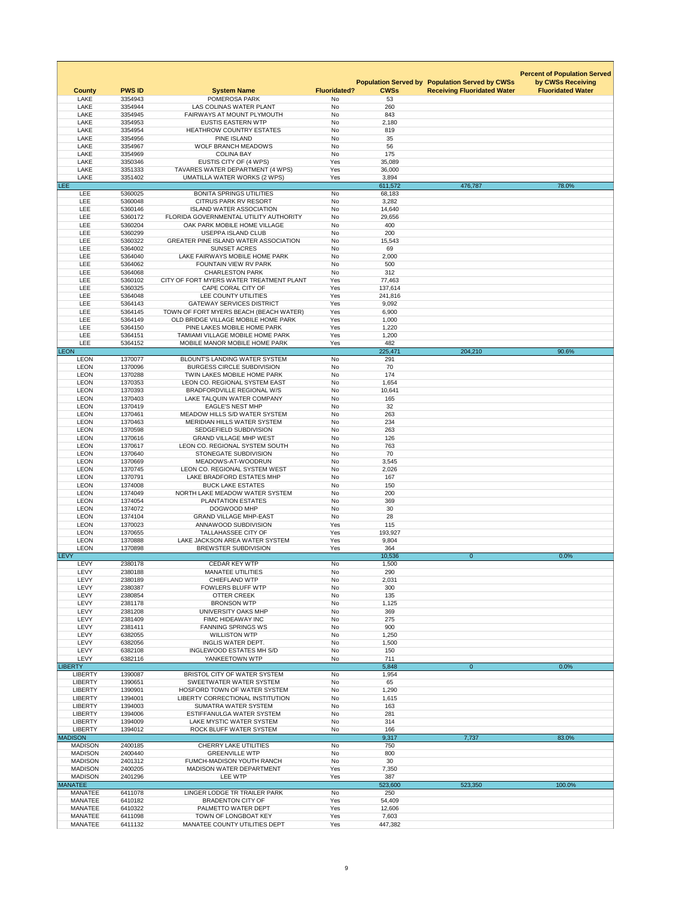| County | PWS ID | System Name | Fluoridated? | Population Served by CWSs | Population Served by CWSs Receiving Fluoridated Water | Percent of Population Served by CWSs Receiving Fluoridated Water |
|---|---|---|---|---|---|---|
| LAKE | 3354943 | POMEROSA PARK | No | 53 | | |
| LAKE | 3354944 | LAS COLINAS WATER PLANT | No | 260 | | |
| LAKE | 3354945 | FAIRWAYS AT MOUNT PLYMOUTH | No | 843 | | |
| LAKE | 3354953 | EUSTIS EASTERN WTP | No | 2,180 | | |
| LAKE | 3354954 | HEATHROW COUNTRY ESTATES | No | 819 | | |
| LAKE | 3354956 | PINE ISLAND | No | 35 | | |
| LAKE | 3354967 | WOLF BRANCH MEADOWS | No | 56 | | |
| LAKE | 3354969 | COLINA BAY | No | 175 | | |
| LAKE | 3350346 | EUSTIS CITY OF (4 WPS) | Yes | 35,089 | | |
| LAKE | 3351333 | TAVARES WATER DEPARTMENT (4 WPS) | Yes | 36,000 | | |
| LAKE | 3351402 | UMATILLA WATER WORKS (2 WPS) | Yes | 3,894 | | |
| LEE | | | | 611,572 | 476,787 | 78.0% |
| LEE | 5360025 | BONITA SPRINGS UTILITIES | No | 68,183 | | |
| LEE | 5360048 | CITRUS PARK RV RESORT | No | 3,282 | | |
| LEE | 5360146 | ISLAND WATER ASSOCIATION | No | 14,640 | | |
| LEE | 5360172 | FLORIDA GOVERNMENTAL UTILITY AUTHORITY | No | 29,656 | | |
| LEE | 5360204 | OAK PARK MOBILE HOME VILLAGE | No | 400 | | |
| LEE | 5360299 | USEPPA ISLAND CLUB | No | 200 | | |
| LEE | 5360322 | GREATER PINE ISLAND WATER ASSOCIATION | No | 15,543 | | |
| LEE | 5364002 | SUNSET ACRES | No | 69 | | |
| LEE | 5364040 | LAKE FAIRWAYS MOBILE HOME PARK | No | 2,000 | | |
| LEE | 5364062 | FOUNTAIN VIEW RV PARK | No | 500 | | |
| LEE | 5364068 | CHARLESTON PARK | No | 312 | | |
| LEE | 5360102 | CITY OF FORT MYERS WATER TREATMENT PLANT | Yes | 77,463 | | |
| LEE | 5360325 | CAPE CORAL CITY OF | Yes | 137,614 | | |
| LEE | 5364048 | LEE COUNTY UTILITIES | Yes | 241,816 | | |
| LEE | 5364143 | GATEWAY SERVICES DISTRICT | Yes | 9,092 | | |
| LEE | 5364145 | TOWN OF FORT MYERS BEACH (BEACH WATER) | Yes | 6,900 | | |
| LEE | 5364149 | OLD BRIDGE VILLAGE MOBILE HOME PARK | Yes | 1,000 | | |
| LEE | 5364150 | PINE LAKES MOBILE HOME PARK | Yes | 1,220 | | |
| LEE | 5364151 | TAMIAMI VILLAGE MOBILE HOME PARK | Yes | 1,200 | | |
| LEE | 5364152 | MOBILE MANOR MOBILE HOME PARK | Yes | 482 | | |
| LEON | | | | 225,471 | 204,210 | 90.6% |
| LEON | 1370077 | BLOUNT'S LANDING WATER SYSTEM | No | 291 | | |
| LEON | 1370096 | BURGESS CIRCLE SUBDIVISION | No | 70 | | |
| LEON | 1370288 | TWIN LAKES MOBILE HOME PARK | No | 174 | | |
| LEON | 1370353 | LEON CO. REGIONAL SYSTEM EAST | No | 1,654 | | |
| LEON | 1370393 | BRADFORDVILLE REGIONAL W/S | No | 10,641 | | |
| LEON | 1370403 | LAKE TALQUIN WATER COMPANY | No | 165 | | |
| LEON | 1370419 | EAGLE'S NEST MHP | No | 32 | | |
| LEON | 1370461 | MEADOW HILLS S/D WATER SYSTEM | No | 263 | | |
| LEON | 1370463 | MERIDIAN HILLS WATER SYSTEM | No | 234 | | |
| LEON | 1370598 | SEDGEFIELD SUBDIVISION | No | 263 | | |
| LEON | 1370616 | GRAND VILLAGE MHP WEST | No | 126 | | |
| LEON | 1370617 | LEON CO. REGIONAL SYSTEM SOUTH | No | 763 | | |
| LEON | 1370640 | STONEGATE SUBDIVISION | No | 70 | | |
| LEON | 1370669 | MEADOWS-AT-WOODRUN | No | 3,545 | | |
| LEON | 1370745 | LEON CO. REGIONAL SYSTEM WEST | No | 2,026 | | |
| LEON | 1370791 | LAKE BRADFORD ESTATES MHP | No | 167 | | |
| LEON | 1374008 | BUCK LAKE ESTATES | No | 150 | | |
| LEON | 1374049 | NORTH LAKE MEADOW WATER SYSTEM | No | 200 | | |
| LEON | 1374054 | PLANTATION ESTATES | No | 369 | | |
| LEON | 1374072 | DOGWOOD MHP | No | 30 | | |
| LEON | 1374104 | GRAND VILLAGE MHP-EAST | No | 28 | | |
| LEON | 1370023 | ANNAWOOD SUBDIVISION | Yes | 115 | | |
| LEON | 1370655 | TALLAHASSEE CITY OF | Yes | 193,927 | | |
| LEON | 1370888 | LAKE JACKSON AREA WATER SYSTEM | Yes | 9,804 | | |
| LEON | 1370898 | BREWSTER SUBDIVISION | Yes | 364 | | |
| LEVY | | | | 10,536 | 0 | 0.0% |
| LEVY | 2380178 | CEDAR KEY WTP | No | 1,500 | | |
| LEVY | 2380188 | MANATEE UTILITIES | No | 290 | | |
| LEVY | 2380189 | CHIEFLAND WTP | No | 2,031 | | |
| LEVY | 2380387 | FOWLERS BLUFF WTP | No | 300 | | |
| LEVY | 2380854 | OTTER CREEK | No | 135 | | |
| LEVY | 2381178 | BRONSON WTP | No | 1,125 | | |
| LEVY | 2381208 | UNIVERSITY OAKS MHP | No | 369 | | |
| LEVY | 2381409 | FIMC HIDEAWAY INC | No | 275 | | |
| LEVY | 2381411 | FANNING SPRINGS WS | No | 900 | | |
| LEVY | 6382055 | WILLISTON WTP | No | 1,250 | | |
| LEVY | 6382056 | INGLIS WATER DEPT. | No | 1,500 | | |
| LEVY | 6382108 | INGLEWOOD ESTATES MH S/D | No | 150 | | |
| LEVY | 6382116 | YANKEETOWN WTP | No | 711 | | |
| LIBERTY | | | | 5,848 | 0 | 0.0% |
| LIBERTY | 1390087 | BRISTOL CITY OF WATER SYSTEM | No | 1,954 | | |
| LIBERTY | 1390651 | SWEETWATER WATER SYSTEM | No | 65 | | |
| LIBERTY | 1390901 | HOSFORD TOWN OF WATER SYSTEM | No | 1,290 | | |
| LIBERTY | 1394001 | LIBERTY CORRECTIONAL INSTITUTION | No | 1,615 | | |
| LIBERTY | 1394003 | SUMATRA WATER SYSTEM | No | 163 | | |
| LIBERTY | 1394006 | ESTIFFANULGA WATER SYSTEM | No | 281 | | |
| LIBERTY | 1394009 | LAKE MYSTIC WATER SYSTEM | No | 314 | | |
| LIBERTY | 1394012 | ROCK BLUFF WATER SYSTEM | No | 166 | | |
| MADISON | | | | 9,317 | 7,737 | 83.0% |
| MADISON | 2400185 | CHERRY LAKE UTILITIES | No | 750 | | |
| MADISON | 2400440 | GREENVILLE WTP | No | 800 | | |
| MADISON | 2401312 | FUMCH-MADISON YOUTH RANCH | No | 30 | | |
| MADISON | 2400205 | MADISON WATER DEPARTMENT | Yes | 7,350 | | |
| MADISON | 2401296 | LEE WTP | Yes | 387 | | |
| MANATEE | | | | 523,600 | 523,350 | 100.0% |
| MANATEE | 6411078 | LINGER LODGE TR TRAILER PARK | No | 250 | | |
| MANATEE | 6410182 | BRADENTON CITY OF | Yes | 54,409 | | |
| MANATEE | 6410322 | PALMETTO WATER DEPT | Yes | 12,606 | | |
| MANATEE | 6411098 | TOWN OF LONGBOAT KEY | Yes | 7,603 | | |
| MANATEE | 6411132 | MANATEE COUNTY UTILITIES DEPT | Yes | 447,382 | | |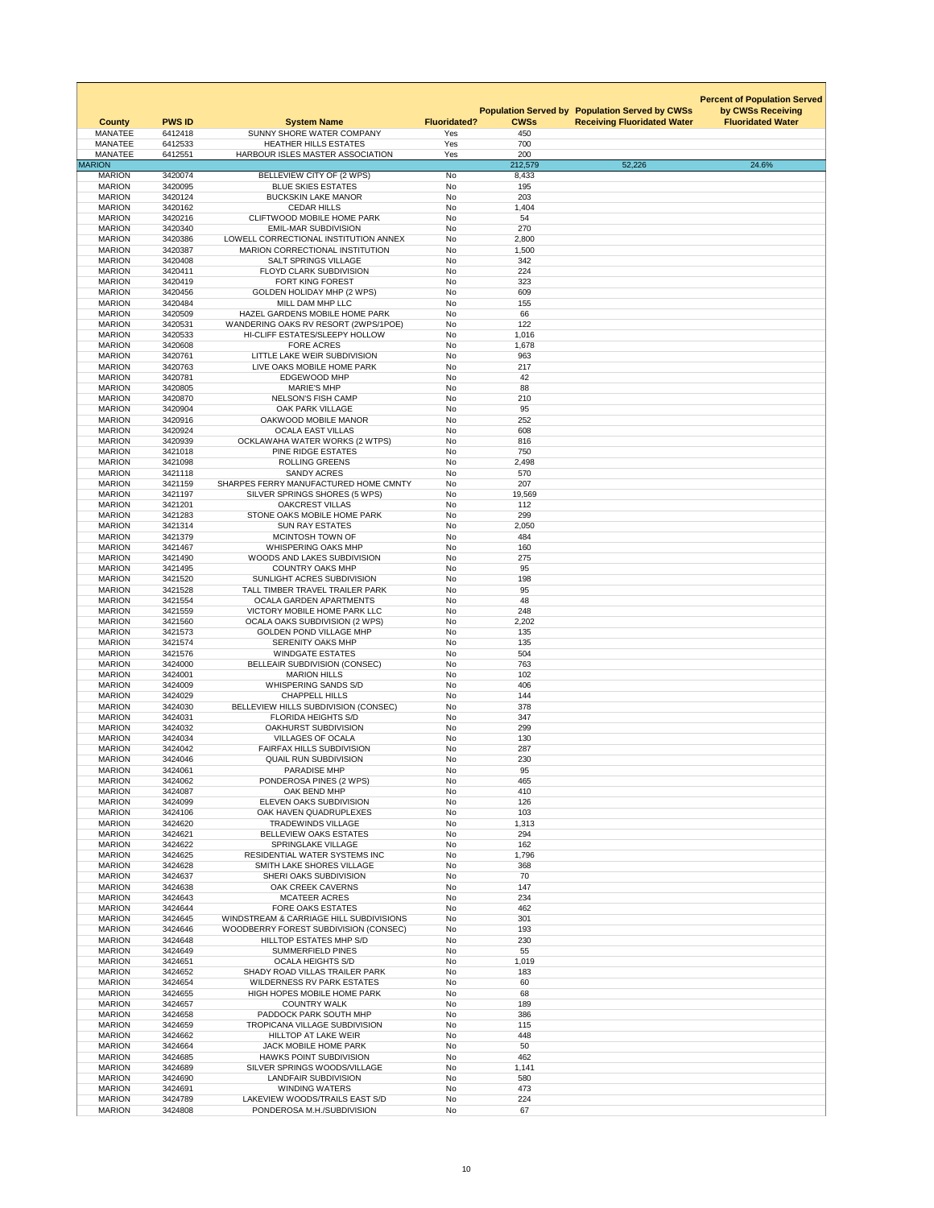| County | PWS ID | System Name | Fluoridated? | Population Served by CWSs | Population Served by CWSs Receiving Fluoridated Water | Percent of Population Served by CWSs Receiving Fluoridated Water |
|---|---|---|---|---|---|---|
| MANATEE | 6412418 | SUNNY SHORE WATER COMPANY | Yes | 450 | | |
| MANATEE | 6412533 | HEATHER HILLS ESTATES | Yes | 700 | | |
| MANATEE | 6412551 | HARBOUR ISLES MASTER ASSOCIATION | Yes | 200 | | |
| MARION | | | | 212,579 | 52,226 | 24.6% |
| MARION | 3420074 | BELLEVIEW CITY OF (2 WPS) | No | 8,433 | | |
| MARION | 3420095 | BLUE SKIES ESTATES | No | 195 | | |
| MARION | 3420124 | BUCKSKIN LAKE MANOR | No | 203 | | |
| MARION | 3420162 | CEDAR HILLS | No | 1,404 | | |
| MARION | 3420216 | CLIFTWOOD MOBILE HOME PARK | No | 54 | | |
| MARION | 3420340 | EMIL-MAR SUBDIVISION | No | 270 | | |
| MARION | 3420386 | LOWELL CORRECTIONAL INSTITUTION ANNEX | No | 2,800 | | |
| MARION | 3420387 | MARION CORRECTIONAL INSTITUTION | No | 1,500 | | |
| MARION | 3420408 | SALT SPRINGS VILLAGE | No | 342 | | |
| MARION | 3420411 | FLOYD CLARK SUBDIVISION | No | 224 | | |
| MARION | 3420419 | FORT KING FOREST | No | 323 | | |
| MARION | 3420456 | GOLDEN HOLIDAY MHP (2 WPS) | No | 609 | | |
| MARION | 3420484 | MILL DAM MHP LLC | No | 155 | | |
| MARION | 3420509 | HAZEL GARDENS MOBILE HOME PARK | No | 66 | | |
| MARION | 3420531 | WANDERING OAKS RV RESORT (2WPS/1POE) | No | 122 | | |
| MARION | 3420533 | HI-CLIFF ESTATES/SLEEPY HOLLOW | No | 1,016 | | |
| MARION | 3420608 | FORE ACRES | No | 1,678 | | |
| MARION | 3420761 | LITTLE LAKE WEIR SUBDIVISION | No | 963 | | |
| MARION | 3420763 | LIVE OAKS MOBILE HOME PARK | No | 217 | | |
| MARION | 3420781 | EDGEWOOD MHP | No | 42 | | |
| MARION | 3420805 | MARIE'S MHP | No | 88 | | |
| MARION | 3420870 | NELSON'S FISH CAMP | No | 210 | | |
| MARION | 3420904 | OAK PARK VILLAGE | No | 95 | | |
| MARION | 3420916 | OAKWOOD MOBILE MANOR | No | 252 | | |
| MARION | 3420924 | OCALA EAST VILLAS | No | 608 | | |
| MARION | 3420939 | OCKLAWAHA WATER WORKS (2 WTPS) | No | 816 | | |
| MARION | 3421018 | PINE RIDGE ESTATES | No | 750 | | |
| MARION | 3421098 | ROLLING GREENS | No | 2,498 | | |
| MARION | 3421118 | SANDY ACRES | No | 570 | | |
| MARION | 3421159 | SHARPES FERRY MANUFACTURED HOME CMNTY | No | 207 | | |
| MARION | 3421197 | SILVER SPRINGS SHORES (5 WPS) | No | 19,569 | | |
| MARION | 3421201 | OAKCREST VILLAS | No | 112 | | |
| MARION | 3421283 | STONE OAKS MOBILE HOME PARK | No | 299 | | |
| MARION | 3421314 | SUN RAY ESTATES | No | 2,050 | | |
| MARION | 3421379 | MCINTOSH TOWN OF | No | 484 | | |
| MARION | 3421467 | WHISPERING OAKS MHP | No | 160 | | |
| MARION | 3421490 | WOODS AND LAKES SUBDIVISION | No | 275 | | |
| MARION | 3421495 | COUNTRY OAKS MHP | No | 95 | | |
| MARION | 3421520 | SUNLIGHT ACRES SUBDIVISION | No | 198 | | |
| MARION | 3421528 | TALL TIMBER TRAVEL TRAILER PARK | No | 95 | | |
| MARION | 3421554 | OCALA GARDEN APARTMENTS | No | 48 | | |
| MARION | 3421559 | VICTORY MOBILE HOME PARK LLC | No | 248 | | |
| MARION | 3421560 | OCALA OAKS SUBDIVISION (2 WPS) | No | 2,202 | | |
| MARION | 3421573 | GOLDEN POND VILLAGE MHP | No | 135 | | |
| MARION | 3421574 | SERENITY OAKS MHP | No | 135 | | |
| MARION | 3421576 | WINDGATE ESTATES | No | 504 | | |
| MARION | 3424000 | BELLEAIR SUBDIVISION (CONSEC) | No | 763 | | |
| MARION | 3424001 | MARION HILLS | No | 102 | | |
| MARION | 3424009 | WHISPERING SANDS S/D | No | 406 | | |
| MARION | 3424029 | CHAPPELL HILLS | No | 144 | | |
| MARION | 3424030 | BELLEVIEW HILLS SUBDIVISION (CONSEC) | No | 378 | | |
| MARION | 3424031 | FLORIDA HEIGHTS S/D | No | 347 | | |
| MARION | 3424032 | OAKHURST SUBDIVISION | No | 299 | | |
| MARION | 3424034 | VILLAGES OF OCALA | No | 130 | | |
| MARION | 3424042 | FAIRFAX HILLS SUBDIVISION | No | 287 | | |
| MARION | 3424046 | QUAIL RUN SUBDIVISION | No | 230 | | |
| MARION | 3424061 | PARADISE MHP | No | 95 | | |
| MARION | 3424062 | PONDEROSA PINES (2 WPS) | No | 465 | | |
| MARION | 3424087 | OAK BEND MHP | No | 410 | | |
| MARION | 3424099 | ELEVEN OAKS SUBDIVISION | No | 126 | | |
| MARION | 3424106 | OAK HAVEN QUADRUPLEXES | No | 103 | | |
| MARION | 3424620 | TRADEWINDS VILLAGE | No | 1,313 | | |
| MARION | 3424621 | BELLEVIEW OAKS ESTATES | No | 294 | | |
| MARION | 3424622 | SPRINGLAKE VILLAGE | No | 162 | | |
| MARION | 3424625 | RESIDENTIAL WATER SYSTEMS INC | No | 1,796 | | |
| MARION | 3424628 | SMITH LAKE SHORES VILLAGE | No | 368 | | |
| MARION | 3424637 | SHERI OAKS SUBDIVISION | No | 70 | | |
| MARION | 3424638 | OAK CREEK CAVERNS | No | 147 | | |
| MARION | 3424643 | MCATEER ACRES | No | 234 | | |
| MARION | 3424644 | FORE OAKS ESTATES | No | 462 | | |
| MARION | 3424645 | WINDSTREAM & CARRIAGE HILL SUBDIVISIONS | No | 301 | | |
| MARION | 3424646 | WOODBERRY FOREST SUBDIVISION (CONSEC) | No | 193 | | |
| MARION | 3424648 | HILLTOP ESTATES MHP S/D | No | 230 | | |
| MARION | 3424649 | SUMMERFIELD PINES | No | 55 | | |
| MARION | 3424651 | OCALA HEIGHTS S/D | No | 1,019 | | |
| MARION | 3424652 | SHADY ROAD VILLAS TRAILER PARK | No | 183 | | |
| MARION | 3424654 | WILDERNESS RV PARK ESTATES | No | 60 | | |
| MARION | 3424655 | HIGH HOPES MOBILE HOME PARK | No | 68 | | |
| MARION | 3424657 | COUNTRY WALK | No | 189 | | |
| MARION | 3424658 | PADDOCK PARK SOUTH MHP | No | 386 | | |
| MARION | 3424659 | TROPICANA VILLAGE SUBDIVISION | No | 115 | | |
| MARION | 3424662 | HILLTOP AT LAKE WEIR | No | 448 | | |
| MARION | 3424664 | JACK MOBILE HOME PARK | No | 50 | | |
| MARION | 3424685 | HAWKS POINT SUBDIVISION | No | 462 | | |
| MARION | 3424689 | SILVER SPRINGS WOODS/VILLAGE | No | 1,141 | | |
| MARION | 3424690 | LANDFAIR SUBDIVISION | No | 580 | | |
| MARION | 3424691 | WINDING WATERS | No | 473 | | |
| MARION | 3424789 | LAKEVIEW WOODS/TRAILS EAST S/D | No | 224 | | |
| MARION | 3424808 | PONDEROSA M.H./SUBDIVISION | No | 67 | | |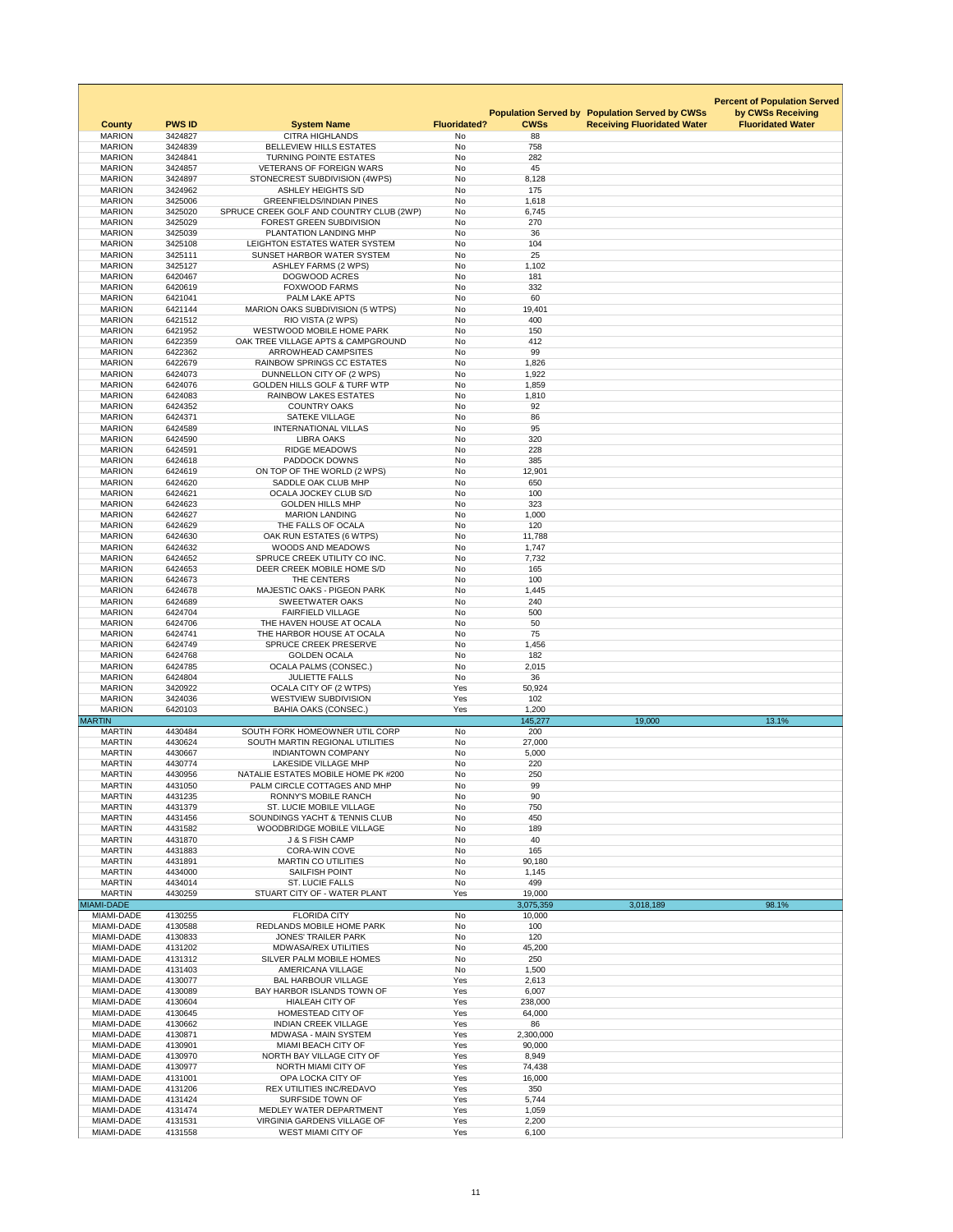| County | PWS ID | System Name | Fluoridated? | Population Served by CWSs | Population Served by CWSs Receiving Fluoridated Water | Percent of Population Served by CWSs Receiving Fluoridated Water |
|---|---|---|---|---|---|---|
| MARION | 3424827 | CITRA HIGHLANDS | No | 88 | | |
| MARION | 3424839 | BELLEVIEW HILLS ESTATES | No | 758 | | |
| MARION | 3424841 | TURNING POINTE ESTATES | No | 282 | | |
| MARION | 3424857 | VETERANS OF FOREIGN WARS | No | 45 | | |
| MARION | 3424897 | STONECREST SUBDIVISION (4WPS) | No | 8,128 | | |
| MARION | 3424962 | ASHLEY HEIGHTS S/D | No | 175 | | |
| MARION | 3425006 | GREENFIELDS/INDIAN PINES | No | 1,618 | | |
| MARION | 3425020 | SPRUCE CREEK GOLF AND COUNTRY CLUB (2WP) | No | 6,745 | | |
| MARION | 3425029 | FOREST GREEN SUBDIVISION | No | 270 | | |
| MARION | 3425039 | PLANTATION LANDING MHP | No | 36 | | |
| MARION | 3425108 | LEIGHTON ESTATES WATER SYSTEM | No | 104 | | |
| MARION | 3425111 | SUNSET HARBOR WATER SYSTEM | No | 25 | | |
| MARION | 3425127 | ASHLEY FARMS (2 WPS) | No | 1,102 | | |
| MARION | 6420467 | DOGWOOD ACRES | No | 181 | | |
| MARION | 6420619 | FOXWOOD FARMS | No | 332 | | |
| MARION | 6421041 | PALM LAKE APTS | No | 60 | | |
| MARION | 6421144 | MARION OAKS SUBDIVISION (5 WTPS) | No | 19,401 | | |
| MARION | 6421512 | RIO VISTA (2 WPS) | No | 400 | | |
| MARION | 6421952 | WESTWOOD MOBILE HOME PARK | No | 150 | | |
| MARION | 6422359 | OAK TREE VILLAGE APTS & CAMPGROUND | No | 412 | | |
| MARION | 6422362 | ARROWHEAD CAMPSITES | No | 99 | | |
| MARION | 6422679 | RAINBOW SPRINGS CC ESTATES | No | 1,826 | | |
| MARION | 6424073 | DUNNELLON CITY OF (2 WPS) | No | 1,922 | | |
| MARION | 6424076 | GOLDEN HILLS GOLF & TURF WTP | No | 1,859 | | |
| MARION | 6424083 | RAINBOW LAKES ESTATES | No | 1,810 | | |
| MARION | 6424352 | COUNTRY OAKS | No | 92 | | |
| MARION | 6424371 | SATEKE VILLAGE | No | 86 | | |
| MARION | 6424589 | INTERNATIONAL VILLAS | No | 95 | | |
| MARION | 6424590 | LIBRA OAKS | No | 320 | | |
| MARION | 6424591 | RIDGE MEADOWS | No | 228 | | |
| MARION | 6424618 | PADDOCK DOWNS | No | 385 | | |
| MARION | 6424619 | ON TOP OF THE WORLD (2 WPS) | No | 12,901 | | |
| MARION | 6424620 | SADDLE OAK CLUB MHP | No | 650 | | |
| MARION | 6424621 | OCALA JOCKEY CLUB S/D | No | 100 | | |
| MARION | 6424623 | GOLDEN HILLS MHP | No | 323 | | |
| MARION | 6424627 | MARION LANDING | No | 1,000 | | |
| MARION | 6424629 | THE FALLS OF OCALA | No | 120 | | |
| MARION | 6424630 | OAK RUN ESTATES (6 WTPS) | No | 11,788 | | |
| MARION | 6424632 | WOODS AND MEADOWS | No | 1,747 | | |
| MARION | 6424652 | SPRUCE CREEK UTILITY CO INC. | No | 7,732 | | |
| MARION | 6424653 | DEER CREEK MOBILE HOME S/D | No | 165 | | |
| MARION | 6424673 | THE CENTERS | No | 100 | | |
| MARION | 6424678 | MAJESTIC OAKS - PIGEON PARK | No | 1,445 | | |
| MARION | 6424689 | SWEETWATER OAKS | No | 240 | | |
| MARION | 6424704 | FAIRFIELD VILLAGE | No | 500 | | |
| MARION | 6424706 | THE HAVEN HOUSE AT OCALA | No | 50 | | |
| MARION | 6424741 | THE HARBOR HOUSE AT OCALA | No | 75 | | |
| MARION | 6424749 | SPRUCE CREEK PRESERVE | No | 1,456 | | |
| MARION | 6424768 | GOLDEN OCALA | No | 182 | | |
| MARION | 6424785 | OCALA PALMS (CONSEC.) | No | 2,015 | | |
| MARION | 6424804 | JULIETTE FALLS | No | 36 | | |
| MARION | 3420922 | OCALA CITY OF (2 WTPS) | Yes | 50,924 | | |
| MARION | 3424036 | WESTVIEW SUBDIVISION | Yes | 102 | | |
| MARION | 6420103 | BAHIA OAKS (CONSEC.) | Yes | 1,200 | | |
| MARTIN | | | | 145,277 | 19,000 | 13.1% |
| MARTIN | 4430484 | SOUTH FORK HOMEOWNER UTIL CORP | No | 200 | | |
| MARTIN | 4430624 | SOUTH MARTIN REGIONAL UTILITIES | No | 27,000 | | |
| MARTIN | 4430667 | INDIANTOWN COMPANY | No | 5,000 | | |
| MARTIN | 4430774 | LAKESIDE VILLAGE MHP | No | 220 | | |
| MARTIN | 4430956 | NATALIE ESTATES MOBILE HOME PK #200 | No | 250 | | |
| MARTIN | 4431050 | PALM CIRCLE COTTAGES AND MHP | No | 99 | | |
| MARTIN | 4431235 | RONNY'S MOBILE RANCH | No | 90 | | |
| MARTIN | 4431379 | ST. LUCIE MOBILE VILLAGE | No | 750 | | |
| MARTIN | 4431456 | SOUNDINGS YACHT & TENNIS CLUB | No | 450 | | |
| MARTIN | 4431582 | WOODBRIDGE MOBILE VILLAGE | No | 189 | | |
| MARTIN | 4431870 | J & S FISH CAMP | No | 40 | | |
| MARTIN | 4431883 | CORA-WIN COVE | No | 165 | | |
| MARTIN | 4431891 | MARTIN CO UTILITIES | No | 90,180 | | |
| MARTIN | 4434000 | SAILFISH POINT | No | 1,145 | | |
| MARTIN | 4434014 | ST. LUCIE FALLS | No | 499 | | |
| MARTIN | 4430259 | STUART CITY OF - WATER PLANT | Yes | 19,000 | | |
| MIAMI-DADE | | | | 3,075,359 | 3,018,189 | 98.1% |
| MIAMI-DADE | 4130255 | FLORIDA CITY | No | 10,000 | | |
| MIAMI-DADE | 4130588 | REDLANDS MOBILE HOME PARK | No | 100 | | |
| MIAMI-DADE | 4130833 | JONES' TRAILER PARK | No | 120 | | |
| MIAMI-DADE | 4131202 | MDWASA/REX UTILITIES | No | 45,200 | | |
| MIAMI-DADE | 4131312 | SILVER PALM MOBILE HOMES | No | 250 | | |
| MIAMI-DADE | 4131403 | AMERICANA VILLAGE | No | 1,500 | | |
| MIAMI-DADE | 4130077 | BAL HARBOUR VILLAGE | Yes | 2,613 | | |
| MIAMI-DADE | 4130089 | BAY HARBOR ISLANDS TOWN OF | Yes | 6,007 | | |
| MIAMI-DADE | 4130604 | HIALEAH CITY OF | Yes | 238,000 | | |
| MIAMI-DADE | 4130645 | HOMESTEAD CITY OF | Yes | 64,000 | | |
| MIAMI-DADE | 4130662 | INDIAN CREEK VILLAGE | Yes | 86 | | |
| MIAMI-DADE | 4130871 | MDWASA - MAIN SYSTEM | Yes | 2,300,000 | | |
| MIAMI-DADE | 4130901 | MIAMI BEACH CITY OF | Yes | 90,000 | | |
| MIAMI-DADE | 4130970 | NORTH BAY VILLAGE CITY OF | Yes | 8,949 | | |
| MIAMI-DADE | 4130977 | NORTH MIAMI CITY OF | Yes | 74,438 | | |
| MIAMI-DADE | 4131001 | OPA LOCKA CITY OF | Yes | 16,000 | | |
| MIAMI-DADE | 4131206 | REX UTILITIES INC/REDAVO | Yes | 350 | | |
| MIAMI-DADE | 4131424 | SURFSIDE TOWN OF | Yes | 5,744 | | |
| MIAMI-DADE | 4131474 | MEDLEY WATER DEPARTMENT | Yes | 1,059 | | |
| MIAMI-DADE | 4131531 | VIRGINIA GARDENS VILLAGE OF | Yes | 2,200 | | |
| MIAMI-DADE | 4131558 | WEST MIAMI CITY OF | Yes | 6,100 | | |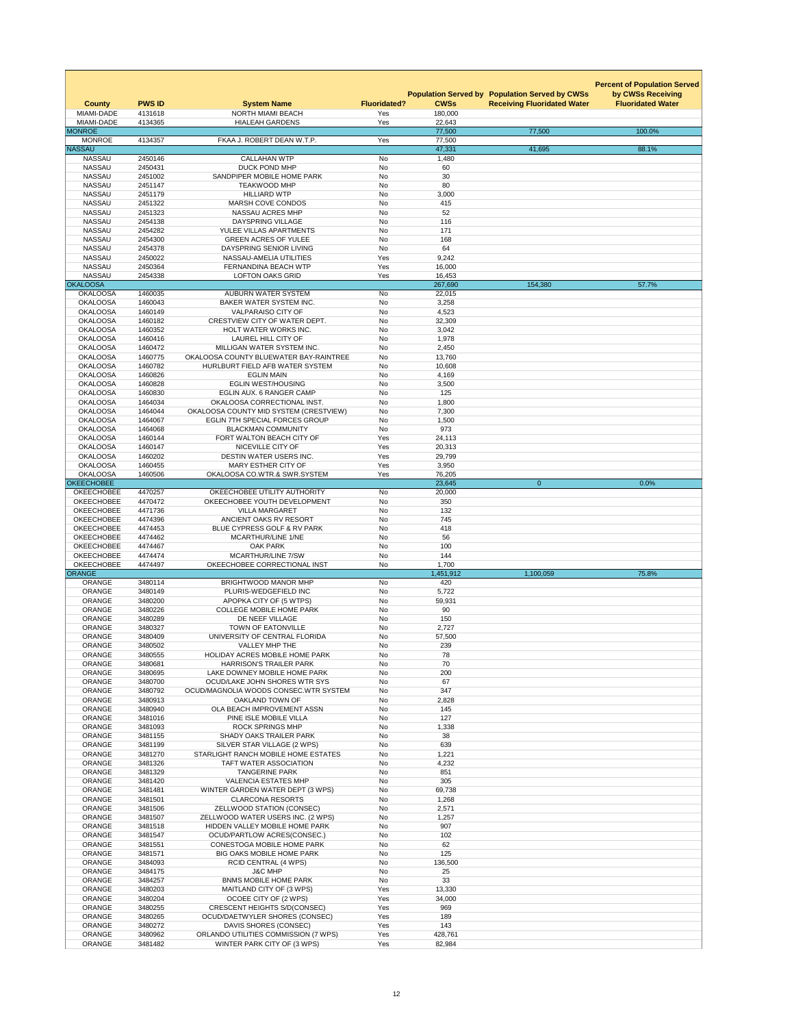| County | PWS ID | System Name | Fluoridated? | Population Served by CWSs | Population Served by CWSs Receiving Fluoridated Water | Percent of Population Served by CWSs Receiving Fluoridated Water |
|---|---|---|---|---|---|---|
| MIAMI-DADE | 4131618 | NORTH MIAMI BEACH | Yes | 180,000 | | |
| MIAMI-DADE | 4134365 | HIALEAH GARDENS | Yes | 22,643 | | |
| MONROE | | | | 77,500 | 77,500 | 100.0% |
| MONROE | 4134357 | FKAA J. ROBERT DEAN W.T.P. | Yes | 77,500 | | |
| NASSAU | | | | 47,331 | 41,695 | 88.1% |
| NASSAU | 2450146 | CALLAHAN WTP | No | 1,480 | | |
| NASSAU | 2450431 | DUCK POND MHP | No | 60 | | |
| NASSAU | 2451002 | SANDPIPER MOBILE HOME PARK | No | 30 | | |
| NASSAU | 2451147 | TEAKWOOD MHP | No | 80 | | |
| NASSAU | 2451179 | HILLIARD WTP | No | 3,000 | | |
| NASSAU | 2451322 | MARSH COVE CONDOS | No | 415 | | |
| NASSAU | 2451323 | NASSAU ACRES MHP | No | 52 | | |
| NASSAU | 2454138 | DAYSPRING VILLAGE | No | 116 | | |
| NASSAU | 2454282 | YULEE VILLAS APARTMENTS | No | 171 | | |
| NASSAU | 2454300 | GREEN ACRES OF YULEE | No | 168 | | |
| NASSAU | 2454378 | DAYSPRING SENIOR LIVING | No | 64 | | |
| NASSAU | 2450022 | NASSAU-AMELIA UTILITIES | Yes | 9,242 | | |
| NASSAU | 2450364 | FERNANDINA BEACH WTP | Yes | 16,000 | | |
| NASSAU | 2454338 | LOFTON OAKS GRID | Yes | 16,453 | | |
| OKALOOSA | | | | 267,690 | 154,380 | 57.7% |
| OKALOOSA | 1460035 | AUBURN WATER SYSTEM | No | 22,015 | | |
| OKALOOSA | 1460043 | BAKER WATER SYSTEM INC. | No | 3,258 | | |
| OKALOOSA | 1460149 | VALPARAISO CITY OF | No | 4,523 | | |
| OKALOOSA | 1460182 | CRESTVIEW CITY OF WATER DEPT. | No | 32,309 | | |
| OKALOOSA | 1460352 | HOLT WATER WORKS INC. | No | 3,042 | | |
| OKALOOSA | 1460416 | LAUREL HILL CITY OF | No | 1,978 | | |
| OKALOOSA | 1460472 | MILLIGAN WATER SYSTEM INC. | No | 2,450 | | |
| OKALOOSA | 1460775 | OKALOOSA COUNTY BLUEWATER BAY-RAINTREE | No | 13,760 | | |
| OKALOOSA | 1460782 | HURLBURT FIELD AFB WATER SYSTEM | No | 10,608 | | |
| OKALOOSA | 1460826 | EGLIN MAIN | No | 4,169 | | |
| OKALOOSA | 1460828 | EGLIN WEST/HOUSING | No | 3,500 | | |
| OKALOOSA | 1460830 | EGLIN AUX. 6 RANGER CAMP | No | 125 | | |
| OKALOOSA | 1464034 | OKALOOSA CORRECTIONAL INST. | No | 1,800 | | |
| OKALOOSA | 1464044 | OKALOOSA COUNTY MID SYSTEM (CRESTVIEW) | No | 7,300 | | |
| OKALOOSA | 1464067 | EGLIN 7TH SPECIAL FORCES GROUP | No | 1,500 | | |
| OKALOOSA | 1464068 | BLACKMAN COMMUNITY | No | 973 | | |
| OKALOOSA | 1460144 | FORT WALTON BEACH CITY OF | Yes | 24,113 | | |
| OKALOOSA | 1460147 | NICEVILLE CITY OF | Yes | 20,313 | | |
| OKALOOSA | 1460202 | DESTIN WATER USERS INC. | Yes | 29,799 | | |
| OKALOOSA | 1460455 | MARY ESTHER CITY OF | Yes | 3,950 | | |
| OKALOOSA | 1460506 | OKALOOSA CO.WTR.& SWR.SYSTEM | Yes | 76,205 | | |
| OKEECHOBEE | | | | 23,645 | 0 | 0.0% |
| OKEECHOBEE | 4470257 | OKEECHOBEE UTILITY AUTHORITY | No | 20,000 | | |
| OKEECHOBEE | 4470472 | OKEECHOBEE YOUTH DEVELOPMENT | No | 350 | | |
| OKEECHOBEE | 4471736 | VILLA MARGARET | No | 132 | | |
| OKEECHOBEE | 4474396 | ANCIENT OAKS RV RESORT | No | 745 | | |
| OKEECHOBEE | 4474453 | BLUE CYPRESS GOLF & RV PARK | No | 418 | | |
| OKEECHOBEE | 4474462 | MCARTHUR/LINE 1/NE | No | 56 | | |
| OKEECHOBEE | 4474467 | OAK PARK | No | 100 | | |
| OKEECHOBEE | 4474474 | MCARTHUR/LINE 7/SW | No | 144 | | |
| OKEECHOBEE | 4474497 | OKEECHOBEE CORRECTIONAL INST | No | 1,700 | | |
| ORANGE | | | | 1,451,912 | 1,100,059 | 75.8% |
| ORANGE | 3480114 | BRIGHTWOOD MANOR MHP | No | 420 | | |
| ORANGE | 3480149 | PLURIS-WEDGEFIELD INC | No | 5,722 | | |
| ORANGE | 3480200 | APOPKA CITY OF (5 WTPS) | No | 59,931 | | |
| ORANGE | 3480226 | COLLEGE MOBILE HOME PARK | No | 90 | | |
| ORANGE | 3480289 | DE NEEF VILLAGE | No | 150 | | |
| ORANGE | 3480327 | TOWN OF EATONVILLE | No | 2,727 | | |
| ORANGE | 3480409 | UNIVERSITY OF CENTRAL FLORIDA | No | 57,500 | | |
| ORANGE | 3480502 | VALLEY MHP THE | No | 239 | | |
| ORANGE | 3480555 | HOLIDAY ACRES MOBILE HOME PARK | No | 78 | | |
| ORANGE | 3480681 | HARRISON'S TRAILER PARK | No | 70 | | |
| ORANGE | 3480695 | LAKE DOWNEY MOBILE HOME PARK | No | 200 | | |
| ORANGE | 3480700 | OCUD/LAKE JOHN SHORES WTR SYS | No | 67 | | |
| ORANGE | 3480792 | OCUD/MAGNOLIA WOODS CONSEC.WTR SYSTEM | No | 347 | | |
| ORANGE | 3480913 | OAKLAND TOWN OF | No | 2,828 | | |
| ORANGE | 3480940 | OLA BEACH IMPROVEMENT ASSN | No | 145 | | |
| ORANGE | 3481016 | PINE ISLE MOBILE VILLA | No | 127 | | |
| ORANGE | 3481093 | ROCK SPRINGS MHP | No | 1,338 | | |
| ORANGE | 3481155 | SHADY OAKS TRAILER PARK | No | 38 | | |
| ORANGE | 3481199 | SILVER STAR VILLAGE (2 WPS) | No | 639 | | |
| ORANGE | 3481270 | STARLIGHT RANCH MOBILE HOME ESTATES | No | 1,221 | | |
| ORANGE | 3481326 | TAFT WATER ASSOCIATION | No | 4,232 | | |
| ORANGE | 3481329 | TANGERINE PARK | No | 851 | | |
| ORANGE | 3481420 | VALENCIA ESTATES MHP | No | 305 | | |
| ORANGE | 3481481 | WINTER GARDEN WATER DEPT (3 WPS) | No | 69,738 | | |
| ORANGE | 3481501 | CLARCONA RESORTS | No | 1,268 | | |
| ORANGE | 3481506 | ZELLWOOD STATION (CONSEC) | No | 2,571 | | |
| ORANGE | 3481507 | ZELLWOOD WATER USERS INC. (2 WPS) | No | 1,257 | | |
| ORANGE | 3481518 | HIDDEN VALLEY MOBILE HOME PARK | No | 907 | | |
| ORANGE | 3481547 | OCUD/PARTLOW ACRES(CONSEC.) | No | 102 | | |
| ORANGE | 3481551 | CONESTOGA MOBILE HOME PARK | No | 62 | | |
| ORANGE | 3481571 | BIG OAKS MOBILE HOME PARK | No | 125 | | |
| ORANGE | 3484093 | RCID CENTRAL (4 WPS) | No | 136,500 | | |
| ORANGE | 3484175 | J&C MHP | No | 25 | | |
| ORANGE | 3484257 | BNMS MOBILE HOME PARK | No | 33 | | |
| ORANGE | 3480203 | MAITLAND CITY OF (3 WPS) | Yes | 13,330 | | |
| ORANGE | 3480204 | OCOEE CITY OF (2 WPS) | Yes | 34,000 | | |
| ORANGE | 3480255 | CRESCENT HEIGHTS S/D(CONSEC) | Yes | 969 | | |
| ORANGE | 3480265 | OCUD/DAETWYLER SHORES (CONSEC) | Yes | 189 | | |
| ORANGE | 3480272 | DAVIS SHORES (CONSEC) | Yes | 143 | | |
| ORANGE | 3480962 | ORLANDO UTILITIES COMMISSION (7 WPS) | Yes | 428,761 | | |
| ORANGE | 3481482 | WINTER PARK CITY OF (3 WPS) | Yes | 82,984 | | |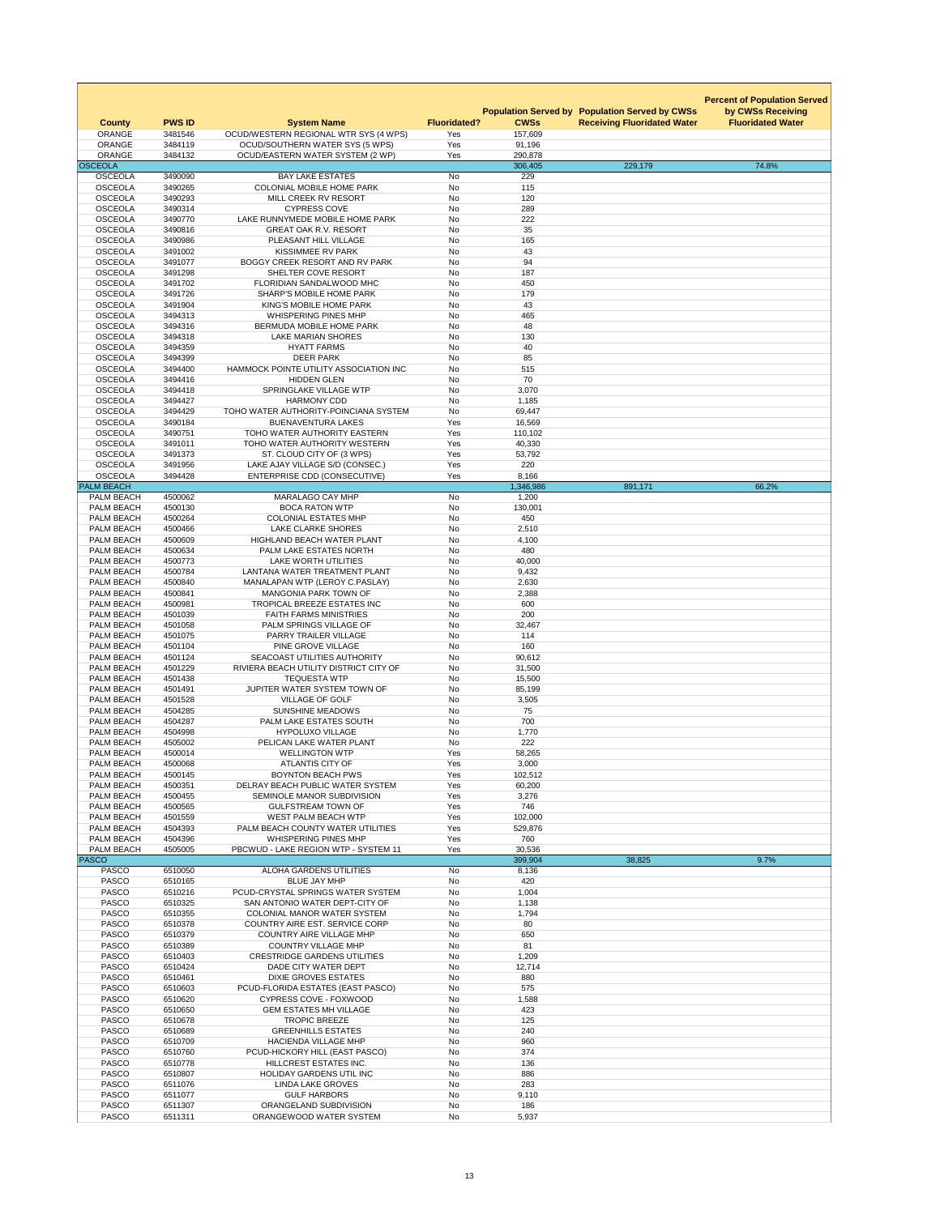| County | PWS ID | System Name | Fluoridated? | Population Served by CWSs | Population Served by CWSs Receiving Fluoridated Water | Percent of Population Served by CWSs Receiving Fluoridated Water |
|---|---|---|---|---|---|---|
| ORANGE | 3481546 | OCUD/WESTERN REGIONAL WTR SYS (4 WPS) | Yes | 157,609 | | |
| ORANGE | 3484119 | OCUD/SOUTHERN WATER SYS (5 WPS) | Yes | 91,196 | | |
| ORANGE | 3484132 | OCUD/EASTERN WATER SYSTEM (2 WP) | Yes | 290,878 | | |
| OSCEOLA | | | | 306,405 | 229,179 | 74.8% |
| OSCEOLA | 3490090 | BAY LAKE ESTATES | No | 229 | | |
| OSCEOLA | 3490265 | COLONIAL MOBILE HOME PARK | No | 115 | | |
| OSCEOLA | 3490293 | MILL CREEK RV RESORT | No | 120 | | |
| OSCEOLA | 3490314 | CYPRESS COVE | No | 289 | | |
| OSCEOLA | 3490770 | LAKE RUNNYMEDE MOBILE HOME PARK | No | 222 | | |
| OSCEOLA | 3490816 | GREAT OAK R.V. RESORT | No | 35 | | |
| OSCEOLA | 3490986 | PLEASANT HILL VILLAGE | No | 165 | | |
| OSCEOLA | 3491002 | KISSIMMEE RV PARK | No | 43 | | |
| OSCEOLA | 3491077 | BOGGY CREEK RESORT AND RV PARK | No | 94 | | |
| OSCEOLA | 3491298 | SHELTER COVE RESORT | No | 187 | | |
| OSCEOLA | 3491702 | FLORIDIAN SANDALWOOD MHC | No | 450 | | |
| OSCEOLA | 3491726 | SHARP'S MOBILE HOME PARK | No | 179 | | |
| OSCEOLA | 3491904 | KING'S MOBILE HOME PARK | No | 43 | | |
| OSCEOLA | 3494313 | WHISPERING PINES MHP | No | 465 | | |
| OSCEOLA | 3494316 | BERMUDA MOBILE HOME PARK | No | 48 | | |
| OSCEOLA | 3494318 | LAKE MARIAN SHORES | No | 130 | | |
| OSCEOLA | 3494359 | HYATT FARMS | No | 40 | | |
| OSCEOLA | 3494399 | DEER PARK | No | 85 | | |
| OSCEOLA | 3494400 | HAMMOCK POINTE UTILITY ASSOCIATION INC | No | 515 | | |
| OSCEOLA | 3494416 | HIDDEN GLEN | No | 70 | | |
| OSCEOLA | 3494418 | SPRINGLAKE VILLAGE WTP | No | 3,070 | | |
| OSCEOLA | 3494427 | HARMONY CDD | No | 1,185 | | |
| OSCEOLA | 3494429 | TOHO WATER AUTHORITY-POINCIANA SYSTEM | No | 69,447 | | |
| OSCEOLA | 3490184 | BUENAVENTURA LAKES | Yes | 16,569 | | |
| OSCEOLA | 3490751 | TOHO WATER AUTHORITY EASTERN | Yes | 110,102 | | |
| OSCEOLA | 3491011 | TOHO WATER AUTHORITY WESTERN | Yes | 40,330 | | |
| OSCEOLA | 3491373 | ST. CLOUD CITY OF (3 WPS) | Yes | 53,792 | | |
| OSCEOLA | 3491956 | LAKE AJAY VILLAGE S/D (CONSEC.) | Yes | 220 | | |
| OSCEOLA | 3494428 | ENTERPRISE CDD (CONSECUTIVE) | Yes | 8,166 | | |
| PALM BEACH | | | | 1,346,986 | 891,171 | 66.2% |
| PALM BEACH | 4500062 | MARALAGO CAY MHP | No | 1,200 | | |
| PALM BEACH | 4500130 | BOCA RATON WTP | No | 130,001 | | |
| PALM BEACH | 4500264 | COLONIAL ESTATES MHP | No | 450 | | |
| PALM BEACH | 4500466 | LAKE CLARKE SHORES | No | 2,510 | | |
| PALM BEACH | 4500609 | HIGHLAND BEACH WATER PLANT | No | 4,100 | | |
| PALM BEACH | 4500634 | PALM LAKE ESTATES NORTH | No | 480 | | |
| PALM BEACH | 4500773 | LAKE WORTH UTILITIES | No | 40,000 | | |
| PALM BEACH | 4500784 | LANTANA WATER TREATMENT PLANT | No | 9,432 | | |
| PALM BEACH | 4500840 | MANALAPAN WTP (LEROY C.PASLAY) | No | 2,630 | | |
| PALM BEACH | 4500841 | MANGONIA PARK TOWN OF | No | 2,388 | | |
| PALM BEACH | 4500981 | TROPICAL BREEZE ESTATES INC | No | 600 | | |
| PALM BEACH | 4501039 | FAITH FARMS MINISTRIES | No | 200 | | |
| PALM BEACH | 4501058 | PALM SPRINGS VILLAGE OF | No | 32,467 | | |
| PALM BEACH | 4501075 | PARRY TRAILER VILLAGE | No | 114 | | |
| PALM BEACH | 4501104 | PINE GROVE VILLAGE | No | 160 | | |
| PALM BEACH | 4501124 | SEACOAST UTILITIES AUTHORITY | No | 90,612 | | |
| PALM BEACH | 4501229 | RIVIERA BEACH UTILITY DISTRICT CITY OF | No | 31,500 | | |
| PALM BEACH | 4501438 | TEQUESTA WTP | No | 15,500 | | |
| PALM BEACH | 4501491 | JUPITER WATER SYSTEM TOWN OF | No | 85,199 | | |
| PALM BEACH | 4501528 | VILLAGE OF GOLF | No | 3,505 | | |
| PALM BEACH | 4504285 | SUNSHINE MEADOWS | No | 75 | | |
| PALM BEACH | 4504287 | PALM LAKE ESTATES SOUTH | No | 700 | | |
| PALM BEACH | 4504998 | HYPOLUXO VILLAGE | No | 1,770 | | |
| PALM BEACH | 4505002 | PELICAN LAKE WATER PLANT | No | 222 | | |
| PALM BEACH | 4500014 | WELLINGTON WTP | Yes | 58,265 | | |
| PALM BEACH | 4500068 | ATLANTIS CITY OF | Yes | 3,000 | | |
| PALM BEACH | 4500145 | BOYNTON BEACH PWS | Yes | 102,512 | | |
| PALM BEACH | 4500351 | DELRAY BEACH PUBLIC WATER SYSTEM | Yes | 60,200 | | |
| PALM BEACH | 4500455 | SEMINOLE MANOR SUBDIVISION | Yes | 3,276 | | |
| PALM BEACH | 4500565 | GULFSTREAM TOWN OF | Yes | 746 | | |
| PALM BEACH | 4501559 | WEST PALM BEACH WTP | Yes | 102,000 | | |
| PALM BEACH | 4504393 | PALM BEACH COUNTY WATER UTILITIES | Yes | 529,876 | | |
| PALM BEACH | 4504396 | WHISPERING PINES MHP | Yes | 760 | | |
| PALM BEACH | 4505005 | PBCWUD - LAKE REGION WTP - SYSTEM 11 | Yes | 30,536 | | |
| PASCO | | | | 399,904 | 38,825 | 9.7% |
| PASCO | 6510050 | ALOHA GARDENS UTILITIES | No | 8,136 | | |
| PASCO | 6510165 | BLUE JAY MHP | No | 420 | | |
| PASCO | 6510216 | PCUD-CRYSTAL SPRINGS WATER SYSTEM | No | 1,004 | | |
| PASCO | 6510325 | SAN ANTONIO WATER DEPT-CITY OF | No | 1,138 | | |
| PASCO | 6510355 | COLONIAL MANOR WATER SYSTEM | No | 1,794 | | |
| PASCO | 6510378 | COUNTRY AIRE EST. SERVICE CORP | No | 80 | | |
| PASCO | 6510379 | COUNTRY AIRE VILLAGE MHP | No | 650 | | |
| PASCO | 6510389 | COUNTRY VILLAGE MHP | No | 81 | | |
| PASCO | 6510403 | CRESTRIDGE GARDENS UTILITIES | No | 1,209 | | |
| PASCO | 6510424 | DADE CITY WATER DEPT | No | 12,714 | | |
| PASCO | 6510461 | DIXIE GROVES ESTATES | No | 880 | | |
| PASCO | 6510603 | PCUD-FLORIDA ESTATES (EAST PASCO) | No | 575 | | |
| PASCO | 6510620 | CYPRESS COVE - FOXWOOD | No | 1,588 | | |
| PASCO | 6510650 | GEM ESTATES MH VILLAGE | No | 423 | | |
| PASCO | 6510678 | TROPIC BREEZE | No | 125 | | |
| PASCO | 6510689 | GREENHILLS ESTATES | No | 240 | | |
| PASCO | 6510709 | HACIENDA VILLAGE MHP | No | 960 | | |
| PASCO | 6510760 | PCUD-HICKORY HILL (EAST PASCO) | No | 374 | | |
| PASCO | 6510778 | HILLCREST ESTATES INC. | No | 136 | | |
| PASCO | 6510807 | HOLIDAY GARDENS UTIL INC | No | 886 | | |
| PASCO | 6511076 | LINDA LAKE GROVES | No | 283 | | |
| PASCO | 6511077 | GULF HARBORS | No | 9,110 | | |
| PASCO | 6511307 | ORANGELAND SUBDIVISION | No | 186 | | |
| PASCO | 6511311 | ORANGEWOOD WATER SYSTEM | No | 5,937 | | |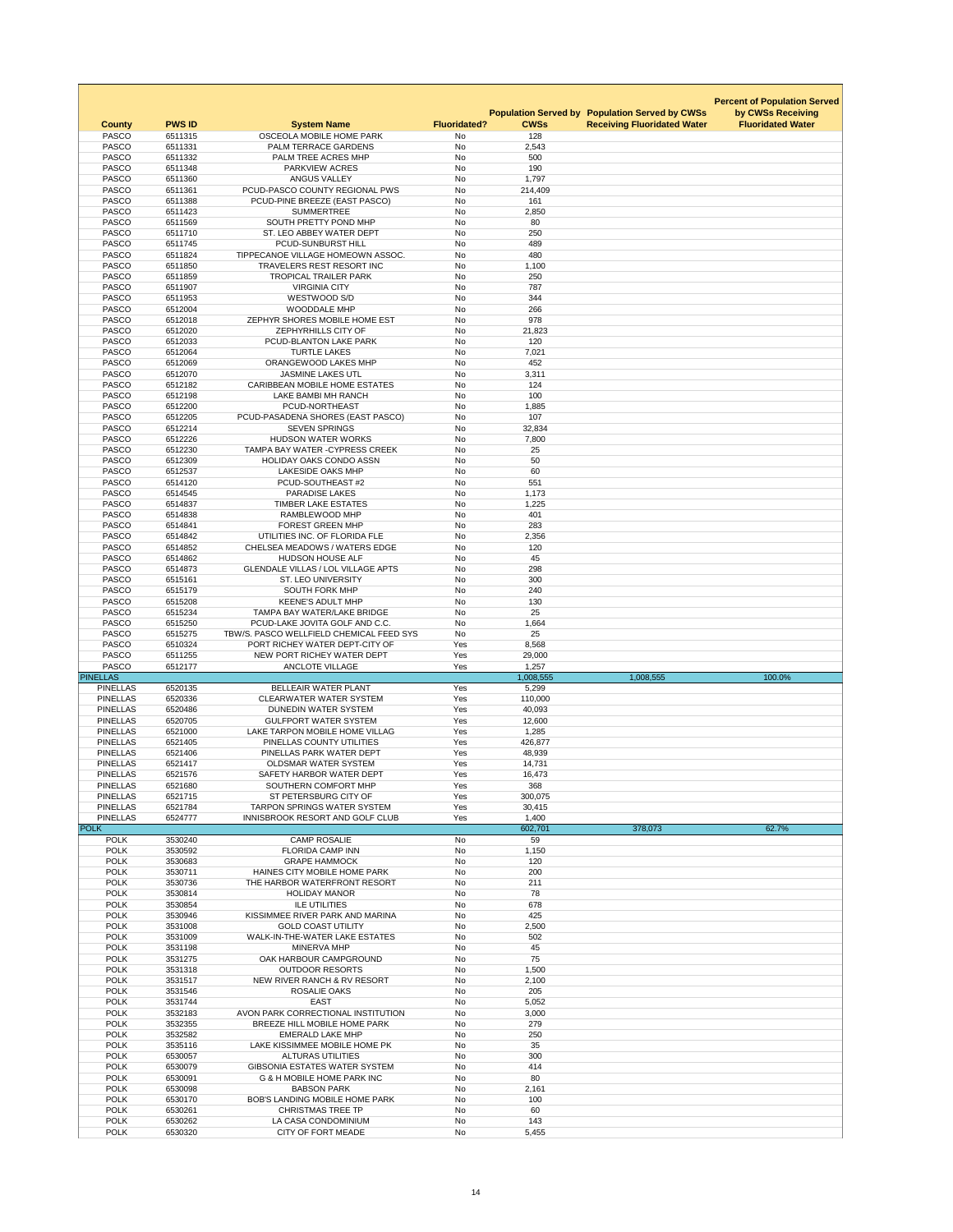| County | PWS ID | System Name | Fluoridated? | Population Served by CWSs | Population Served by CWSs Receiving Fluoridated Water | Percent of Population Served by CWSs Receiving Fluoridated Water |
|---|---|---|---|---|---|---|
| PASCO | 6511315 | OSCEOLA MOBILE HOME PARK | No | 128 | | |
| PASCO | 6511331 | PALM TERRACE GARDENS | No | 2,543 | | |
| PASCO | 6511332 | PALM TREE ACRES MHP | No | 500 | | |
| PASCO | 6511348 | PARKVIEW ACRES | No | 190 | | |
| PASCO | 6511360 | ANGUS VALLEY | No | 1,797 | | |
| PASCO | 6511361 | PCUD-PASCO COUNTY REGIONAL PWS | No | 214,409 | | |
| PASCO | 6511388 | PCUD-PINE BREEZE (EAST PASCO) | No | 161 | | |
| PASCO | 6511423 | SUMMERTREE | No | 2,850 | | |
| PASCO | 6511569 | SOUTH PRETTY POND MHP | No | 80 | | |
| PASCO | 6511710 | ST. LEO ABBEY WATER DEPT | No | 250 | | |
| PASCO | 6511745 | PCUD-SUNBURST HILL | No | 489 | | |
| PASCO | 6511824 | TIPPECANOE VILLAGE HOMEOWN ASSOC. | No | 480 | | |
| PASCO | 6511850 | TRAVELERS REST RESORT INC | No | 1,100 | | |
| PASCO | 6511859 | TROPICAL TRAILER PARK | No | 250 | | |
| PASCO | 6511907 | VIRGINIA CITY | No | 787 | | |
| PASCO | 6511953 | WESTWOOD S/D | No | 344 | | |
| PASCO | 6512004 | WOODDALE MHP | No | 266 | | |
| PASCO | 6512018 | ZEPHYR SHORES MOBILE HOME EST | No | 978 | | |
| PASCO | 6512020 | ZEPHYRHILLS CITY OF | No | 21,823 | | |
| PASCO | 6512033 | PCUD-BLANTON LAKE PARK | No | 120 | | |
| PASCO | 6512064 | TURTLE LAKES | No | 7,021 | | |
| PASCO | 6512069 | ORANGEWOOD LAKES MHP | No | 452 | | |
| PASCO | 6512070 | JASMINE LAKES UTL | No | 3,311 | | |
| PASCO | 6512182 | CARIBBEAN MOBILE HOME ESTATES | No | 124 | | |
| PASCO | 6512198 | LAKE BAMBI MH RANCH | No | 100 | | |
| PASCO | 6512200 | PCUD-NORTHEAST | No | 1,885 | | |
| PASCO | 6512205 | PCUD-PASADENA SHORES (EAST PASCO) | No | 107 | | |
| PASCO | 6512214 | SEVEN SPRINGS | No | 32,834 | | |
| PASCO | 6512226 | HUDSON WATER WORKS | No | 7,800 | | |
| PASCO | 6512230 | TAMPA BAY WATER -CYPRESS CREEK | No | 25 | | |
| PASCO | 6512309 | HOLIDAY OAKS CONDO ASSN | No | 50 | | |
| PASCO | 6512537 | LAKESIDE OAKS MHP | No | 60 | | |
| PASCO | 6514120 | PCUD-SOUTHEAST #2 | No | 551 | | |
| PASCO | 6514545 | PARADISE LAKES | No | 1,173 | | |
| PASCO | 6514837 | TIMBER LAKE ESTATES | No | 1,225 | | |
| PASCO | 6514838 | RAMBLEWOOD MHP | No | 401 | | |
| PASCO | 6514841 | FOREST GREEN MHP | No | 283 | | |
| PASCO | 6514842 | UTILITIES INC. OF FLORIDA FLE | No | 2,356 | | |
| PASCO | 6514852 | CHELSEA MEADOWS / WATERS EDGE | No | 120 | | |
| PASCO | 6514862 | HUDSON HOUSE ALF | No | 45 | | |
| PASCO | 6514873 | GLENDALE VILLAS / LOL VILLAGE APTS | No | 298 | | |
| PASCO | 6515161 | ST. LEO UNIVERSITY | No | 300 | | |
| PASCO | 6515179 | SOUTH FORK MHP | No | 240 | | |
| PASCO | 6515208 | KEENE'S ADULT MHP | No | 130 | | |
| PASCO | 6515234 | TAMPA BAY WATER/LAKE BRIDGE | No | 25 | | |
| PASCO | 6515250 | PCUD-LAKE JOVITA GOLF AND C.C. | No | 1,664 | | |
| PASCO | 6515275 | TBW/S. PASCO WELLFIELD CHEMICAL FEED SYS | No | 25 | | |
| PASCO | 6510324 | PORT RICHEY WATER DEPT-CITY OF | Yes | 8,568 | | |
| PASCO | 6511255 | NEW PORT RICHEY WATER DEPT | Yes | 29,000 | | |
| PASCO | 6512177 | ANCLOTE VILLAGE | Yes | 1,257 | | |
| PINELLAS | | | | 1,008,555 | 1,008,555 | 100.0% |
| PINELLAS | 6520135 | BELLEAIR WATER PLANT | Yes | 5,299 | | |
| PINELLAS | 6520336 | CLEARWATER WATER SYSTEM | Yes | 110,000 | | |
| PINELLAS | 6520486 | DUNEDIN WATER SYSTEM | Yes | 40,093 | | |
| PINELLAS | 6520705 | GULFPORT WATER SYSTEM | Yes | 12,600 | | |
| PINELLAS | 6521000 | LAKE TARPON MOBILE HOME VILLAG | Yes | 1,285 | | |
| PINELLAS | 6521405 | PINELLAS COUNTY UTILITIES | Yes | 426,877 | | |
| PINELLAS | 6521406 | PINELLAS PARK WATER DEPT | Yes | 48,939 | | |
| PINELLAS | 6521417 | OLDSMAR WATER SYSTEM | Yes | 14,731 | | |
| PINELLAS | 6521576 | SAFETY HARBOR WATER DEPT | Yes | 16,473 | | |
| PINELLAS | 6521680 | SOUTHERN COMFORT MHP | Yes | 368 | | |
| PINELLAS | 6521715 | ST PETERSBURG CITY OF | Yes | 300,075 | | |
| PINELLAS | 6521784 | TARPON SPRINGS WATER SYSTEM | Yes | 30,415 | | |
| PINELLAS | 6524777 | INNISBROOK RESORT AND GOLF CLUB | Yes | 1,400 | | |
| POLK | | | | 602,701 | 378,073 | 62.7% |
| POLK | 3530240 | CAMP ROSALIE | No | 59 | | |
| POLK | 3530592 | FLORIDA CAMP INN | No | 1,150 | | |
| POLK | 3530683 | GRAPE HAMMOCK | No | 120 | | |
| POLK | 3530711 | HAINES CITY MOBILE HOME PARK | No | 200 | | |
| POLK | 3530736 | THE HARBOR WATERFRONT RESORT | No | 211 | | |
| POLK | 3530814 | HOLIDAY MANOR | No | 78 | | |
| POLK | 3530854 | ILE UTILITIES | No | 678 | | |
| POLK | 3530946 | KISSIMMEE RIVER PARK AND MARINA | No | 425 | | |
| POLK | 3531008 | GOLD COAST UTILITY | No | 2,500 | | |
| POLK | 3531009 | WALK-IN-THE-WATER LAKE ESTATES | No | 502 | | |
| POLK | 3531198 | MINERVA MHP | No | 45 | | |
| POLK | 3531275 | OAK HARBOUR CAMPGROUND | No | 75 | | |
| POLK | 3531318 | OUTDOOR RESORTS | No | 1,500 | | |
| POLK | 3531517 | NEW RIVER RANCH & RV RESORT | No | 2,100 | | |
| POLK | 3531546 | ROSALIE OAKS | No | 205 | | |
| POLK | 3531744 | EAST | No | 5,052 | | |
| POLK | 3532183 | AVON PARK CORRECTIONAL INSTITUTION | No | 3,000 | | |
| POLK | 3532355 | BREEZE HILL MOBILE HOME PARK | No | 279 | | |
| POLK | 3532582 | EMERALD LAKE MHP | No | 250 | | |
| POLK | 3535116 | LAKE KISSIMMEE MOBILE HOME PK | No | 35 | | |
| POLK | 6530057 | ALTURAS UTILITIES | No | 300 | | |
| POLK | 6530079 | GIBSONIA ESTATES WATER SYSTEM | No | 414 | | |
| POLK | 6530091 | G & H MOBILE HOME PARK INC | No | 80 | | |
| POLK | 6530098 | BABSON PARK | No | 2,161 | | |
| POLK | 6530170 | BOB'S LANDING MOBILE HOME PARK | No | 100 | | |
| POLK | 6530261 | CHRISTMAS TREE TP | No | 60 | | |
| POLK | 6530262 | LA CASA CONDOMINIUM | No | 143 | | |
| POLK | 6530320 | CITY OF FORT MEADE | No | 5,455 | | |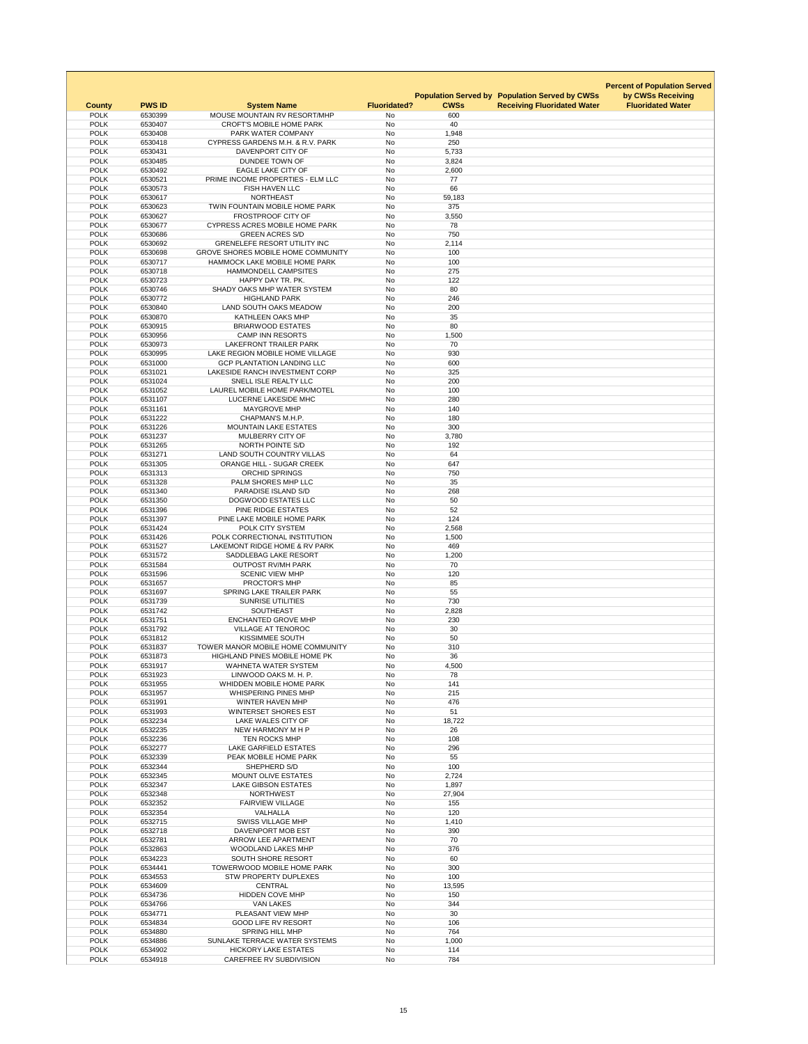| County | PWS ID | System Name | Fluoridated? | Population Served by CWSs | Population Served by CWSs Receiving Fluoridated Water | Percent of Population Served by CWSs Receiving Fluoridated Water |
|---|---|---|---|---|---|---|
| POLK | 6530399 | MOUSE MOUNTAIN RV RESORT/MHP | No | 600 | | |
| POLK | 6530407 | CROFT'S MOBILE HOME PARK | No | 40 | | |
| POLK | 6530408 | PARK WATER COMPANY | No | 1,948 | | |
| POLK | 6530418 | CYPRESS GARDENS M.H. & R.V. PARK | No | 250 | | |
| POLK | 6530431 | DAVENPORT CITY OF | No | 5,733 | | |
| POLK | 6530485 | DUNDEE TOWN OF | No | 3,824 | | |
| POLK | 6530492 | EAGLE LAKE CITY OF | No | 2,600 | | |
| POLK | 6530521 | PRIME INCOME PROPERTIES - ELM LLC | No | 77 | | |
| POLK | 6530573 | FISH HAVEN LLC | No | 66 | | |
| POLK | 6530617 | NORTHEAST | No | 59,183 | | |
| POLK | 6530623 | TWIN FOUNTAIN MOBILE HOME PARK | No | 375 | | |
| POLK | 6530627 | FROSTPROOF CITY OF | No | 3,550 | | |
| POLK | 6530677 | CYPRESS ACRES MOBILE HOME PARK | No | 78 | | |
| POLK | 6530686 | GREEN ACRES S/D | No | 750 | | |
| POLK | 6530692 | GRENELEFE RESORT UTILITY INC | No | 2,114 | | |
| POLK | 6530698 | GROVE SHORES MOBILE HOME COMMUNITY | No | 100 | | |
| POLK | 6530717 | HAMMOCK LAKE MOBILE HOME PARK | No | 100 | | |
| POLK | 6530718 | HAMMONDELL CAMPSITES | No | 275 | | |
| POLK | 6530723 | HAPPY DAY TR. PK. | No | 122 | | |
| POLK | 6530746 | SHADY OAKS MHP WATER SYSTEM | No | 80 | | |
| POLK | 6530772 | HIGHLAND PARK | No | 246 | | |
| POLK | 6530840 | LAND SOUTH OAKS MEADOW | No | 200 | | |
| POLK | 6530870 | KATHLEEN OAKS MHP | No | 35 | | |
| POLK | 6530915 | BRIARWOOD ESTATES | No | 80 | | |
| POLK | 6530956 | CAMP INN RESORTS | No | 1,500 | | |
| POLK | 6530973 | LAKEFRONT TRAILER PARK | No | 70 | | |
| POLK | 6530995 | LAKE REGION MOBILE HOME VILLAGE | No | 930 | | |
| POLK | 6531000 | GCP PLANTATION LANDING LLC | No | 600 | | |
| POLK | 6531021 | LAKESIDE RANCH INVESTMENT CORP | No | 325 | | |
| POLK | 6531024 | SNELL ISLE REALTY LLC | No | 200 | | |
| POLK | 6531052 | LAUREL MOBILE HOME PARK/MOTEL | No | 100 | | |
| POLK | 6531107 | LUCERNE LAKESIDE MHC | No | 280 | | |
| POLK | 6531161 | MAYGROVE MHP | No | 140 | | |
| POLK | 6531222 | CHAPMAN'S M.H.P. | No | 180 | | |
| POLK | 6531226 | MOUNTAIN LAKE ESTATES | No | 300 | | |
| POLK | 6531237 | MULBERRY CITY OF | No | 3,780 | | |
| POLK | 6531265 | NORTH POINTE S/D | No | 192 | | |
| POLK | 6531271 | LAND SOUTH COUNTRY VILLAS | No | 64 | | |
| POLK | 6531305 | ORANGE HILL - SUGAR CREEK | No | 647 | | |
| POLK | 6531313 | ORCHID SPRINGS | No | 750 | | |
| POLK | 6531328 | PALM SHORES MHP LLC | No | 35 | | |
| POLK | 6531340 | PARADISE ISLAND S/D | No | 268 | | |
| POLK | 6531350 | DOGWOOD ESTATES LLC | No | 50 | | |
| POLK | 6531396 | PINE RIDGE ESTATES | No | 52 | | |
| POLK | 6531397 | PINE LAKE MOBILE HOME PARK | No | 124 | | |
| POLK | 6531424 | POLK CITY SYSTEM | No | 2,568 | | |
| POLK | 6531426 | POLK CORRECTIONAL INSTITUTION | No | 1,500 | | |
| POLK | 6531527 | LAKEMONT RIDGE HOME & RV PARK | No | 469 | | |
| POLK | 6531572 | SADDLEBAG LAKE RESORT | No | 1,200 | | |
| POLK | 6531584 | OUTPOST RV/MH PARK | No | 70 | | |
| POLK | 6531596 | SCENIC VIEW MHP | No | 120 | | |
| POLK | 6531657 | PROCTOR'S MHP | No | 85 | | |
| POLK | 6531697 | SPRING LAKE TRAILER PARK | No | 55 | | |
| POLK | 6531739 | SUNRISE UTILITIES | No | 730 | | |
| POLK | 6531742 | SOUTHEAST | No | 2,828 | | |
| POLK | 6531751 | ENCHANTED GROVE MHP | No | 230 | | |
| POLK | 6531792 | VILLAGE AT TENOROC | No | 30 | | |
| POLK | 6531812 | KISSIMMEE SOUTH | No | 50 | | |
| POLK | 6531837 | TOWER MANOR MOBILE HOME COMMUNITY | No | 310 | | |
| POLK | 6531873 | HIGHLAND PINES MOBILE HOME PK | No | 36 | | |
| POLK | 6531917 | WAHNETA WATER SYSTEM | No | 4,500 | | |
| POLK | 6531923 | LINWOOD OAKS M. H. P. | No | 78 | | |
| POLK | 6531955 | WHIDDEN MOBILE HOME PARK | No | 141 | | |
| POLK | 6531957 | WHISPERING PINES MHP | No | 215 | | |
| POLK | 6531991 | WINTER HAVEN MHP | No | 476 | | |
| POLK | 6531993 | WINTERSET SHORES EST | No | 51 | | |
| POLK | 6532234 | LAKE WALES CITY OF | No | 18,722 | | |
| POLK | 6532235 | NEW HARMONY M H P | No | 26 | | |
| POLK | 6532236 | TEN ROCKS MHP | No | 108 | | |
| POLK | 6532277 | LAKE GARFIELD ESTATES | No | 296 | | |
| POLK | 6532339 | PEAK MOBILE HOME PARK | No | 55 | | |
| POLK | 6532344 | SHEPHERD S/D | No | 100 | | |
| POLK | 6532345 | MOUNT OLIVE ESTATES | No | 2,724 | | |
| POLK | 6532347 | LAKE GIBSON ESTATES | No | 1,897 | | |
| POLK | 6532348 | NORTHWEST | No | 27,904 | | |
| POLK | 6532352 | FAIRVIEW VILLAGE | No | 155 | | |
| POLK | 6532354 | VALHALLA | No | 120 | | |
| POLK | 6532715 | SWISS VILLAGE MHP | No | 1,410 | | |
| POLK | 6532718 | DAVENPORT MOB EST | No | 390 | | |
| POLK | 6532781 | ARROW LEE APARTMENT | No | 70 | | |
| POLK | 6532863 | WOODLAND LAKES MHP | No | 376 | | |
| POLK | 6534223 | SOUTH SHORE RESORT | No | 60 | | |
| POLK | 6534441 | TOWERWOOD MOBILE HOME PARK | No | 300 | | |
| POLK | 6534553 | STW PROPERTY DUPLEXES | No | 100 | | |
| POLK | 6534609 | CENTRAL | No | 13,595 | | |
| POLK | 6534736 | HIDDEN COVE MHP | No | 150 | | |
| POLK | 6534766 | VAN LAKES | No | 344 | | |
| POLK | 6534771 | PLEASANT VIEW MHP | No | 30 | | |
| POLK | 6534834 | GOOD LIFE RV RESORT | No | 106 | | |
| POLK | 6534880 | SPRING HILL MHP | No | 764 | | |
| POLK | 6534886 | SUNLAKE TERRACE WATER SYSTEMS | No | 1,000 | | |
| POLK | 6534902 | HICKORY LAKE ESTATES | No | 114 | | |
| POLK | 6534918 | CAREFREE RV SUBDIVISION | No | 784 | | |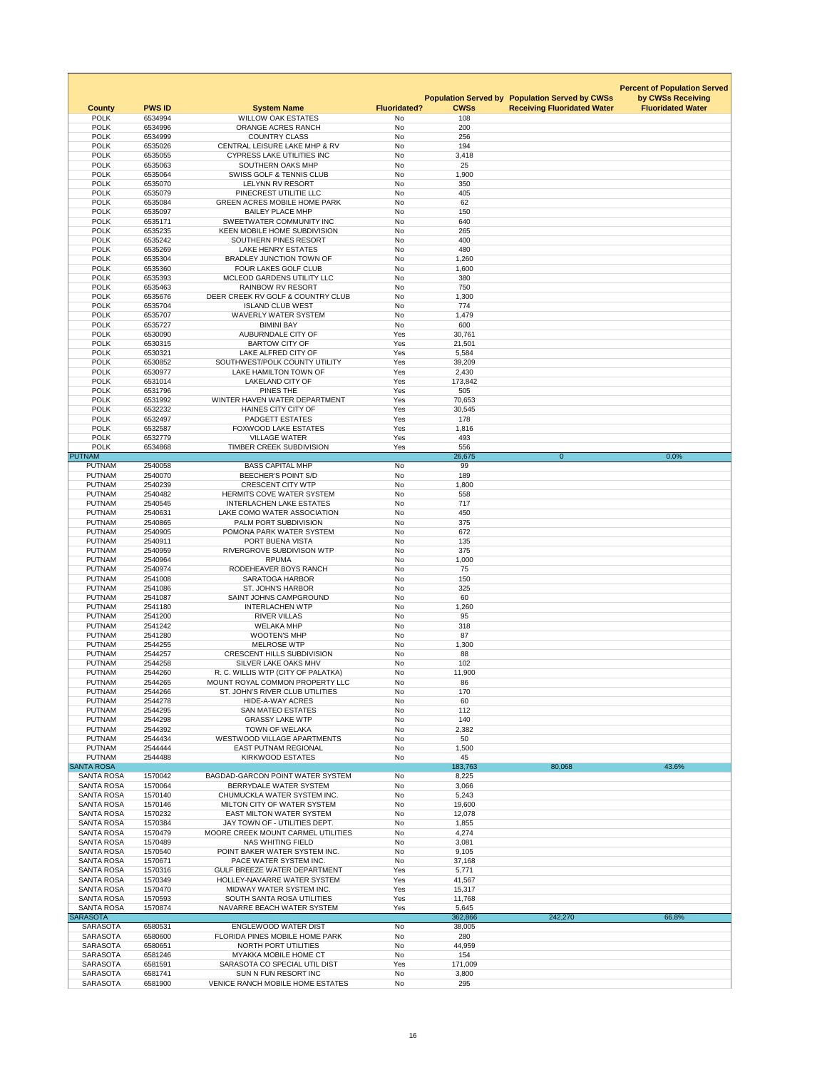| County | PWS ID | System Name | Fluoridated? | Population Served by CWSs | Population Served by CWSs Receiving Fluoridated Water | Percent of Population Served by CWSs Receiving Fluoridated Water |
|---|---|---|---|---|---|---|
| POLK | 6534994 | WILLOW OAK ESTATES | No | 108 | | |
| POLK | 6534996 | ORANGE ACRES RANCH | No | 200 | | |
| POLK | 6534999 | COUNTRY CLASS | No | 256 | | |
| POLK | 6535026 | CENTRAL LEISURE LAKE MHP & RV | No | 194 | | |
| POLK | 6535055 | CYPRESS LAKE UTILITIES INC | No | 3,418 | | |
| POLK | 6535063 | SOUTHERN OAKS MHP | No | 25 | | |
| POLK | 6535064 | SWISS GOLF & TENNIS CLUB | No | 1,900 | | |
| POLK | 6535070 | LELYNN RV RESORT | No | 350 | | |
| POLK | 6535079 | PINECREST UTILITIE LLC | No | 405 | | |
| POLK | 6535084 | GREEN ACRES MOBILE HOME PARK | No | 62 | | |
| POLK | 6535097 | BAILEY PLACE MHP | No | 150 | | |
| POLK | 6535171 | SWEETWATER COMMUNITY INC | No | 640 | | |
| POLK | 6535235 | KEEN MOBILE HOME SUBDIVISION | No | 265 | | |
| POLK | 6535242 | SOUTHERN PINES RESORT | No | 400 | | |
| POLK | 6535269 | LAKE HENRY ESTATES | No | 480 | | |
| POLK | 6535304 | BRADLEY JUNCTION TOWN OF | No | 1,260 | | |
| POLK | 6535360 | FOUR LAKES GOLF CLUB | No | 1,600 | | |
| POLK | 6535393 | MCLEOD GARDENS UTILITY LLC | No | 380 | | |
| POLK | 6535463 | RAINBOW RV RESORT | No | 750 | | |
| POLK | 6535676 | DEER CREEK RV GOLF & COUNTRY CLUB | No | 1,300 | | |
| POLK | 6535704 | ISLAND CLUB WEST | No | 774 | | |
| POLK | 6535707 | WAVERLY WATER SYSTEM | No | 1,479 | | |
| POLK | 6535727 | BIMINI BAY | No | 600 | | |
| POLK | 6530090 | AUBURNDALE CITY OF | Yes | 30,761 | | |
| POLK | 6530315 | BARTOW CITY OF | Yes | 21,501 | | |
| POLK | 6530321 | LAKE ALFRED CITY OF | Yes | 5,584 | | |
| POLK | 6530852 | SOUTHWEST/POLK COUNTY UTILITY | Yes | 39,209 | | |
| POLK | 6530977 | LAKE HAMILTON TOWN OF | Yes | 2,430 | | |
| POLK | 6531014 | LAKELAND CITY OF | Yes | 173,842 | | |
| POLK | 6531796 | PINES THE | Yes | 505 | | |
| POLK | 6531992 | WINTER HAVEN WATER DEPARTMENT | Yes | 70,653 | | |
| POLK | 6532232 | HAINES CITY CITY OF | Yes | 30,545 | | |
| POLK | 6532497 | PADGETT ESTATES | Yes | 178 | | |
| POLK | 6532587 | FOXWOOD LAKE ESTATES | Yes | 1,816 | | |
| POLK | 6532779 | VILLAGE WATER | Yes | 493 | | |
| POLK | 6534868 | TIMBER CREEK SUBDIVISION | Yes | 556 | | |
| PUTNAM | | | | 26,675 | 0 | 0.0% |
| PUTNAM | 2540058 | BASS CAPITAL MHP | No | 99 | | |
| PUTNAM | 2540070 | BEECHER'S POINT S/D | No | 189 | | |
| PUTNAM | 2540239 | CRESCENT CITY WTP | No | 1,800 | | |
| PUTNAM | 2540482 | HERMITS COVE WATER SYSTEM | No | 558 | | |
| PUTNAM | 2540545 | INTERLACHEN LAKE ESTATES | No | 717 | | |
| PUTNAM | 2540631 | LAKE COMO WATER ASSOCIATION | No | 450 | | |
| PUTNAM | 2540865 | PALM PORT SUBDIVISION | No | 375 | | |
| PUTNAM | 2540905 | POMONA PARK WATER SYSTEM | No | 672 | | |
| PUTNAM | 2540911 | PORT BUENA VISTA | No | 135 | | |
| PUTNAM | 2540959 | RIVERGROVE SUBDIVISON WTP | No | 375 | | |
| PUTNAM | 2540964 | RPUMA | No | 1,000 | | |
| PUTNAM | 2540974 | RODEHEAVER BOYS RANCH | No | 75 | | |
| PUTNAM | 2541008 | SARATOGA HARBOR | No | 150 | | |
| PUTNAM | 2541086 | ST. JOHN'S HARBOR | No | 325 | | |
| PUTNAM | 2541087 | SAINT JOHNS CAMPGROUND | No | 60 | | |
| PUTNAM | 2541180 | INTERLACHEN WTP | No | 1,260 | | |
| PUTNAM | 2541200 | RIVER VILLAS | No | 95 | | |
| PUTNAM | 2541242 | WELAKA MHP | No | 318 | | |
| PUTNAM | 2541280 | WOOTEN'S MHP | No | 87 | | |
| PUTNAM | 2544255 | MELROSE WTP | No | 1,300 | | |
| PUTNAM | 2544257 | CRESCENT HILLS SUBDIVISION | No | 88 | | |
| PUTNAM | 2544258 | SILVER LAKE OAKS MHV | No | 102 | | |
| PUTNAM | 2544260 | R. C. WILLIS WTP (CITY OF PALATKA) | No | 11,900 | | |
| PUTNAM | 2544265 | MOUNT ROYAL COMMON PROPERTY LLC | No | 86 | | |
| PUTNAM | 2544266 | ST. JOHN'S RIVER CLUB UTILITIES | No | 170 | | |
| PUTNAM | 2544278 | HIDE-A-WAY ACRES | No | 60 | | |
| PUTNAM | 2544295 | SAN MATEO ESTATES | No | 112 | | |
| PUTNAM | 2544298 | GRASSY LAKE WTP | No | 140 | | |
| PUTNAM | 2544392 | TOWN OF WELAKA | No | 2,382 | | |
| PUTNAM | 2544434 | WESTWOOD VILLAGE APARTMENTS | No | 50 | | |
| PUTNAM | 2544444 | EAST PUTNAM REGIONAL | No | 1,500 | | |
| PUTNAM | 2544488 | KIRKWOOD ESTATES | No | 45 | | |
| SANTA ROSA | | | | 183,763 | 80,068 | 43.6% |
| SANTA ROSA | 1570042 | BAGDAD-GARCON POINT WATER SYSTEM | No | 8,225 | | |
| SANTA ROSA | 1570064 | BERRYDALE WATER SYSTEM | No | 3,066 | | |
| SANTA ROSA | 1570140 | CHUMUCKLA WATER SYSTEM INC. | No | 5,243 | | |
| SANTA ROSA | 1570146 | MILTON CITY OF WATER SYSTEM | No | 19,600 | | |
| SANTA ROSA | 1570232 | EAST MILTON WATER SYSTEM | No | 12,078 | | |
| SANTA ROSA | 1570384 | JAY TOWN OF - UTILITIES DEPT. | No | 1,855 | | |
| SANTA ROSA | 1570479 | MOORE CREEK MOUNT CARMEL UTILITIES | No | 4,274 | | |
| SANTA ROSA | 1570489 | NAS WHITING FIELD | No | 3,081 | | |
| SANTA ROSA | 1570540 | POINT BAKER WATER SYSTEM INC. | No | 9,105 | | |
| SANTA ROSA | 1570671 | PACE WATER SYSTEM INC. | No | 37,168 | | |
| SANTA ROSA | 1570316 | GULF BREEZE WATER DEPARTMENT | Yes | 5,771 | | |
| SANTA ROSA | 1570349 | HOLLEY-NAVARRE WATER SYSTEM | Yes | 41,567 | | |
| SANTA ROSA | 1570470 | MIDWAY WATER SYSTEM INC. | Yes | 15,317 | | |
| SANTA ROSA | 1570593 | SOUTH SANTA ROSA UTILITIES | Yes | 11,768 | | |
| SANTA ROSA | 1570874 | NAVARRE BEACH WATER SYSTEM | Yes | 5,645 | | |
| SARASOTA | | | | 362,866 | 242,270 | 66.8% |
| SARASOTA | 6580531 | ENGLEWOOD WATER DIST | No | 38,005 | | |
| SARASOTA | 6580600 | FLORIDA PINES MOBILE HOME PARK | No | 280 | | |
| SARASOTA | 6580651 | NORTH PORT UTILITIES | No | 44,959 | | |
| SARASOTA | 6581246 | MYAKKA MOBILE HOME CT | No | 154 | | |
| SARASOTA | 6581591 | SARASOTA CO SPECIAL UTIL DIST | Yes | 171,009 | | |
| SARASOTA | 6581741 | SUN N FUN RESORT INC | No | 3,800 | | |
| SARASOTA | 6581900 | VENICE RANCH MOBILE HOME ESTATES | No | 295 | | |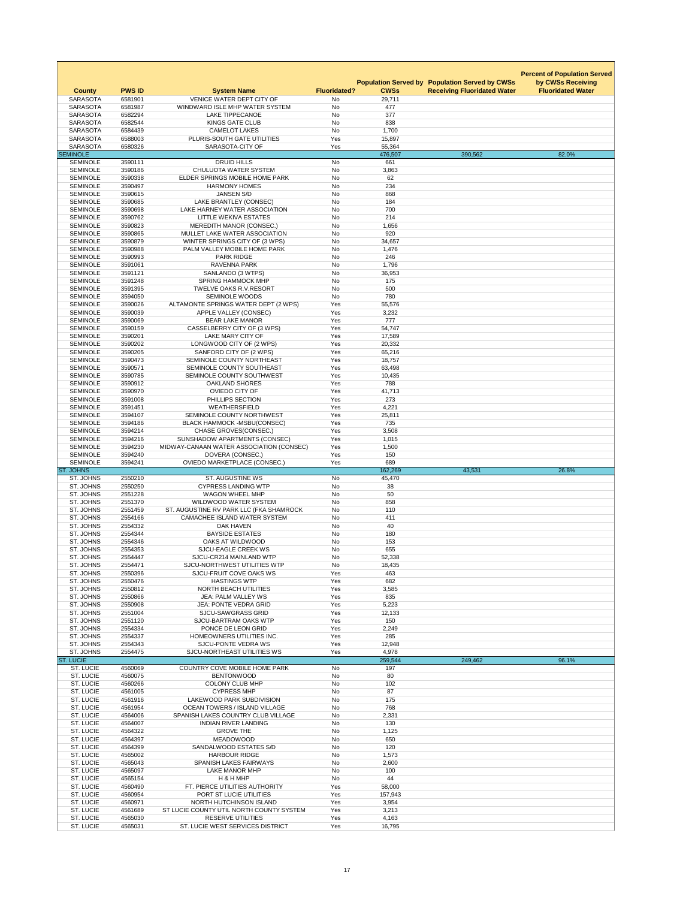| County | PWS ID | System Name | Fluoridated? | Population Served by CWSs | Population Served by CWSs Receiving Fluoridated Water | Percent of Population Served by CWSs Receiving Fluoridated Water |
|---|---|---|---|---|---|---|
| SARASOTA | 6581901 | VENICE WATER DEPT CITY OF | No | 29,711 | | |
| SARASOTA | 6581987 | WINDWARD ISLE MHP WATER SYSTEM | No | 477 | | |
| SARASOTA | 6582294 | LAKE TIPPECANOE | No | 377 | | |
| SARASOTA | 6582544 | KINGS GATE CLUB | No | 838 | | |
| SARASOTA | 6584439 | CAMELOT LAKES | No | 1,700 | | |
| SARASOTA | 6588003 | PLURIS-SOUTH GATE UTILITIES | Yes | 15,897 | | |
| SARASOTA | 6580326 | SARASOTA-CITY OF | Yes | 55,364 | | |
| SEMINOLE | | | | 476,507 | 390,562 | 82.0% |
| SEMINOLE | 3590111 | DRUID HILLS | No | 661 | | |
| SEMINOLE | 3590186 | CHULUOTA WATER SYSTEM | No | 3,863 | | |
| SEMINOLE | 3590338 | ELDER SPRINGS MOBILE HOME PARK | No | 62 | | |
| SEMINOLE | 3590497 | HARMONY HOMES | No | 234 | | |
| SEMINOLE | 3590615 | JANSEN S/D | No | 868 | | |
| SEMINOLE | 3590685 | LAKE BRANTLEY (CONSEC) | No | 184 | | |
| SEMINOLE | 3590698 | LAKE HARNEY WATER ASSOCIATION | No | 700 | | |
| SEMINOLE | 3590762 | LITTLE WEKIVA ESTATES | No | 214 | | |
| SEMINOLE | 3590823 | MEREDITH MANOR (CONSEC.) | No | 1,656 | | |
| SEMINOLE | 3590865 | MULLET LAKE WATER ASSOCIATION | No | 920 | | |
| SEMINOLE | 3590879 | WINTER SPRINGS CITY OF (3 WPS) | No | 34,657 | | |
| SEMINOLE | 3590988 | PALM VALLEY MOBILE HOME PARK | No | 1,476 | | |
| SEMINOLE | 3590993 | PARK RIDGE | No | 246 | | |
| SEMINOLE | 3591061 | RAVENNA PARK | No | 1,796 | | |
| SEMINOLE | 3591121 | SANLANDO (3 WTPS) | No | 36,953 | | |
| SEMINOLE | 3591248 | SPRING HAMMOCK MHP | No | 175 | | |
| SEMINOLE | 3591395 | TWELVE OAKS R.V.RESORT | No | 500 | | |
| SEMINOLE | 3594050 | SEMINOLE WOODS | No | 780 | | |
| SEMINOLE | 3590026 | ALTAMONTE SPRINGS WATER DEPT (2 WPS) | Yes | 55,576 | | |
| SEMINOLE | 3590039 | APPLE VALLEY (CONSEC) | Yes | 3,232 | | |
| SEMINOLE | 3590069 | BEAR LAKE MANOR | Yes | 777 | | |
| SEMINOLE | 3590159 | CASSELBERRY CITY OF (3 WPS) | Yes | 54,747 | | |
| SEMINOLE | 3590201 | LAKE MARY CITY OF | Yes | 17,589 | | |
| SEMINOLE | 3590202 | LONGWOOD CITY OF (2 WPS) | Yes | 20,332 | | |
| SEMINOLE | 3590205 | SANFORD CITY OF (2 WPS) | Yes | 65,216 | | |
| SEMINOLE | 3590473 | SEMINOLE COUNTY NORTHEAST | Yes | 18,757 | | |
| SEMINOLE | 3590571 | SEMINOLE COUNTY SOUTHEAST | Yes | 63,498 | | |
| SEMINOLE | 3590785 | SEMINOLE COUNTY SOUTHWEST | Yes | 10,435 | | |
| SEMINOLE | 3590912 | OAKLAND SHORES | Yes | 788 | | |
| SEMINOLE | 3590970 | OVIEDO CITY OF | Yes | 41,713 | | |
| SEMINOLE | 3591008 | PHILLIPS SECTION | Yes | 273 | | |
| SEMINOLE | 3591451 | WEATHERSFIELD | Yes | 4,221 | | |
| SEMINOLE | 3594107 | SEMINOLE COUNTY NORTHWEST | Yes | 25,811 | | |
| SEMINOLE | 3594186 | BLACK HAMMOCK -MSBU(CONSEC) | Yes | 735 | | |
| SEMINOLE | 3594214 | CHASE GROVES(CONSEC.) | Yes | 3,508 | | |
| SEMINOLE | 3594216 | SUNSHADOW APARTMENTS (CONSEC) | Yes | 1,015 | | |
| SEMINOLE | 3594230 | MIDWAY-CANAAN WATER ASSOCIATION (CONSEC) | Yes | 1,500 | | |
| SEMINOLE | 3594240 | DOVERA (CONSEC.) | Yes | 150 | | |
| SEMINOLE | 3594241 | OVIEDO MARKETPLACE (CONSEC.) | Yes | 689 | | |
| ST. JOHNS | | | | 162,269 | 43,531 | 26.8% |
| ST. JOHNS | 2550210 | ST. AUGUSTINE WS | No | 45,470 | | |
| ST. JOHNS | 2550250 | CYPRESS LANDING WTP | No | 38 | | |
| ST. JOHNS | 2551228 | WAGON WHEEL MHP | No | 50 | | |
| ST. JOHNS | 2551370 | WILDWOOD WATER SYSTEM | No | 858 | | |
| ST. JOHNS | 2551459 | ST. AUGUSTINE RV PARK LLC (FKA SHAMROCK | No | 110 | | |
| ST. JOHNS | 2554166 | CAMACHEE ISLAND WATER SYSTEM | No | 411 | | |
| ST. JOHNS | 2554332 | OAK HAVEN | No | 40 | | |
| ST. JOHNS | 2554344 | BAYSIDE ESTATES | No | 180 | | |
| ST. JOHNS | 2554346 | OAKS AT WILDWOOD | No | 153 | | |
| ST. JOHNS | 2554353 | SJCU-EAGLE CREEK WS | No | 655 | | |
| ST. JOHNS | 2554447 | SJCU-CR214 MAINLAND WTP | No | 52,338 | | |
| ST. JOHNS | 2554471 | SJCU-NORTHWEST UTILITIES WTP | No | 18,435 | | |
| ST. JOHNS | 2550396 | SJCU-FRUIT COVE OAKS WS | Yes | 463 | | |
| ST. JOHNS | 2550476 | HASTINGS WTP | Yes | 682 | | |
| ST. JOHNS | 2550812 | NORTH BEACH UTILITIES | Yes | 3,585 | | |
| ST. JOHNS | 2550866 | JEA: PALM VALLEY WS | Yes | 835 | | |
| ST. JOHNS | 2550908 | JEA: PONTE VEDRA GRID | Yes | 5,223 | | |
| ST. JOHNS | 2551004 | SJCU-SAWGRASS GRID | Yes | 12,133 | | |
| ST. JOHNS | 2551120 | SJCU-BARTRAM OAKS WTP | Yes | 150 | | |
| ST. JOHNS | 2554334 | PONCE DE LEON GRID | Yes | 2,249 | | |
| ST. JOHNS | 2554337 | HOMEOWNERS UTILITIES INC. | Yes | 285 | | |
| ST. JOHNS | 2554343 | SJCU-PONTE VEDRA WS | Yes | 12,948 | | |
| ST. JOHNS | 2554475 | SJCU-NORTHEAST UTILITIES WS | Yes | 4,978 | | |
| ST. LUCIE | | | | 259,544 | 249,462 | 96.1% |
| ST. LUCIE | 4560069 | COUNTRY COVE MOBILE HOME PARK | No | 197 | | |
| ST. LUCIE | 4560075 | BENTONWOOD | No | 80 | | |
| ST. LUCIE | 4560266 | COLONY CLUB MHP | No | 102 | | |
| ST. LUCIE | 4561005 | CYPRESS MHP | No | 87 | | |
| ST. LUCIE | 4561916 | LAKEWOOD PARK SUBDIVISION | No | 175 | | |
| ST. LUCIE | 4561954 | OCEAN TOWERS / ISLAND VILLAGE | No | 768 | | |
| ST. LUCIE | 4564006 | SPANISH LAKES COUNTRY CLUB VILLAGE | No | 2,331 | | |
| ST. LUCIE | 4564007 | INDIAN RIVER LANDING | No | 130 | | |
| ST. LUCIE | 4564322 | GROVE THE | No | 1,125 | | |
| ST. LUCIE | 4564397 | MEADOWOOD | No | 650 | | |
| ST. LUCIE | 4564399 | SANDALWOOD ESTATES S/D | No | 120 | | |
| ST. LUCIE | 4565002 | HARBOUR RIDGE | No | 1,573 | | |
| ST. LUCIE | 4565043 | SPANISH LAKES FAIRWAYS | No | 2,600 | | |
| ST. LUCIE | 4565097 | LAKE MANOR MHP | No | 100 | | |
| ST. LUCIE | 4565154 | H & H MHP | No | 44 | | |
| ST. LUCIE | 4560490 | FT. PIERCE UTILITIES AUTHORITY | Yes | 58,000 | | |
| ST. LUCIE | 4560954 | PORT ST LUCIE UTILITIES | Yes | 157,943 | | |
| ST. LUCIE | 4560971 | NORTH HUTCHINSON ISLAND | Yes | 3,954 | | |
| ST. LUCIE | 4561689 | ST LUCIE COUNTY UTIL NORTH COUNTY SYSTEM | Yes | 3,213 | | |
| ST. LUCIE | 4565030 | RESERVE UTILITIES | Yes | 4,163 | | |
| ST. LUCIE | 4565031 | ST. LUCIE WEST SERVICES DISTRICT | Yes | 16,795 | | |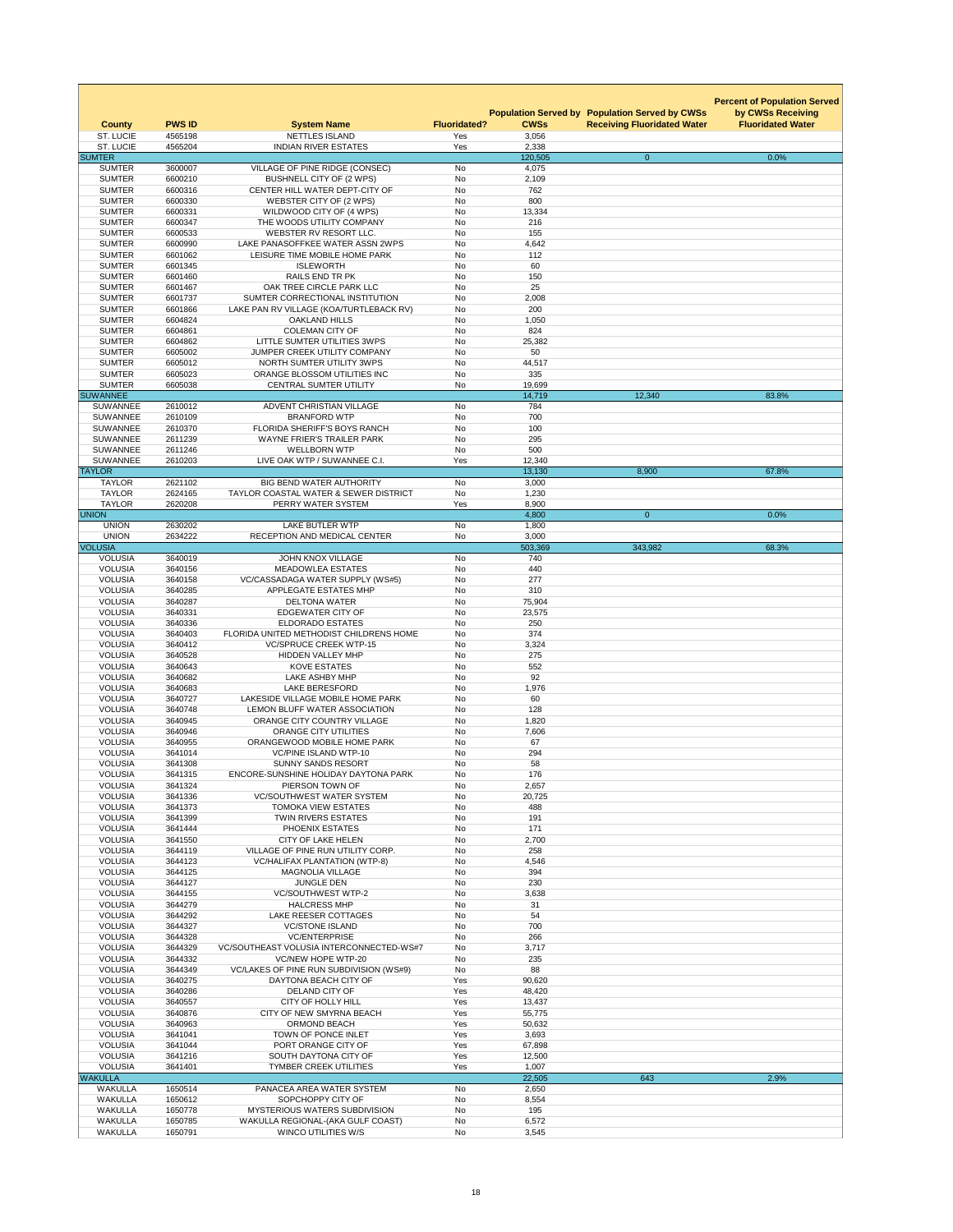| County | PWS ID | System Name | Fluoridated? | Population Served by CWSs | Population Served by CWSs Receiving Fluoridated Water | Percent of Population Served by CWSs Receiving Fluoridated Water |
|---|---|---|---|---|---|---|
| ST. LUCIE | 4565198 | NETTLES ISLAND | Yes | 3,056 | | |
| ST. LUCIE | 4565204 | INDIAN RIVER ESTATES | Yes | 2,338 | | |
| SUMTER | | | | 120,505 | 0 | 0.0% |
| SUMTER | 3600007 | VILLAGE OF PINE RIDGE (CONSEC) | No | 4,075 | | |
| SUMTER | 6600210 | BUSHNELL CITY OF (2 WPS) | No | 2,109 | | |
| SUMTER | 6600316 | CENTER HILL WATER DEPT-CITY OF | No | 762 | | |
| SUMTER | 6600330 | WEBSTER CITY OF (2 WPS) | No | 800 | | |
| SUMTER | 6600331 | WILDWOOD CITY OF (4 WPS) | No | 13,334 | | |
| SUMTER | 6600347 | THE WOODS UTILITY COMPANY | No | 216 | | |
| SUMTER | 6600533 | WEBSTER RV RESORT LLC. | No | 155 | | |
| SUMTER | 6600990 | LAKE PANASOFFKEE WATER ASSN 2WPS | No | 4,642 | | |
| SUMTER | 6601062 | LEISURE TIME MOBILE HOME PARK | No | 112 | | |
| SUMTER | 6601345 | ISLEWORTH | No | 60 | | |
| SUMTER | 6601460 | RAILS END TR PK | No | 150 | | |
| SUMTER | 6601467 | OAK TREE CIRCLE PARK LLC | No | 25 | | |
| SUMTER | 6601737 | SUMTER CORRECTIONAL INSTITUTION | No | 2,008 | | |
| SUMTER | 6601866 | LAKE PAN RV VILLAGE (KOA/TURTLEBACK RV) | No | 200 | | |
| SUMTER | 6604824 | OAKLAND HILLS | No | 1,050 | | |
| SUMTER | 6604861 | COLEMAN CITY OF | No | 824 | | |
| SUMTER | 6604862 | LITTLE SUMTER UTILITIES 3WPS | No | 25,382 | | |
| SUMTER | 6605002 | JUMPER CREEK UTILITY COMPANY | No | 50 | | |
| SUMTER | 6605012 | NORTH SUMTER UTILITY 3WPS | No | 44,517 | | |
| SUMTER | 6605023 | ORANGE BLOSSOM UTILITIES INC | No | 335 | | |
| SUMTER | 6605038 | CENTRAL SUMTER UTILITY | No | 19,699 | | |
| SUWANNEE | | | | 14,719 | 12,340 | 83.8% |
| SUWANNEE | 2610012 | ADVENT CHRISTIAN VILLAGE | No | 784 | | |
| SUWANNEE | 2610109 | BRANFORD WTP | No | 700 | | |
| SUWANNEE | 2610370 | FLORIDA SHERIFF'S BOYS RANCH | No | 100 | | |
| SUWANNEE | 2611239 | WAYNE FRIER'S TRAILER PARK | No | 295 | | |
| SUWANNEE | 2611246 | WELLBORN WTP | No | 500 | | |
| SUWANNEE | 2610203 | LIVE OAK WTP / SUWANNEE C.I. | Yes | 12,340 | | |
| TAYLOR | | | | 13,130 | 8,900 | 67.8% |
| TAYLOR | 2621102 | BIG BEND WATER AUTHORITY | No | 3,000 | | |
| TAYLOR | 2624165 | TAYLOR COASTAL WATER & SEWER DISTRICT | No | 1,230 | | |
| TAYLOR | 2620208 | PERRY WATER SYSTEM | Yes | 8,900 | | |
| UNION | | | | 4,800 | 0 | 0.0% |
| UNION | 2630202 | LAKE BUTLER WTP | No | 1,800 | | |
| UNION | 2634222 | RECEPTION AND MEDICAL CENTER | No | 3,000 | | |
| VOLUSIA | | | | 503,369 | 343,982 | 68.3% |
| VOLUSIA | 3640019 | JOHN KNOX VILLAGE | No | 740 | | |
| VOLUSIA | 3640156 | MEADOWLEA ESTATES | No | 440 | | |
| VOLUSIA | 3640158 | VC/CASSADAGA WATER SUPPLY (WS#5) | No | 277 | | |
| VOLUSIA | 3640285 | APPLEGATE ESTATES MHP | No | 310 | | |
| VOLUSIA | 3640287 | DELTONA WATER | No | 75,904 | | |
| VOLUSIA | 3640331 | EDGEWATER CITY OF | No | 23,575 | | |
| VOLUSIA | 3640336 | ELDORADO ESTATES | No | 250 | | |
| VOLUSIA | 3640403 | FLORIDA UNITED METHODIST CHILDRENS HOME | No | 374 | | |
| VOLUSIA | 3640412 | VC/SPRUCE CREEK WTP-15 | No | 3,324 | | |
| VOLUSIA | 3640528 | HIDDEN VALLEY MHP | No | 275 | | |
| VOLUSIA | 3640643 | KOVE ESTATES | No | 552 | | |
| VOLUSIA | 3640682 | LAKE ASHBY MHP | No | 92 | | |
| VOLUSIA | 3640683 | LAKE BERESFORD | No | 1,976 | | |
| VOLUSIA | 3640727 | LAKESIDE VILLAGE MOBILE HOME PARK | No | 60 | | |
| VOLUSIA | 3640748 | LEMON BLUFF WATER ASSOCIATION | No | 128 | | |
| VOLUSIA | 3640945 | ORANGE CITY COUNTRY VILLAGE | No | 1,820 | | |
| VOLUSIA | 3640946 | ORANGE CITY UTILITIES | No | 7,606 | | |
| VOLUSIA | 3640955 | ORANGEWOOD MOBILE HOME PARK | No | 67 | | |
| VOLUSIA | 3641014 | VC/PINE ISLAND WTP-10 | No | 294 | | |
| VOLUSIA | 3641308 | SUNNY SANDS RESORT | No | 58 | | |
| VOLUSIA | 3641315 | ENCORE-SUNSHINE HOLIDAY DAYTONA PARK | No | 176 | | |
| VOLUSIA | 3641324 | PIERSON TOWN OF | No | 2,657 | | |
| VOLUSIA | 3641336 | VC/SOUTHWEST WATER SYSTEM | No | 20,725 | | |
| VOLUSIA | 3641373 | TOMOKA VIEW ESTATES | No | 488 | | |
| VOLUSIA | 3641399 | TWIN RIVERS ESTATES | No | 191 | | |
| VOLUSIA | 3641444 | PHOENIX ESTATES | No | 171 | | |
| VOLUSIA | 3641550 | CITY OF LAKE HELEN | No | 2,700 | | |
| VOLUSIA | 3644119 | VILLAGE OF PINE RUN UTILITY CORP. | No | 258 | | |
| VOLUSIA | 3644123 | VC/HALIFAX PLANTATION (WTP-8) | No | 4,546 | | |
| VOLUSIA | 3644125 | MAGNOLIA VILLAGE | No | 394 | | |
| VOLUSIA | 3644127 | JUNGLE DEN | No | 230 | | |
| VOLUSIA | 3644155 | VC/SOUTHWEST WTP-2 | No | 3,638 | | |
| VOLUSIA | 3644279 | HALCRESS MHP | No | 31 | | |
| VOLUSIA | 3644292 | LAKE REESER COTTAGES | No | 54 | | |
| VOLUSIA | 3644327 | VC/STONE ISLAND | No | 700 | | |
| VOLUSIA | 3644328 | VC/ENTERPRISE | No | 266 | | |
| VOLUSIA | 3644329 | VC/SOUTHEAST VOLUSIA INTERCONNECTED-WS#7 | No | 3,717 | | |
| VOLUSIA | 3644332 | VC/NEW HOPE WTP-20 | No | 235 | | |
| VOLUSIA | 3644349 | VC/LAKES OF PINE RUN SUBDIVISION (WS#9) | No | 88 | | |
| VOLUSIA | 3640275 | DAYTONA BEACH CITY OF | Yes | 90,620 | | |
| VOLUSIA | 3640286 | DELAND CITY OF | Yes | 48,420 | | |
| VOLUSIA | 3640557 | CITY OF HOLLY HILL | Yes | 13,437 | | |
| VOLUSIA | 3640876 | CITY OF NEW SMYRNA BEACH | Yes | 55,775 | | |
| VOLUSIA | 3640963 | ORMOND BEACH | Yes | 50,632 | | |
| VOLUSIA | 3641041 | TOWN OF PONCE INLET | Yes | 3,693 | | |
| VOLUSIA | 3641044 | PORT ORANGE CITY OF | Yes | 67,898 | | |
| VOLUSIA | 3641216 | SOUTH DAYTONA CITY OF | Yes | 12,500 | | |
| VOLUSIA | 3641401 | TYMBER CREEK UTILITIES | Yes | 1,007 | | |
| WAKULLA | | | | 22,505 | 643 | 2.9% |
| WAKULLA | 1650514 | PANACEA AREA WATER SYSTEM | No | 2,650 | | |
| WAKULLA | 1650612 | SOPCHOPPY CITY OF | No | 8,554 | | |
| WAKULLA | 1650778 | MYSTERIOUS WATERS SUBDIVISION | No | 195 | | |
| WAKULLA | 1650785 | WAKULLA REGIONAL-(AKA GULF COAST) | No | 6,572 | | |
| WAKULLA | 1650791 | WINCO UTILITIES W/S | No | 3,545 | | |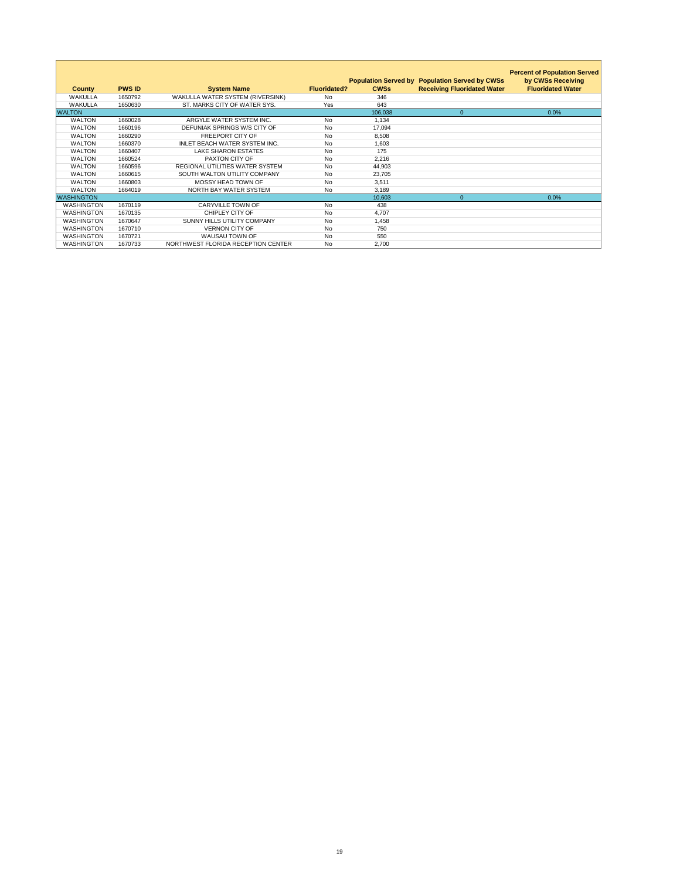| County | PWS ID | System Name | Fluoridated? | Population Served by CWSs | Population Served by CWSs Receiving Fluoridated Water | Percent of Population Served by CWSs Receiving Fluoridated Water |
|---|---|---|---|---|---|---|
| WAKULLA | 1650792 | WAKULLA WATER SYSTEM (RIVERSINK) | No | 346 | | |
| WAKULLA | 1650630 | ST. MARKS CITY OF WATER SYS. | Yes | 643 | | |
| WALTON | | | | 106,038 | 0 | 0.0% |
| WALTON | 1660028 | ARGYLE WATER SYSTEM INC. | No | 1,134 | | |
| WALTON | 1660196 | DEFUNIAK SPRINGS W/S CITY OF | No | 17,094 | | |
| WALTON | 1660290 | FREEPORT CITY OF | No | 8,508 | | |
| WALTON | 1660370 | INLET BEACH WATER SYSTEM INC. | No | 1,603 | | |
| WALTON | 1660407 | LAKE SHARON ESTATES | No | 175 | | |
| WALTON | 1660524 | PAXTON CITY OF | No | 2,216 | | |
| WALTON | 1660596 | REGIONAL UTILITIES WATER SYSTEM | No | 44,903 | | |
| WALTON | 1660615 | SOUTH WALTON UTILITY COMPANY | No | 23,705 | | |
| WALTON | 1660803 | MOSSY HEAD TOWN OF | No | 3,511 | | |
| WALTON | 1664019 | NORTH BAY WATER SYSTEM | No | 3,189 | | |
| WASHINGTON | | | | 10,603 | 0 | 0.0% |
| WASHINGTON | 1670119 | CARYVILLE TOWN OF | No | 438 | | |
| WASHINGTON | 1670135 | CHIPLEY CITY OF | No | 4,707 | | |
| WASHINGTON | 1670647 | SUNNY HILLS UTILITY COMPANY | No | 1,458 | | |
| WASHINGTON | 1670710 | VERNON CITY OF | No | 750 | | |
| WASHINGTON | 1670721 | WAUSAU TOWN OF | No | 550 | | |
| WASHINGTON | 1670733 | NORTHWEST FLORIDA RECEPTION CENTER | No | 2,700 | | |